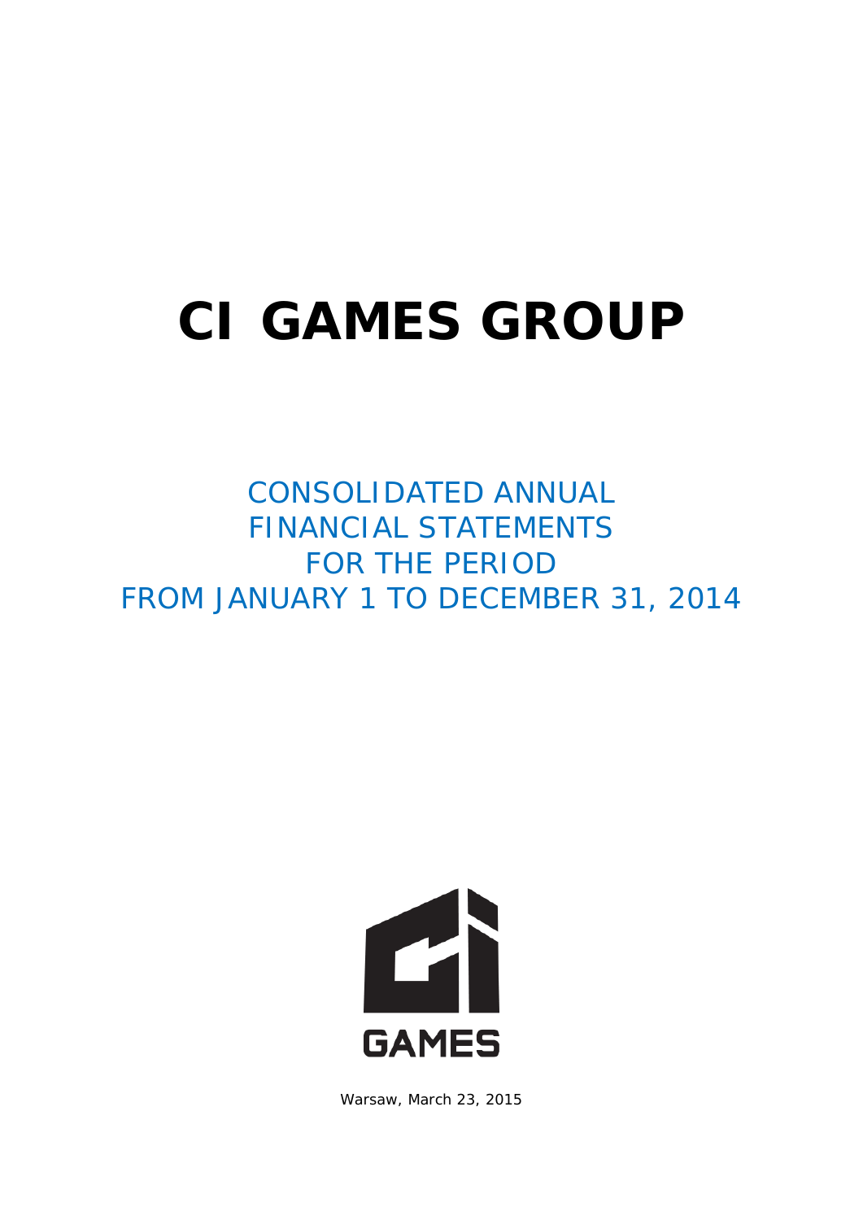# CI GAMES GROUP

## CONSOLIDATED ANNUAL FINANCIAL STATEMENTS FOR THE PERIOD FROM JANUARY 1 TO DECEMBER 31, 2014

GAMES

Warsaw, March 23, 2015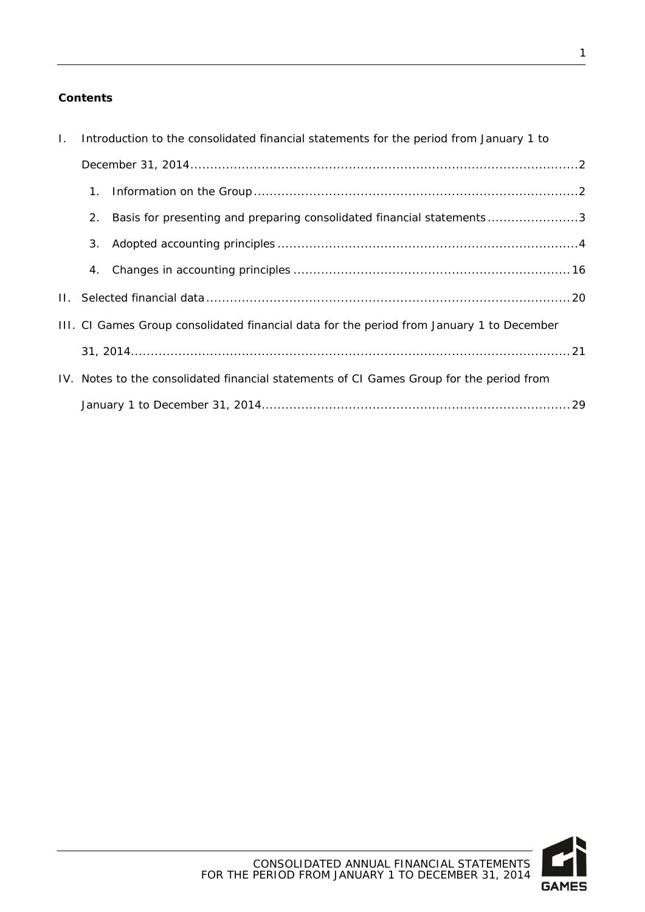**Contents**

I. Introduction to the consolidated financial statements for the period from January 1 to December 31, 2014 ..... 2

1. Information on the Group ..... 2
2. Basis for presenting and preparing consolidated financial statements ..... 3
3. Adopted accounting principles ..... 4
4. Changes in accounting principles ..... 16

II. Selected financial data ..... 20

III. CI Games Group consolidated financial data for the period from January 1 to December 31, 2014 ..... 21

IV. Notes to the consolidated financial statements of CI Games Group for the period from January 1 to December 31, 2014 ..... 29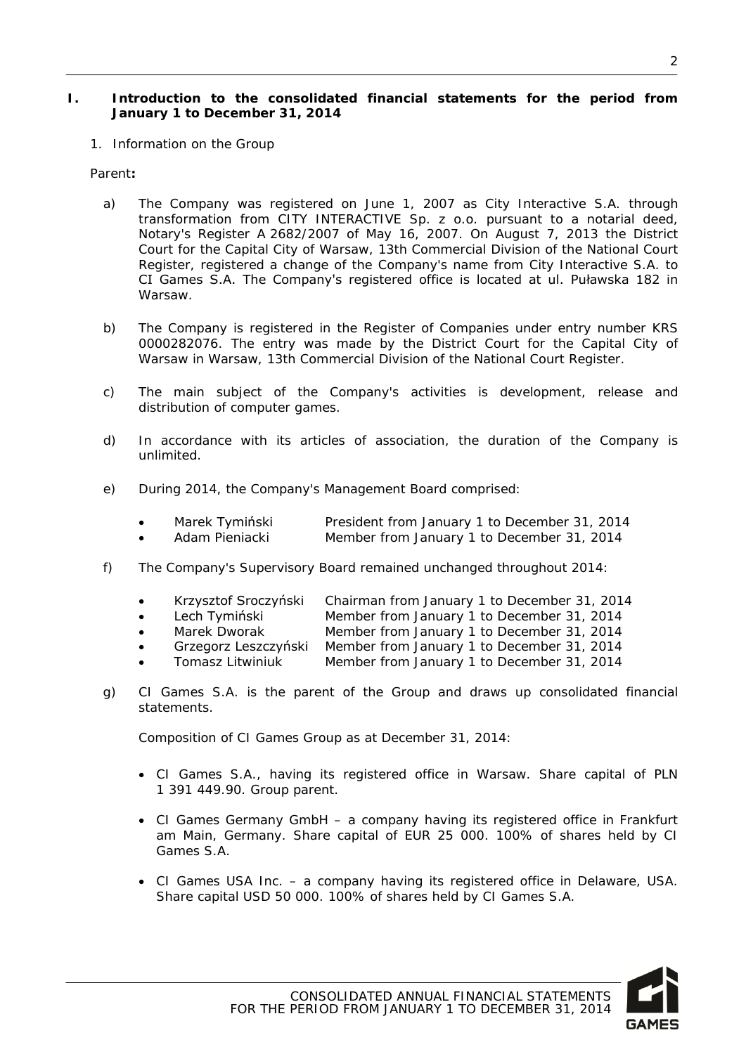## I. Introduction to the consolidated financial statements for the period from January 1 to December 31, 2014

1. Information on the Group

Parent**:**

a) The Company was registered on June 1, 2007 as City Interactive S.A. through transformation from CITY INTERACTIVE Sp. z o.o. pursuant to a notarial deed, Notary's Register A 2682/2007 of May 16, 2007. On August 7, 2013 the District Court for the Capital City of Warsaw, 13th Commercial Division of the National Court Register, registered a change of the Company's name from City Interactive S.A. to CI Games S.A. The Company's registered office is located at ul. Puławska 182 in Warsaw.

b) The Company is registered in the Register of Companies under entry number KRS 0000282076. The entry was made by the District Court for the Capital City of Warsaw in Warsaw, 13th Commercial Division of the National Court Register.

c) The main subject of the Company's activities is development, release and distribution of computer games.

d) In accordance with its articles of association, the duration of the Company is unlimited.

e) During 2014, the Company's Management Board comprised:

- Marek Tymiński — President from January 1 to December 31, 2014
- Adam Pieniacki — Member from January 1 to December 31, 2014

f) The Company's Supervisory Board remained unchanged throughout 2014:

- Krzysztof Sroczyński — Chairman from January 1 to December 31, 2014
- Lech Tymiński — Member from January 1 to December 31, 2014
- Marek Dworak — Member from January 1 to December 31, 2014
- Grzegorz Leszczyński — Member from January 1 to December 31, 2014
- Tomasz Litwiniuk — Member from January 1 to December 31, 2014

g) CI Games S.A. is the parent of the Group and draws up consolidated financial statements.

Composition of CI Games Group as at December 31, 2014:

- CI Games S.A., having its registered office in Warsaw. Share capital of PLN 1 391 449.90. Group parent.
- CI Games Germany GmbH – a company having its registered office in Frankfurt am Main, Germany. Share capital of EUR 25 000. 100% of shares held by CI Games S.A.
- CI Games USA Inc. – a company having its registered office in Delaware, USA. Share capital USD 50 000. 100% of shares held by CI Games S.A.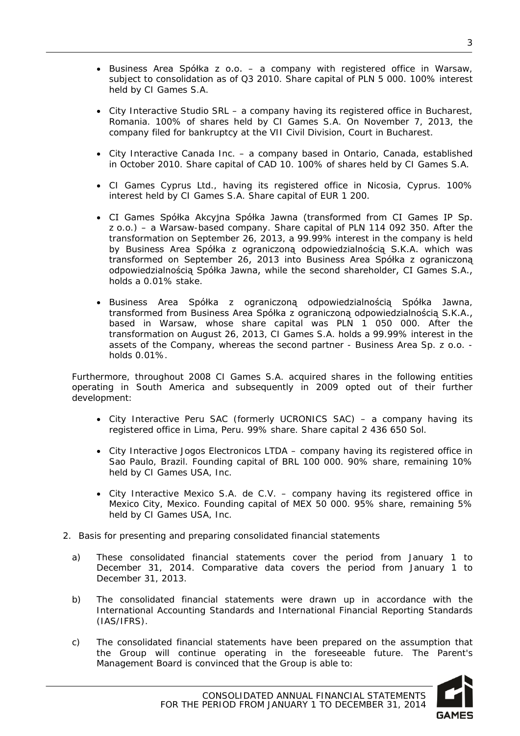- Business Area Spółka z o.o. – a company with registered office in Warsaw, subject to consolidation as of Q3 2010. Share capital of PLN 5 000. 100% interest held by CI Games S.A.

- City Interactive Studio SRL – a company having its registered office in Bucharest, Romania. 100% of shares held by CI Games S.A. On November 7, 2013, the company filed for bankruptcy at the VII Civil Division, Court in Bucharest.

- City Interactive Canada Inc. – a company based in Ontario, Canada, established in October 2010. Share capital of CAD 10. 100% of shares held by CI Games S.A.

- CI Games Cyprus Ltd., having its registered office in Nicosia, Cyprus. 100% interest held by CI Games S.A. Share capital of EUR 1 200.

- CI Games Spółka Akcyjna Spółka Jawna (transformed from CI Games IP Sp. z o.o.) – a Warsaw-based company. Share capital of PLN 114 092 350. After the transformation on September 26, 2013, a 99.99% interest in the company is held by Business Area Spółka z ograniczoną odpowiedzialnością S.K.A. which was transformed on September 26, 2013 into Business Area Spółka z ograniczoną odpowiedzialnością Spółka Jawna, while the second shareholder, CI Games S.A., holds a 0.01% stake.

- Business Area Spółka z ograniczoną odpowiedzialnością Spółka Jawna, transformed from Business Area Spółka z ograniczoną odpowiedzialnością S.K.A., based in Warsaw, whose share capital was PLN 1 050 000. After the transformation on August 26, 2013, CI Games S.A. holds a 99.99% interest in the assets of the Company, whereas the second partner - Business Area Sp. z o.o. - holds 0.01%.

Furthermore, throughout 2008 CI Games S.A. acquired shares in the following entities operating in South America and subsequently in 2009 opted out of their further development:

- City Interactive Peru SAC (formerly UCRONICS SAC) – a company having its registered office in Lima, Peru. 99% share. Share capital 2 436 650 Sol.

- City Interactive Jogos Electronicos LTDA – company having its registered office in Sao Paulo, Brazil. Founding capital of BRL 100 000. 90% share, remaining 10% held by CI Games USA, Inc.

- City Interactive Mexico S.A. de C.V. – company having its registered office in Mexico City, Mexico. Founding capital of MEX 50 000. 95% share, remaining 5% held by CI Games USA, Inc.

2. Basis for presenting and preparing consolidated financial statements

   a) These consolidated financial statements cover the period from January 1 to December 31, 2014. Comparative data covers the period from January 1 to December 31, 2013.

   b) The consolidated financial statements were drawn up in accordance with the International Accounting Standards and International Financial Reporting Standards (IAS/IFRS).

   c) The consolidated financial statements have been prepared on the assumption that the Group will continue operating in the foreseeable future. The Parent's Management Board is convinced that the Group is able to: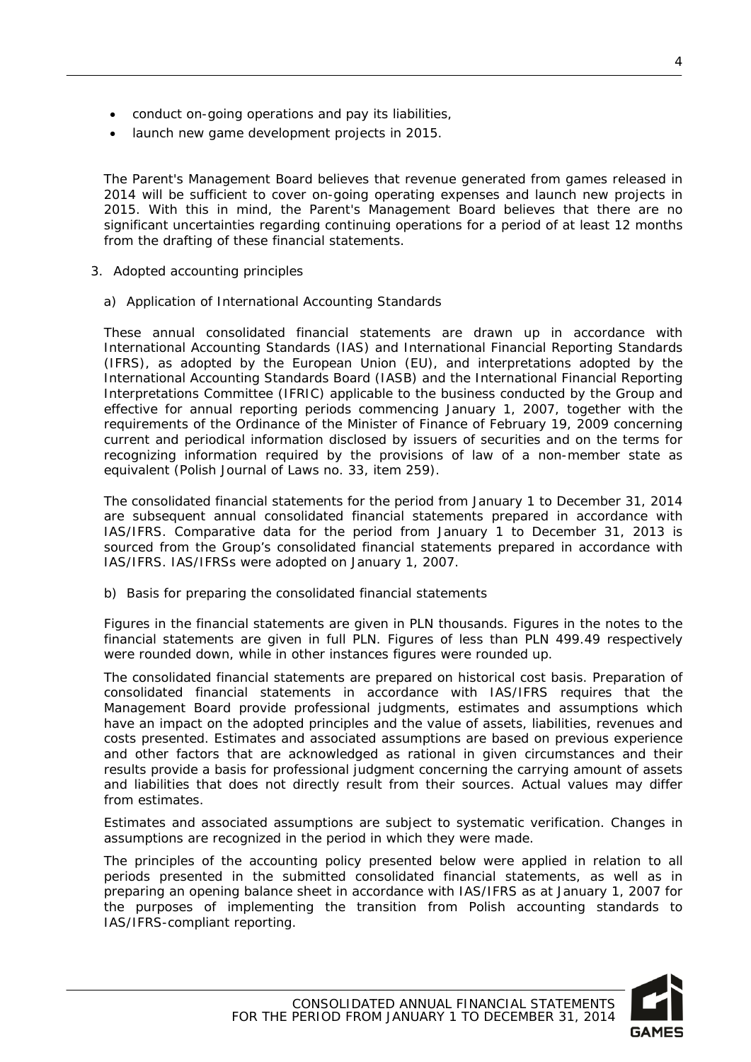- conduct on-going operations and pay its liabilities,
- launch new game development projects in 2015.

The Parent's Management Board believes that revenue generated from games released in 2014 will be sufficient to cover on-going operating expenses and launch new projects in 2015. With this in mind, the Parent's Management Board believes that there are no significant uncertainties regarding continuing operations for a period of at least 12 months from the drafting of these financial statements.

3. Adopted accounting principles

a) Application of International Accounting Standards

These annual consolidated financial statements are drawn up in accordance with International Accounting Standards (IAS) and International Financial Reporting Standards (IFRS), as adopted by the European Union (EU), and interpretations adopted by the International Accounting Standards Board (IASB) and the International Financial Reporting Interpretations Committee (IFRIC) applicable to the business conducted by the Group and effective for annual reporting periods commencing January 1, 2007, together with the requirements of the Ordinance of the Minister of Finance of February 19, 2009 concerning current and periodical information disclosed by issuers of securities and on the terms for recognizing information required by the provisions of law of a non-member state as equivalent (Polish Journal of Laws no. 33, item 259).

The consolidated financial statements for the period from January 1 to December 31, 2014 are subsequent annual consolidated financial statements prepared in accordance with IAS/IFRS. Comparative data for the period from January 1 to December 31, 2013 is sourced from the Group's consolidated financial statements prepared in accordance with IAS/IFRS. IAS/IFRSs were adopted on January 1, 2007.

b) Basis for preparing the consolidated financial statements

Figures in the financial statements are given in PLN thousands. Figures in the notes to the financial statements are given in full PLN. Figures of less than PLN 499.49 respectively were rounded down, while in other instances figures were rounded up.

The consolidated financial statements are prepared on historical cost basis. Preparation of consolidated financial statements in accordance with IAS/IFRS requires that the Management Board provide professional judgments, estimates and assumptions which have an impact on the adopted principles and the value of assets, liabilities, revenues and costs presented. Estimates and associated assumptions are based on previous experience and other factors that are acknowledged as rational in given circumstances and their results provide a basis for professional judgment concerning the carrying amount of assets and liabilities that does not directly result from their sources. Actual values may differ from estimates.

Estimates and associated assumptions are subject to systematic verification. Changes in assumptions are recognized in the period in which they were made.

The principles of the accounting policy presented below were applied in relation to all periods presented in the submitted consolidated financial statements, as well as in preparing an opening balance sheet in accordance with IAS/IFRS as at January 1, 2007 for the purposes of implementing the transition from Polish accounting standards to IAS/IFRS-compliant reporting.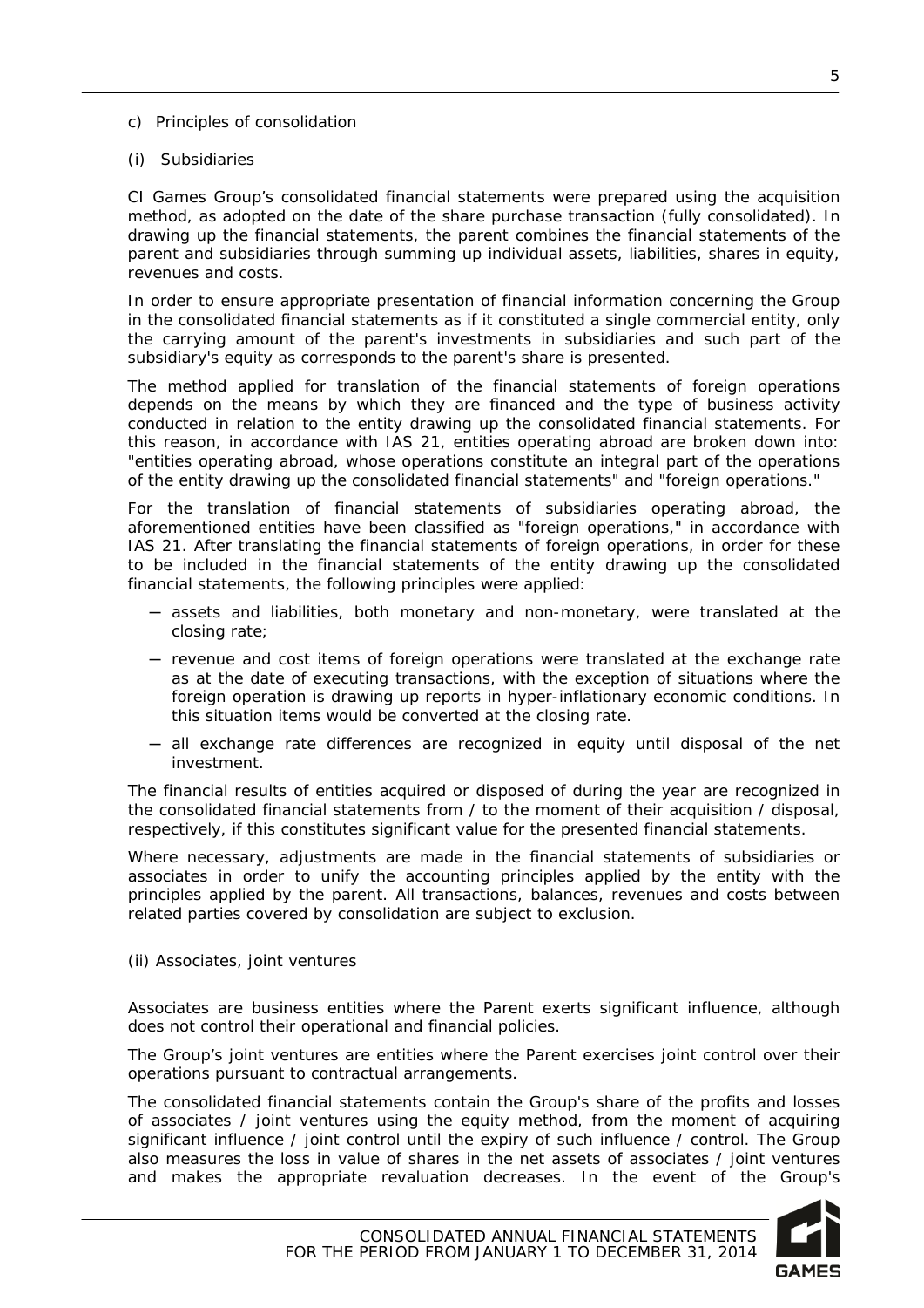c) Principles of consolidation

(i) Subsidiaries

CI Games Group's consolidated financial statements were prepared using the acquisition method, as adopted on the date of the share purchase transaction (fully consolidated). In drawing up the financial statements, the parent combines the financial statements of the parent and subsidiaries through summing up individual assets, liabilities, shares in equity, revenues and costs.

In order to ensure appropriate presentation of financial information concerning the Group in the consolidated financial statements as if it constituted a single commercial entity, only the carrying amount of the parent's investments in subsidiaries and such part of the subsidiary's equity as corresponds to the parent's share is presented.

The method applied for translation of the financial statements of foreign operations depends on the means by which they are financed and the type of business activity conducted in relation to the entity drawing up the consolidated financial statements. For this reason, in accordance with IAS 21, entities operating abroad are broken down into: "entities operating abroad, whose operations constitute an integral part of the operations of the entity drawing up the consolidated financial statements" and "foreign operations."

For the translation of financial statements of subsidiaries operating abroad, the aforementioned entities have been classified as "foreign operations," in accordance with IAS 21. After translating the financial statements of foreign operations, in order for these to be included in the financial statements of the entity drawing up the consolidated financial statements, the following principles were applied:

- assets and liabilities, both monetary and non-monetary, were translated at the closing rate;
- revenue and cost items of foreign operations were translated at the exchange rate as at the date of executing transactions, with the exception of situations where the foreign operation is drawing up reports in hyper-inflationary economic conditions. In this situation items would be converted at the closing rate.
- all exchange rate differences are recognized in equity until disposal of the net investment.

The financial results of entities acquired or disposed of during the year are recognized in the consolidated financial statements from / to the moment of their acquisition / disposal, respectively, if this constitutes significant value for the presented financial statements.

Where necessary, adjustments are made in the financial statements of subsidiaries or associates in order to unify the accounting principles applied by the entity with the principles applied by the parent. All transactions, balances, revenues and costs between related parties covered by consolidation are subject to exclusion.

(ii) Associates, joint ventures

Associates are business entities where the Parent exerts significant influence, although does not control their operational and financial policies.

The Group's joint ventures are entities where the Parent exercises joint control over their operations pursuant to contractual arrangements.

The consolidated financial statements contain the Group's share of the profits and losses of associates / joint ventures using the equity method, from the moment of acquiring significant influence / joint control until the expiry of such influence / control. The Group also measures the loss in value of shares in the net assets of associates / joint ventures and makes the appropriate revaluation decreases. In the event of the Group's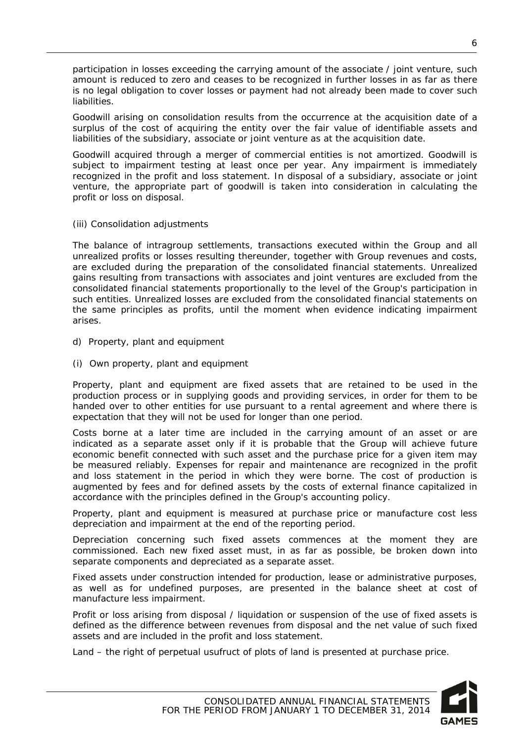participation in losses exceeding the carrying amount of the associate / joint venture, such amount is reduced to zero and ceases to be recognized in further losses in as far as there is no legal obligation to cover losses or payment had not already been made to cover such liabilities.

Goodwill arising on consolidation results from the occurrence at the acquisition date of a surplus of the cost of acquiring the entity over the fair value of identifiable assets and liabilities of the subsidiary, associate or joint venture as at the acquisition date.

Goodwill acquired through a merger of commercial entities is not amortized. Goodwill is subject to impairment testing at least once per year. Any impairment is immediately recognized in the profit and loss statement. In disposal of a subsidiary, associate or joint venture, the appropriate part of goodwill is taken into consideration in calculating the profit or loss on disposal.

(iii) Consolidation adjustments

The balance of intragroup settlements, transactions executed within the Group and all unrealized profits or losses resulting thereunder, together with Group revenues and costs, are excluded during the preparation of the consolidated financial statements. Unrealized gains resulting from transactions with associates and joint ventures are excluded from the consolidated financial statements proportionally to the level of the Group's participation in such entities. Unrealized losses are excluded from the consolidated financial statements on the same principles as profits, until the moment when evidence indicating impairment arises.

d) Property, plant and equipment

(i) Own property, plant and equipment

Property, plant and equipment are fixed assets that are retained to be used in the production process or in supplying goods and providing services, in order for them to be handed over to other entities for use pursuant to a rental agreement and where there is expectation that they will not be used for longer than one period.

Costs borne at a later time are included in the carrying amount of an asset or are indicated as a separate asset only if it is probable that the Group will achieve future economic benefit connected with such asset and the purchase price for a given item may be measured reliably. Expenses for repair and maintenance are recognized in the profit and loss statement in the period in which they were borne. The cost of production is augmented by fees and for defined assets by the costs of external finance capitalized in accordance with the principles defined in the Group's accounting policy.

Property, plant and equipment is measured at purchase price or manufacture cost less depreciation and impairment at the end of the reporting period.

Depreciation concerning such fixed assets commences at the moment they are commissioned. Each new fixed asset must, in as far as possible, be broken down into separate components and depreciated as a separate asset.

Fixed assets under construction intended for production, lease or administrative purposes, as well as for undefined purposes, are presented in the balance sheet at cost of manufacture less impairment.

Profit or loss arising from disposal / liquidation or suspension of the use of fixed assets is defined as the difference between revenues from disposal and the net value of such fixed assets and are included in the profit and loss statement.

Land – the right of perpetual usufruct of plots of land is presented at purchase price.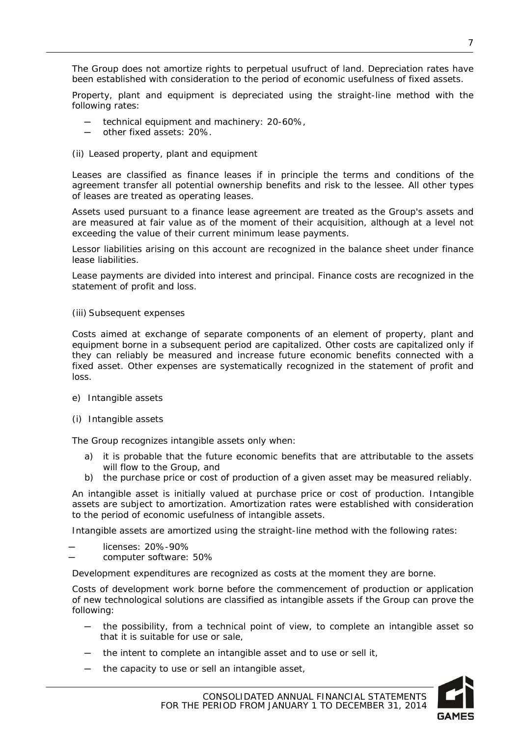The Group does not amortize rights to perpetual usufruct of land. Depreciation rates have been established with consideration to the period of economic usefulness of fixed assets.

Property, plant and equipment is depreciated using the straight-line method with the following rates:

- technical equipment and machinery: 20-60%,
- other fixed assets: 20%.

(ii) Leased property, plant and equipment

Leases are classified as finance leases if in principle the terms and conditions of the agreement transfer all potential ownership benefits and risk to the lessee. All other types of leases are treated as operating leases.

Assets used pursuant to a finance lease agreement are treated as the Group's assets and are measured at fair value as of the moment of their acquisition, although at a level not exceeding the value of their current minimum lease payments.

Lessor liabilities arising on this account are recognized in the balance sheet under finance lease liabilities.

Lease payments are divided into interest and principal. Finance costs are recognized in the statement of profit and loss.

(iii) Subsequent expenses

Costs aimed at exchange of separate components of an element of property, plant and equipment borne in a subsequent period are capitalized. Other costs are capitalized only if they can reliably be measured and increase future economic benefits connected with a fixed asset. Other expenses are systematically recognized in the statement of profit and loss.

e) Intangible assets

(i) Intangible assets

The Group recognizes intangible assets only when:

a) it is probable that the future economic benefits that are attributable to the assets will flow to the Group, and
b) the purchase price or cost of production of a given asset may be measured reliably.

An intangible asset is initially valued at purchase price or cost of production. Intangible assets are subject to amortization. Amortization rates were established with consideration to the period of economic usefulness of intangible assets.

Intangible assets are amortized using the straight-line method with the following rates:

- licenses: 20%-90%
- computer software: 50%

Development expenditures are recognized as costs at the moment they are borne.

Costs of development work borne before the commencement of production or application of new technological solutions are classified as intangible assets if the Group can prove the following:

- the possibility, from a technical point of view, to complete an intangible asset so that it is suitable for use or sale,
- the intent to complete an intangible asset and to use or sell it,
- the capacity to use or sell an intangible asset,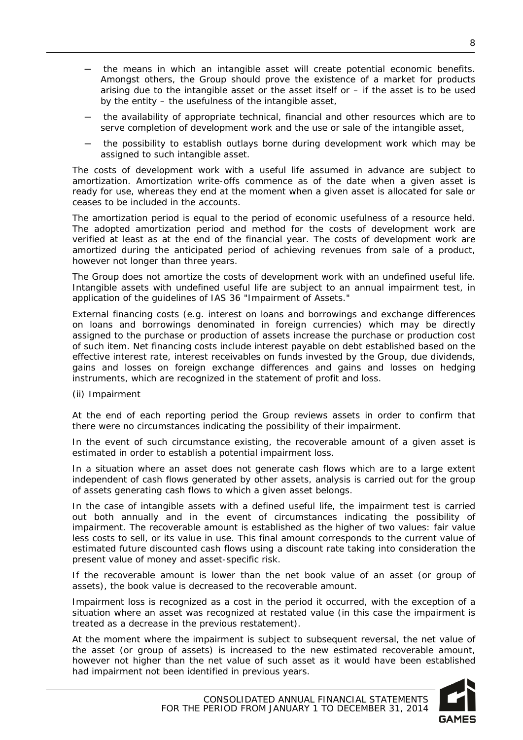- the means in which an intangible asset will create potential economic benefits. Amongst others, the Group should prove the existence of a market for products arising due to the intangible asset or the asset itself or – if the asset is to be used by the entity – the usefulness of the intangible asset,
- the availability of appropriate technical, financial and other resources which are to serve completion of development work and the use or sale of the intangible asset,
- the possibility to establish outlays borne during development work which may be assigned to such intangible asset.

The costs of development work with a useful life assumed in advance are subject to amortization. Amortization write-offs commence as of the date when a given asset is ready for use, whereas they end at the moment when a given asset is allocated for sale or ceases to be included in the accounts.

The amortization period is equal to the period of economic usefulness of a resource held. The adopted amortization period and method for the costs of development work are verified at least as at the end of the financial year. The costs of development work are amortized during the anticipated period of achieving revenues from sale of a product, however not longer than three years.

The Group does not amortize the costs of development work with an undefined useful life. Intangible assets with undefined useful life are subject to an annual impairment test, in application of the guidelines of IAS 36 "Impairment of Assets."

External financing costs (e.g. interest on loans and borrowings and exchange differences on loans and borrowings denominated in foreign currencies) which may be directly assigned to the purchase or production of assets increase the purchase or production cost of such item. Net financing costs include interest payable on debt established based on the effective interest rate, interest receivables on funds invested by the Group, due dividends, gains and losses on foreign exchange differences and gains and losses on hedging instruments, which are recognized in the statement of profit and loss.

(ii) Impairment

At the end of each reporting period the Group reviews assets in order to confirm that there were no circumstances indicating the possibility of their impairment.

In the event of such circumstance existing, the recoverable amount of a given asset is estimated in order to establish a potential impairment loss.

In a situation where an asset does not generate cash flows which are to a large extent independent of cash flows generated by other assets, analysis is carried out for the group of assets generating cash flows to which a given asset belongs.

In the case of intangible assets with a defined useful life, the impairment test is carried out both annually and in the event of circumstances indicating the possibility of impairment. The recoverable amount is established as the higher of two values: fair value less costs to sell, or its value in use. This final amount corresponds to the current value of estimated future discounted cash flows using a discount rate taking into consideration the present value of money and asset-specific risk.

If the recoverable amount is lower than the net book value of an asset (or group of assets), the book value is decreased to the recoverable amount.

Impairment loss is recognized as a cost in the period it occurred, with the exception of a situation where an asset was recognized at restated value (in this case the impairment is treated as a decrease in the previous restatement).

At the moment where the impairment is subject to subsequent reversal, the net value of the asset (or group of assets) is increased to the new estimated recoverable amount, however not higher than the net value of such asset as it would have been established had impairment not been identified in previous years.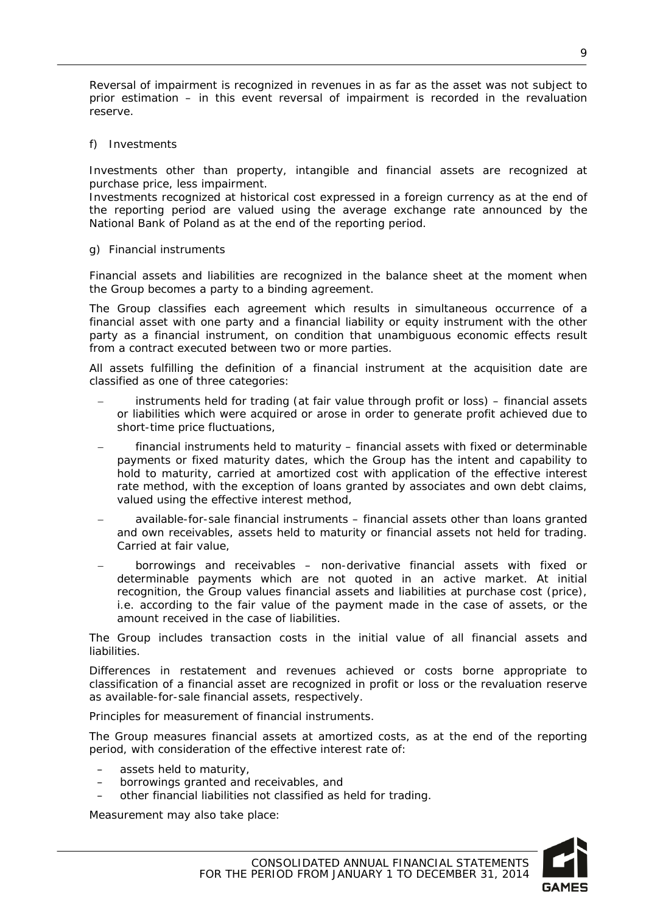Reversal of impairment is recognized in revenues in as far as the asset was not subject to prior estimation – in this event reversal of impairment is recorded in the revaluation reserve.

f) Investments

Investments other than property, intangible and financial assets are recognized at purchase price, less impairment.
Investments recognized at historical cost expressed in a foreign currency as at the end of the reporting period are valued using the average exchange rate announced by the National Bank of Poland as at the end of the reporting period.

g) Financial instruments

Financial assets and liabilities are recognized in the balance sheet at the moment when the Group becomes a party to a binding agreement.

The Group classifies each agreement which results in simultaneous occurrence of a financial asset with one party and a financial liability or equity instrument with the other party as a financial instrument, on condition that unambiguous economic effects result from a contract executed between two or more parties.

All assets fulfilling the definition of a financial instrument at the acquisition date are classified as one of three categories:

- instruments held for trading (at fair value through profit or loss) – financial assets or liabilities which were acquired or arose in order to generate profit achieved due to short-time price fluctuations,
- financial instruments held to maturity – financial assets with fixed or determinable payments or fixed maturity dates, which the Group has the intent and capability to hold to maturity, carried at amortized cost with application of the effective interest rate method, with the exception of loans granted by associates and own debt claims, valued using the effective interest method,
- available-for-sale financial instruments – financial assets other than loans granted and own receivables, assets held to maturity or financial assets not held for trading. Carried at fair value,
- borrowings and receivables – non-derivative financial assets with fixed or determinable payments which are not quoted in an active market. At initial recognition, the Group values financial assets and liabilities at purchase cost (price), i.e. according to the fair value of the payment made in the case of assets, or the amount received in the case of liabilities.

The Group includes transaction costs in the initial value of all financial assets and liabilities.

Differences in restatement and revenues achieved or costs borne appropriate to classification of a financial asset are recognized in profit or loss or the revaluation reserve as available-for-sale financial assets, respectively.

Principles for measurement of financial instruments.

The Group measures financial assets at amortized costs, as at the end of the reporting period, with consideration of the effective interest rate of:

- assets held to maturity,
- borrowings granted and receivables, and
- other financial liabilities not classified as held for trading.

Measurement may also take place: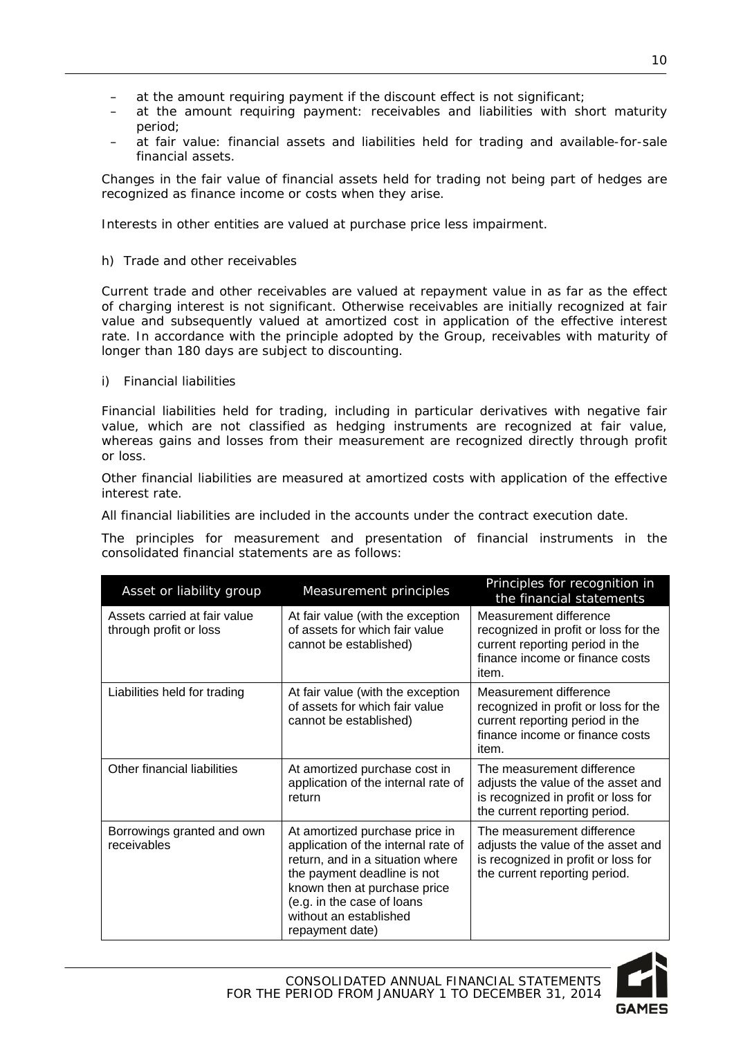- at the amount requiring payment if the discount effect is not significant;
- at the amount requiring payment: receivables and liabilities with short maturity period;
- at fair value: financial assets and liabilities held for trading and available-for-sale financial assets.

Changes in the fair value of financial assets held for trading not being part of hedges are recognized as finance income or costs when they arise.

Interests in other entities are valued at purchase price less impairment.

h) Trade and other receivables

Current trade and other receivables are valued at repayment value in as far as the effect of charging interest is not significant. Otherwise receivables are initially recognized at fair value and subsequently valued at amortized cost in application of the effective interest rate. In accordance with the principle adopted by the Group, receivables with maturity of longer than 180 days are subject to discounting.

i) Financial liabilities

Financial liabilities held for trading, including in particular derivatives with negative fair value, which are not classified as hedging instruments are recognized at fair value, whereas gains and losses from their measurement are recognized directly through profit or loss.

Other financial liabilities are measured at amortized costs with application of the effective interest rate.

All financial liabilities are included in the accounts under the contract execution date.

The principles for measurement and presentation of financial instruments in the consolidated financial statements are as follows:

| Asset or liability group | Measurement principles | Principles for recognition in the financial statements |
|---|---|---|
| Assets carried at fair value through profit or loss | At fair value (with the exception of assets for which fair value cannot be established) | Measurement difference recognized in profit or loss for the current reporting period in the finance income or finance costs item. |
| Liabilities held for trading | At fair value (with the exception of assets for which fair value cannot be established) | Measurement difference recognized in profit or loss for the current reporting period in the finance income or finance costs item. |
| Other financial liabilities | At amortized purchase cost in application of the internal rate of return | The measurement difference adjusts the value of the asset and is recognized in profit or loss for the current reporting period. |
| Borrowings granted and own receivables | At amortized purchase price in application of the internal rate of return, and in a situation where the payment deadline is not known then at purchase price (e.g. in the case of loans without an established repayment date) | The measurement difference adjusts the value of the asset and is recognized in profit or loss for the current reporting period. |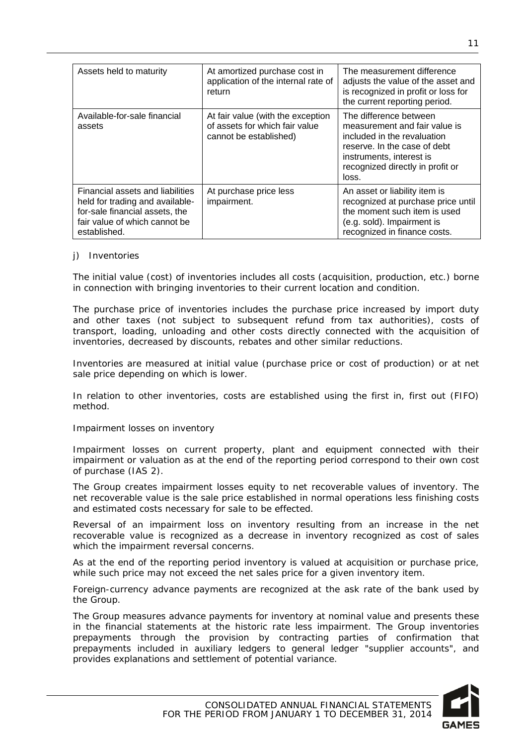| Assets held to maturity | At amortized purchase cost in application of the internal rate of return | The measurement difference adjusts the value of the asset and is recognized in profit or loss for the current reporting period. |
|---|---|---|
| Available-for-sale financial assets | At fair value (with the exception of assets for which fair value cannot be established) | The difference between measurement and fair value is included in the revaluation reserve. In the case of debt instruments, interest is recognized directly in profit or loss. |
| Financial assets and liabilities held for trading and available-for-sale financial assets, the fair value of which cannot be established. | At purchase price less impairment. | An asset or liability item is recognized at purchase price until the moment such item is used (e.g. sold). Impairment is recognized in finance costs. |

j) Inventories

The initial value (cost) of inventories includes all costs (acquisition, production, etc.) borne in connection with bringing inventories to their current location and condition.

The purchase price of inventories includes the purchase price increased by import duty and other taxes (not subject to subsequent refund from tax authorities), costs of transport, loading, unloading and other costs directly connected with the acquisition of inventories, decreased by discounts, rebates and other similar reductions.

Inventories are measured at initial value (purchase price or cost of production) or at net sale price depending on which is lower.

In relation to other inventories, costs are established using the first in, first out (FIFO) method.

Impairment losses on inventory

Impairment losses on current property, plant and equipment connected with their impairment or valuation as at the end of the reporting period correspond to their own cost of purchase (IAS 2).

The Group creates impairment losses equity to net recoverable values of inventory. The net recoverable value is the sale price established in normal operations less finishing costs and estimated costs necessary for sale to be effected.

Reversal of an impairment loss on inventory resulting from an increase in the net recoverable value is recognized as a decrease in inventory recognized as cost of sales which the impairment reversal concerns.

As at the end of the reporting period inventory is valued at acquisition or purchase price, while such price may not exceed the net sales price for a given inventory item.

Foreign-currency advance payments are recognized at the ask rate of the bank used by the Group.

The Group measures advance payments for inventory at nominal value and presents these in the financial statements at the historic rate less impairment. The Group inventories prepayments through the provision by contracting parties of confirmation that prepayments included in auxiliary ledgers to general ledger "supplier accounts", and provides explanations and settlement of potential variance.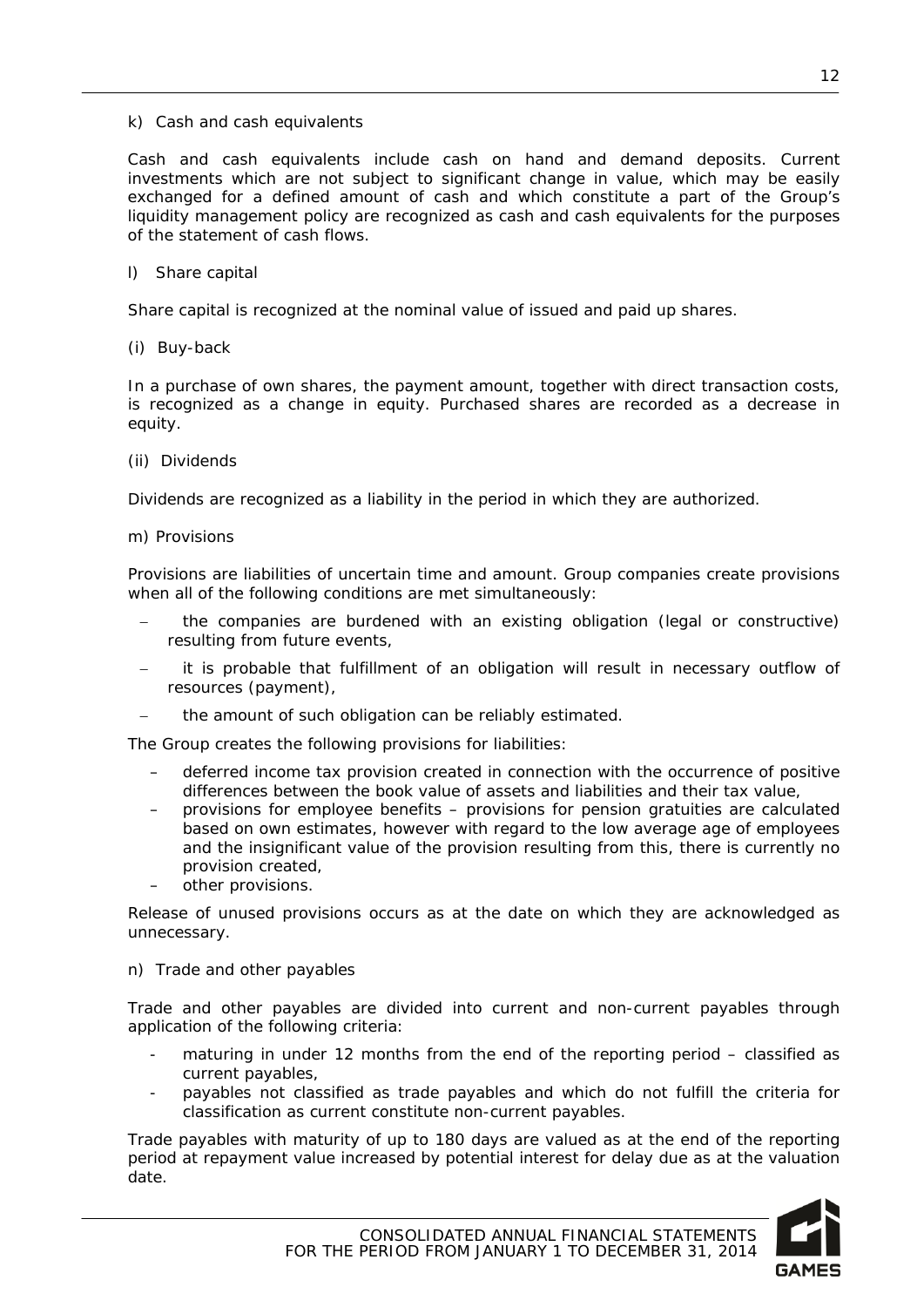k) Cash and cash equivalents

Cash and cash equivalents include cash on hand and demand deposits. Current investments which are not subject to significant change in value, which may be easily exchanged for a defined amount of cash and which constitute a part of the Group's liquidity management policy are recognized as cash and cash equivalents for the purposes of the statement of cash flows.

l) Share capital

Share capital is recognized at the nominal value of issued and paid up shares.

(i) Buy-back

In a purchase of own shares, the payment amount, together with direct transaction costs, is recognized as a change in equity. Purchased shares are recorded as a decrease in equity.

(ii) Dividends

Dividends are recognized as a liability in the period in which they are authorized.

m) Provisions

Provisions are liabilities of uncertain time and amount. Group companies create provisions when all of the following conditions are met simultaneously:

- the companies are burdened with an existing obligation (legal or constructive) resulting from future events,
- it is probable that fulfillment of an obligation will result in necessary outflow of resources (payment),
- the amount of such obligation can be reliably estimated.

The Group creates the following provisions for liabilities:

- deferred income tax provision created in connection with the occurrence of positive differences between the book value of assets and liabilities and their tax value,
- provisions for employee benefits – provisions for pension gratuities are calculated based on own estimates, however with regard to the low average age of employees and the insignificant value of the provision resulting from this, there is currently no provision created,
- other provisions.

Release of unused provisions occurs as at the date on which they are acknowledged as unnecessary.

n) Trade and other payables

Trade and other payables are divided into current and non-current payables through application of the following criteria:

- maturing in under 12 months from the end of the reporting period – classified as current payables,
- payables not classified as trade payables and which do not fulfill the criteria for classification as current constitute non-current payables.

Trade payables with maturity of up to 180 days are valued as at the end of the reporting period at repayment value increased by potential interest for delay due as at the valuation date.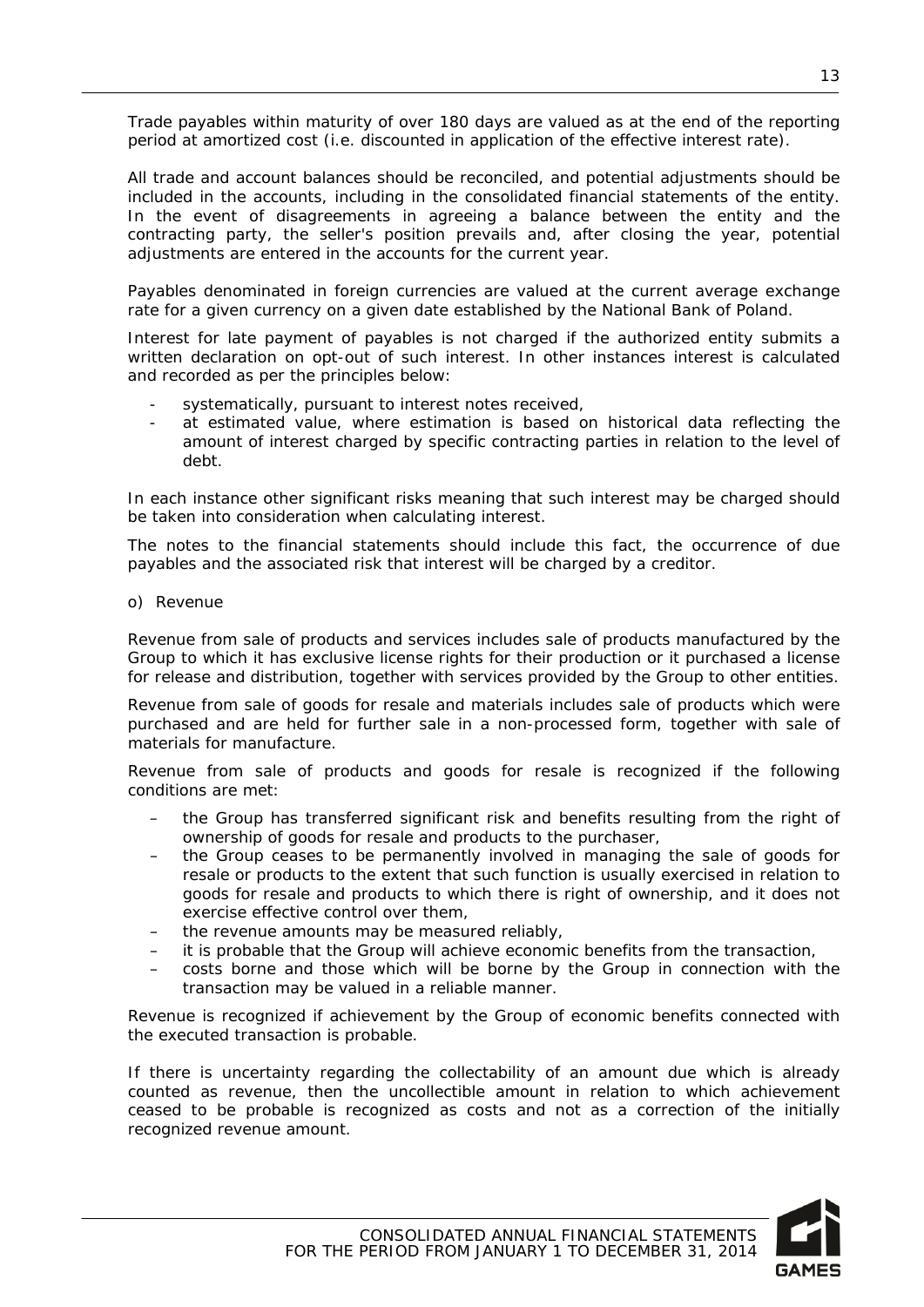Trade payables within maturity of over 180 days are valued as at the end of the reporting period at amortized cost (i.e. discounted in application of the effective interest rate).

All trade and account balances should be reconciled, and potential adjustments should be included in the accounts, including in the consolidated financial statements of the entity. In the event of disagreements in agreeing a balance between the entity and the contracting party, the seller's position prevails and, after closing the year, potential adjustments are entered in the accounts for the current year.

Payables denominated in foreign currencies are valued at the current average exchange rate for a given currency on a given date established by the National Bank of Poland.

Interest for late payment of payables is not charged if the authorized entity submits a written declaration on opt-out of such interest. In other instances interest is calculated and recorded as per the principles below:

- systematically, pursuant to interest notes received,
- at estimated value, where estimation is based on historical data reflecting the amount of interest charged by specific contracting parties in relation to the level of debt.

In each instance other significant risks meaning that such interest may be charged should be taken into consideration when calculating interest.

The notes to the financial statements should include this fact, the occurrence of due payables and the associated risk that interest will be charged by a creditor.

o) Revenue

Revenue from sale of products and services includes sale of products manufactured by the Group to which it has exclusive license rights for their production or it purchased a license for release and distribution, together with services provided by the Group to other entities.

Revenue from sale of goods for resale and materials includes sale of products which were purchased and are held for further sale in a non-processed form, together with sale of materials for manufacture.

Revenue from sale of products and goods for resale is recognized if the following conditions are met:

- the Group has transferred significant risk and benefits resulting from the right of ownership of goods for resale and products to the purchaser,
- the Group ceases to be permanently involved in managing the sale of goods for resale or products to the extent that such function is usually exercised in relation to goods for resale and products to which there is right of ownership, and it does not exercise effective control over them,
- the revenue amounts may be measured reliably,
- it is probable that the Group will achieve economic benefits from the transaction,
- costs borne and those which will be borne by the Group in connection with the transaction may be valued in a reliable manner.

Revenue is recognized if achievement by the Group of economic benefits connected with the executed transaction is probable.

If there is uncertainty regarding the collectability of an amount due which is already counted as revenue, then the uncollectible amount in relation to which achievement ceased to be probable is recognized as costs and not as a correction of the initially recognized revenue amount.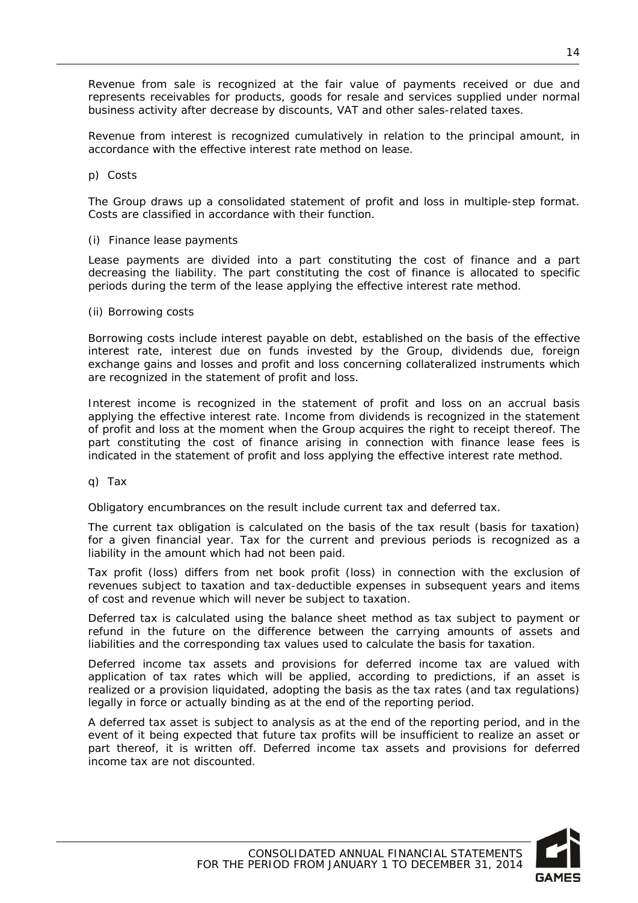Revenue from sale is recognized at the fair value of payments received or due and represents receivables for products, goods for resale and services supplied under normal business activity after decrease by discounts, VAT and other sales-related taxes.

Revenue from interest is recognized cumulatively in relation to the principal amount, in accordance with the effective interest rate method on lease.

p) Costs

The Group draws up a consolidated statement of profit and loss in multiple-step format. Costs are classified in accordance with their function.

(i) Finance lease payments

Lease payments are divided into a part constituting the cost of finance and a part decreasing the liability. The part constituting the cost of finance is allocated to specific periods during the term of the lease applying the effective interest rate method.

(ii) Borrowing costs

Borrowing costs include interest payable on debt, established on the basis of the effective interest rate, interest due on funds invested by the Group, dividends due, foreign exchange gains and losses and profit and loss concerning collateralized instruments which are recognized in the statement of profit and loss.

Interest income is recognized in the statement of profit and loss on an accrual basis applying the effective interest rate. Income from dividends is recognized in the statement of profit and loss at the moment when the Group acquires the right to receipt thereof. The part constituting the cost of finance arising in connection with finance lease fees is indicated in the statement of profit and loss applying the effective interest rate method.

q) Tax

Obligatory encumbrances on the result include current tax and deferred tax.

The current tax obligation is calculated on the basis of the tax result (basis for taxation) for a given financial year. Tax for the current and previous periods is recognized as a liability in the amount which had not been paid.

Tax profit (loss) differs from net book profit (loss) in connection with the exclusion of revenues subject to taxation and tax-deductible expenses in subsequent years and items of cost and revenue which will never be subject to taxation.

Deferred tax is calculated using the balance sheet method as tax subject to payment or refund in the future on the difference between the carrying amounts of assets and liabilities and the corresponding tax values used to calculate the basis for taxation.

Deferred income tax assets and provisions for deferred income tax are valued with application of tax rates which will be applied, according to predictions, if an asset is realized or a provision liquidated, adopting the basis as the tax rates (and tax regulations) legally in force or actually binding as at the end of the reporting period.

A deferred tax asset is subject to analysis as at the end of the reporting period, and in the event of it being expected that future tax profits will be insufficient to realize an asset or part thereof, it is written off. Deferred income tax assets and provisions for deferred income tax are not discounted.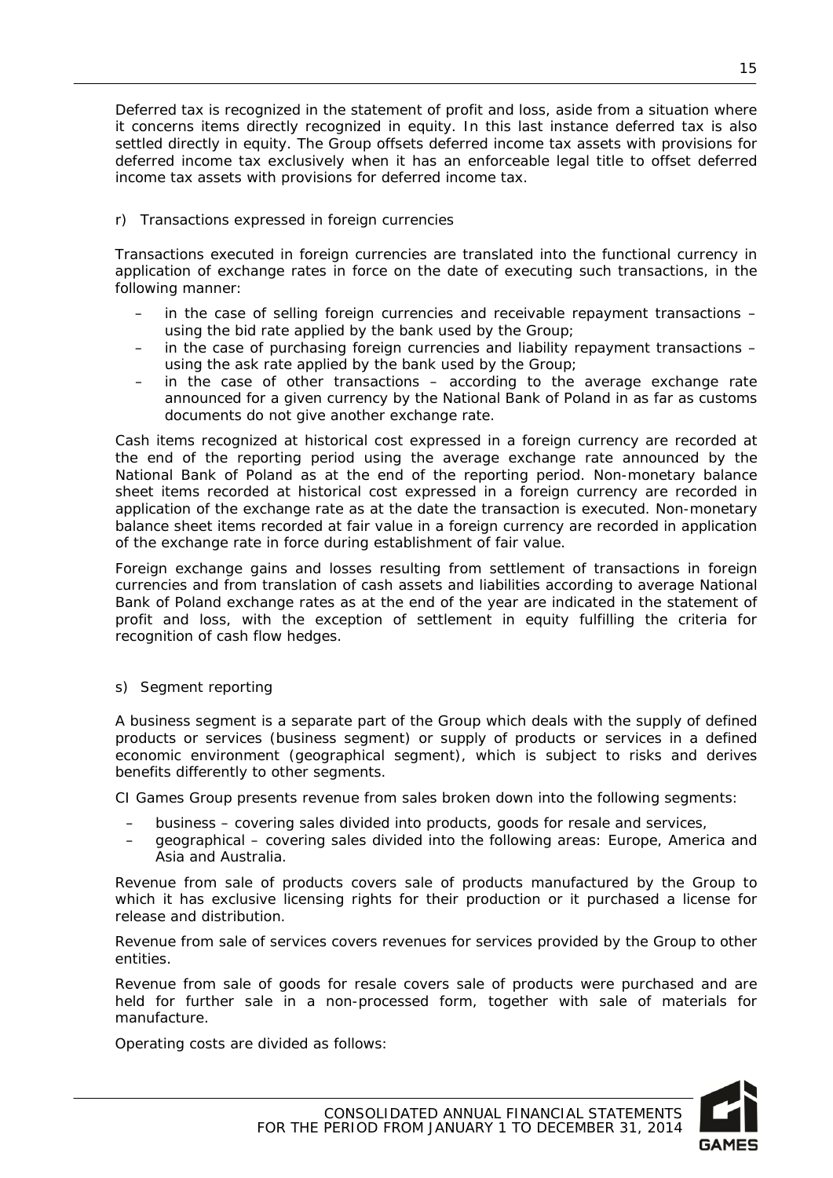Deferred tax is recognized in the statement of profit and loss, aside from a situation where it concerns items directly recognized in equity. In this last instance deferred tax is also settled directly in equity. The Group offsets deferred income tax assets with provisions for deferred income tax exclusively when it has an enforceable legal title to offset deferred income tax assets with provisions for deferred income tax.

r) Transactions expressed in foreign currencies

Transactions executed in foreign currencies are translated into the functional currency in application of exchange rates in force on the date of executing such transactions, in the following manner:

- in the case of selling foreign currencies and receivable repayment transactions – using the bid rate applied by the bank used by the Group;
- in the case of purchasing foreign currencies and liability repayment transactions – using the ask rate applied by the bank used by the Group;
- in the case of other transactions – according to the average exchange rate announced for a given currency by the National Bank of Poland in as far as customs documents do not give another exchange rate.

Cash items recognized at historical cost expressed in a foreign currency are recorded at the end of the reporting period using the average exchange rate announced by the National Bank of Poland as at the end of the reporting period. Non-monetary balance sheet items recorded at historical cost expressed in a foreign currency are recorded in application of the exchange rate as at the date the transaction is executed. Non-monetary balance sheet items recorded at fair value in a foreign currency are recorded in application of the exchange rate in force during establishment of fair value.

Foreign exchange gains and losses resulting from settlement of transactions in foreign currencies and from translation of cash assets and liabilities according to average National Bank of Poland exchange rates as at the end of the year are indicated in the statement of profit and loss, with the exception of settlement in equity fulfilling the criteria for recognition of cash flow hedges.

s) Segment reporting

A business segment is a separate part of the Group which deals with the supply of defined products or services (business segment) or supply of products or services in a defined economic environment (geographical segment), which is subject to risks and derives benefits differently to other segments.

CI Games Group presents revenue from sales broken down into the following segments:

- business – covering sales divided into products, goods for resale and services,
- geographical – covering sales divided into the following areas: Europe, America and Asia and Australia.

Revenue from sale of products covers sale of products manufactured by the Group to which it has exclusive licensing rights for their production or it purchased a license for release and distribution.

Revenue from sale of services covers revenues for services provided by the Group to other entities.

Revenue from sale of goods for resale covers sale of products were purchased and are held for further sale in a non-processed form, together with sale of materials for manufacture.

Operating costs are divided as follows: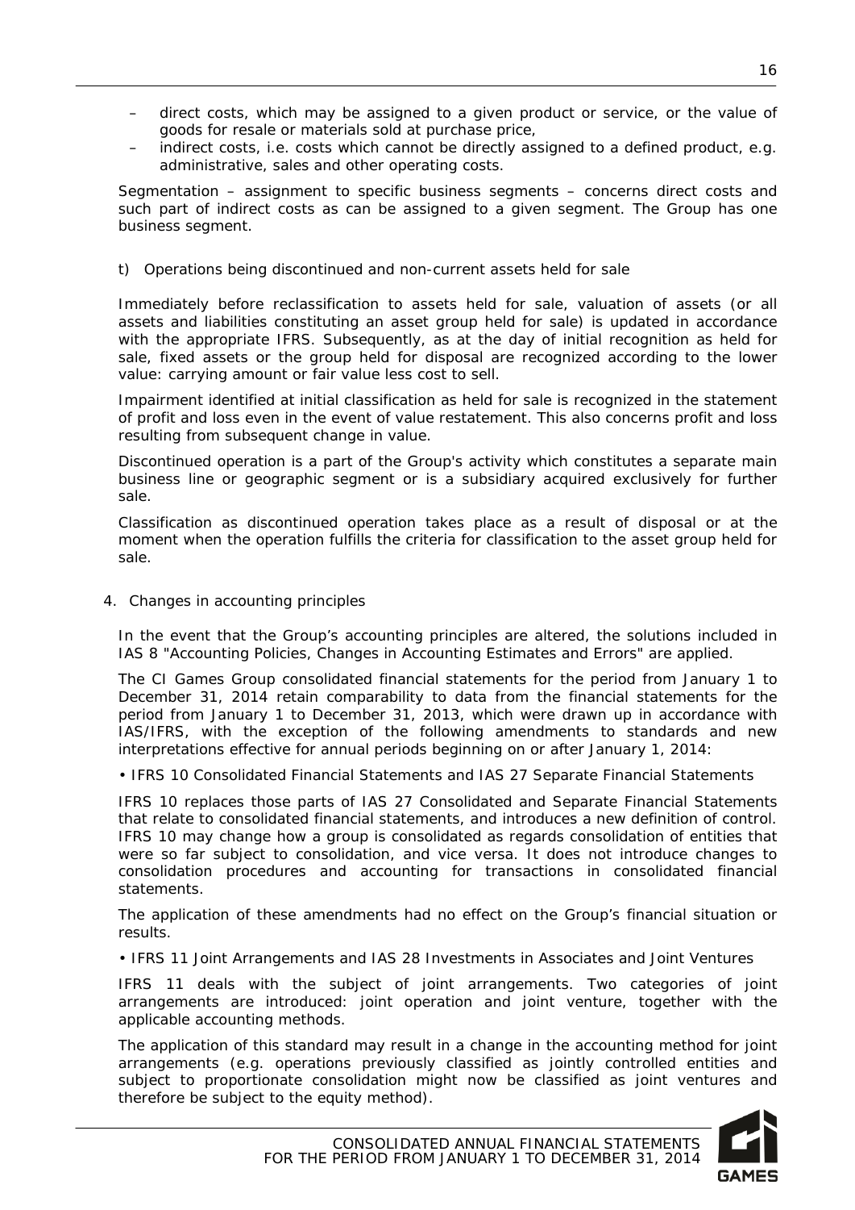- direct costs, which may be assigned to a given product or service, or the value of goods for resale or materials sold at purchase price,
- indirect costs, i.e. costs which cannot be directly assigned to a defined product, e.g. administrative, sales and other operating costs.

Segmentation – assignment to specific business segments – concerns direct costs and such part of indirect costs as can be assigned to a given segment. The Group has one business segment.

t) Operations being discontinued and non-current assets held for sale

Immediately before reclassification to assets held for sale, valuation of assets (or all assets and liabilities constituting an asset group held for sale) is updated in accordance with the appropriate IFRS. Subsequently, as at the day of initial recognition as held for sale, fixed assets or the group held for disposal are recognized according to the lower value: carrying amount or fair value less cost to sell.

Impairment identified at initial classification as held for sale is recognized in the statement of profit and loss even in the event of value restatement. This also concerns profit and loss resulting from subsequent change in value.

Discontinued operation is a part of the Group's activity which constitutes a separate main business line or geographic segment or is a subsidiary acquired exclusively for further sale.

Classification as discontinued operation takes place as a result of disposal or at the moment when the operation fulfills the criteria for classification to the asset group held for sale.

## 4. Changes in accounting principles

In the event that the Group's accounting principles are altered, the solutions included in IAS 8 "Accounting Policies, Changes in Accounting Estimates and Errors" are applied.

The CI Games Group consolidated financial statements for the period from January 1 to December 31, 2014 retain comparability to data from the financial statements for the period from January 1 to December 31, 2013, which were drawn up in accordance with IAS/IFRS, with the exception of the following amendments to standards and new interpretations effective for annual periods beginning on or after January 1, 2014:

• IFRS 10 Consolidated Financial Statements and IAS 27 Separate Financial Statements

IFRS 10 replaces those parts of IAS 27 Consolidated and Separate Financial Statements that relate to consolidated financial statements, and introduces a new definition of control. IFRS 10 may change how a group is consolidated as regards consolidation of entities that were so far subject to consolidation, and vice versa. It does not introduce changes to consolidation procedures and accounting for transactions in consolidated financial statements.

The application of these amendments had no effect on the Group's financial situation or results.

• IFRS 11 Joint Arrangements and IAS 28 Investments in Associates and Joint Ventures

IFRS 11 deals with the subject of joint arrangements. Two categories of joint arrangements are introduced: joint operation and joint venture, together with the applicable accounting methods.

The application of this standard may result in a change in the accounting method for joint arrangements (e.g. operations previously classified as jointly controlled entities and subject to proportionate consolidation might now be classified as joint ventures and therefore be subject to the equity method).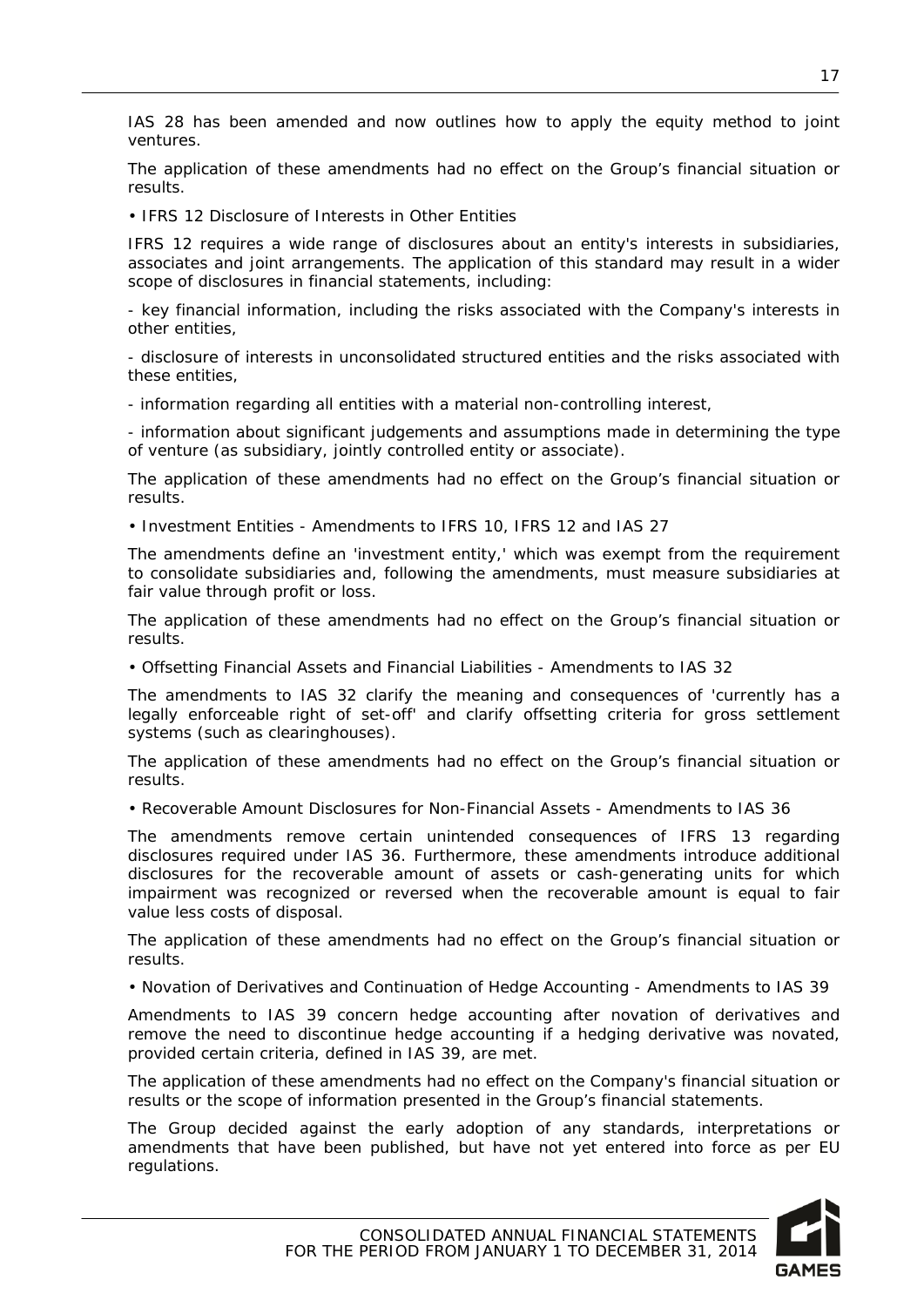IAS 28 has been amended and now outlines how to apply the equity method to joint ventures.

The application of these amendments had no effect on the Group's financial situation or results.

• IFRS 12 Disclosure of Interests in Other Entities

IFRS 12 requires a wide range of disclosures about an entity's interests in subsidiaries, associates and joint arrangements. The application of this standard may result in a wider scope of disclosures in financial statements, including:

- key financial information, including the risks associated with the Company's interests in other entities,

- disclosure of interests in unconsolidated structured entities and the risks associated with these entities,

- information regarding all entities with a material non-controlling interest,

- information about significant judgements and assumptions made in determining the type of venture (as subsidiary, jointly controlled entity or associate).

The application of these amendments had no effect on the Group's financial situation or results.

• Investment Entities - Amendments to IFRS 10, IFRS 12 and IAS 27

The amendments define an 'investment entity,' which was exempt from the requirement to consolidate subsidiaries and, following the amendments, must measure subsidiaries at fair value through profit or loss.

The application of these amendments had no effect on the Group's financial situation or results.

• Offsetting Financial Assets and Financial Liabilities - Amendments to IAS 32

The amendments to IAS 32 clarify the meaning and consequences of 'currently has a legally enforceable right of set-off' and clarify offsetting criteria for gross settlement systems (such as clearinghouses).

The application of these amendments had no effect on the Group's financial situation or results.

• Recoverable Amount Disclosures for Non-Financial Assets - Amendments to IAS 36

The amendments remove certain unintended consequences of IFRS 13 regarding disclosures required under IAS 36. Furthermore, these amendments introduce additional disclosures for the recoverable amount of assets or cash-generating units for which impairment was recognized or reversed when the recoverable amount is equal to fair value less costs of disposal.

The application of these amendments had no effect on the Group's financial situation or results.

• Novation of Derivatives and Continuation of Hedge Accounting - Amendments to IAS 39

Amendments to IAS 39 concern hedge accounting after novation of derivatives and remove the need to discontinue hedge accounting if a hedging derivative was novated, provided certain criteria, defined in IAS 39, are met.

The application of these amendments had no effect on the Company's financial situation or results or the scope of information presented in the Group's financial statements.

The Group decided against the early adoption of any standards, interpretations or amendments that have been published, but have not yet entered into force as per EU regulations.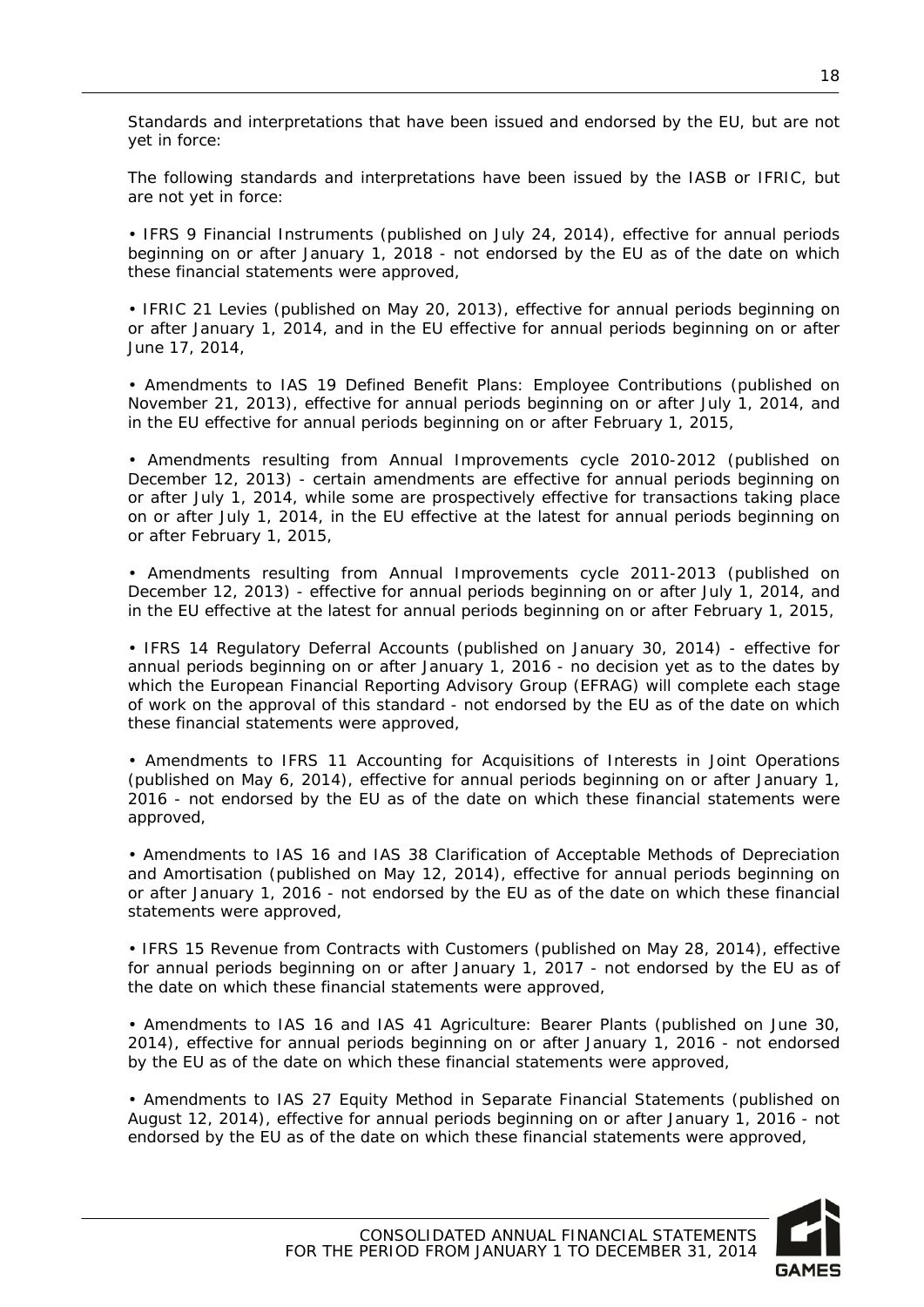Standards and interpretations that have been issued and endorsed by the EU, but are not yet in force:

The following standards and interpretations have been issued by the IASB or IFRIC, but are not yet in force:

• IFRS 9 Financial Instruments (published on July 24, 2014), effective for annual periods beginning on or after January 1, 2018 - not endorsed by the EU as of the date on which these financial statements were approved,

• IFRIC 21 Levies (published on May 20, 2013), effective for annual periods beginning on or after January 1, 2014, and in the EU effective for annual periods beginning on or after June 17, 2014,

• Amendments to IAS 19 Defined Benefit Plans: Employee Contributions (published on November 21, 2013), effective for annual periods beginning on or after July 1, 2014, and in the EU effective for annual periods beginning on or after February 1, 2015,

• Amendments resulting from Annual Improvements cycle 2010-2012 (published on December 12, 2013) - certain amendments are effective for annual periods beginning on or after July 1, 2014, while some are prospectively effective for transactions taking place on or after July 1, 2014, in the EU effective at the latest for annual periods beginning on or after February 1, 2015,

• Amendments resulting from Annual Improvements cycle 2011-2013 (published on December 12, 2013) - effective for annual periods beginning on or after July 1, 2014, and in the EU effective at the latest for annual periods beginning on or after February 1, 2015,

• IFRS 14 Regulatory Deferral Accounts (published on January 30, 2014) - effective for annual periods beginning on or after January 1, 2016 - no decision yet as to the dates by which the European Financial Reporting Advisory Group (EFRAG) will complete each stage of work on the approval of this standard - not endorsed by the EU as of the date on which these financial statements were approved,

• Amendments to IFRS 11 Accounting for Acquisitions of Interests in Joint Operations (published on May 6, 2014), effective for annual periods beginning on or after January 1, 2016 - not endorsed by the EU as of the date on which these financial statements were approved,

• Amendments to IAS 16 and IAS 38 Clarification of Acceptable Methods of Depreciation and Amortisation (published on May 12, 2014), effective for annual periods beginning on or after January 1, 2016 - not endorsed by the EU as of the date on which these financial statements were approved,

• IFRS 15 Revenue from Contracts with Customers (published on May 28, 2014), effective for annual periods beginning on or after January 1, 2017 - not endorsed by the EU as of the date on which these financial statements were approved,

• Amendments to IAS 16 and IAS 41 Agriculture: Bearer Plants (published on June 30, 2014), effective for annual periods beginning on or after January 1, 2016 - not endorsed by the EU as of the date on which these financial statements were approved,

• Amendments to IAS 27 Equity Method in Separate Financial Statements (published on August 12, 2014), effective for annual periods beginning on or after January 1, 2016 - not endorsed by the EU as of the date on which these financial statements were approved,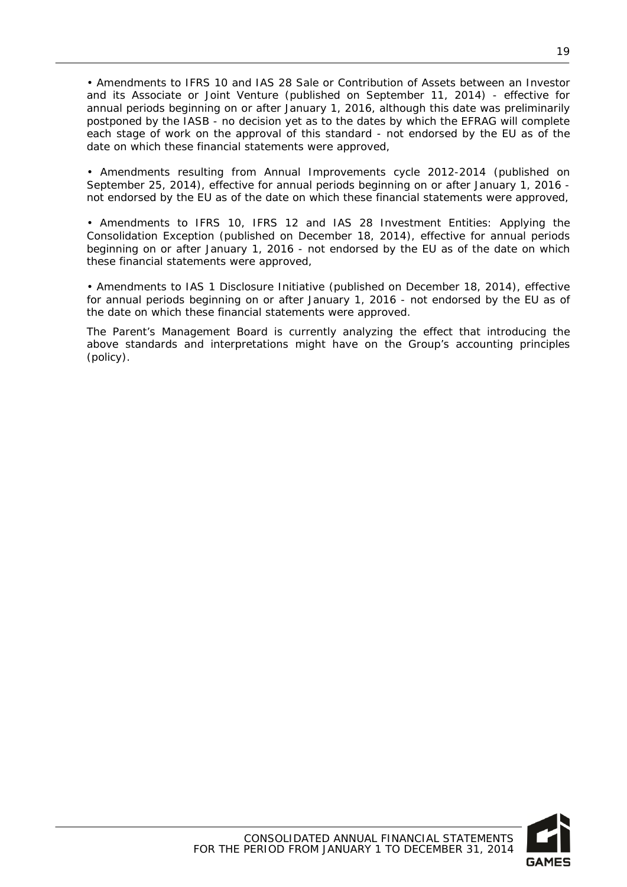• Amendments to IFRS 10 and IAS 28 Sale or Contribution of Assets between an Investor and its Associate or Joint Venture (published on September 11, 2014) - effective for annual periods beginning on or after January 1, 2016, although this date was preliminarily postponed by the IASB - no decision yet as to the dates by which the EFRAG will complete each stage of work on the approval of this standard - not endorsed by the EU as of the date on which these financial statements were approved,

• Amendments resulting from Annual Improvements cycle 2012-2014 (published on September 25, 2014), effective for annual periods beginning on or after January 1, 2016 - not endorsed by the EU as of the date on which these financial statements were approved,

• Amendments to IFRS 10, IFRS 12 and IAS 28 Investment Entities: Applying the Consolidation Exception (published on December 18, 2014), effective for annual periods beginning on or after January 1, 2016 - not endorsed by the EU as of the date on which these financial statements were approved,

• Amendments to IAS 1 Disclosure Initiative (published on December 18, 2014), effective for annual periods beginning on or after January 1, 2016 - not endorsed by the EU as of the date on which these financial statements were approved.

The Parent's Management Board is currently analyzing the effect that introducing the above standards and interpretations might have on the Group's accounting principles (policy).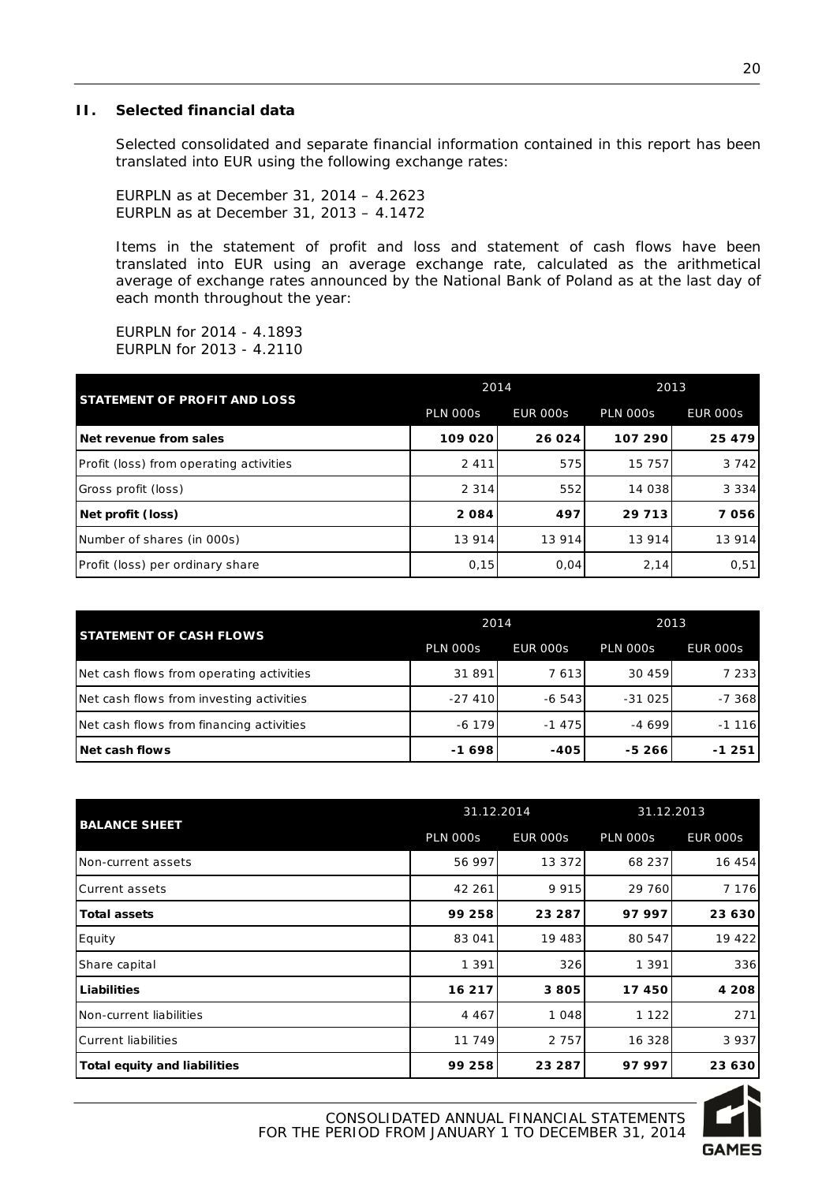## II. Selected financial data

Selected consolidated and separate financial information contained in this report has been translated into EUR using the following exchange rates:

EURPLN as at December 31, 2014 – 4.2623
EURPLN as at December 31, 2013 – 4.1472

Items in the statement of profit and loss and statement of cash flows have been translated into EUR using an average exchange rate, calculated as the arithmetical average of exchange rates announced by the National Bank of Poland as at the last day of each month throughout the year:

EURPLN for 2014 - 4.1893
EURPLN for 2013 - 4.2110

| STATEMENT OF PROFIT AND LOSS | 2014 | | 2013 | |
|---|---|---|---|---|
| | PLN 000s | EUR 000s | PLN 000s | EUR 000s |
| **Net revenue from sales** | **109 020** | **26 024** | **107 290** | **25 479** |
| Profit (loss) from operating activities | 2 411 | 575 | 15 757 | 3 742 |
| Gross profit (loss) | 2 314 | 552 | 14 038 | 3 334 |
| **Net profit (loss)** | **2 084** | **497** | **29 713** | **7 056** |
| Number of shares (in 000s) | 13 914 | 13 914 | 13 914 | 13 914 |
| Profit (loss) per ordinary share | 0,15 | 0,04 | 2,14 | 0,51 |

| STATEMENT OF CASH FLOWS | 2014 | | 2013 | |
|---|---|---|---|---|
| | PLN 000s | EUR 000s | PLN 000s | EUR 000s |
| Net cash flows from operating activities | 31 891 | 7 613 | 30 459 | 7 233 |
| Net cash flows from investing activities | -27 410 | -6 543 | -31 025 | -7 368 |
| Net cash flows from financing activities | -6 179 | -1 475 | -4 699 | -1 116 |
| **Net cash flows** | **-1 698** | **-405** | **-5 266** | **-1 251** |

| BALANCE SHEET | 31.12.2014 | | 31.12.2013 | |
|---|---|---|---|---|
| | PLN 000s | EUR 000s | PLN 000s | EUR 000s |
| Non-current assets | 56 997 | 13 372 | 68 237 | 16 454 |
| Current assets | 42 261 | 9 915 | 29 760 | 7 176 |
| **Total assets** | **99 258** | **23 287** | **97 997** | **23 630** |
| Equity | 83 041 | 19 483 | 80 547 | 19 422 |
| Share capital | 1 391 | 326 | 1 391 | 336 |
| **Liabilities** | **16 217** | **3 805** | **17 450** | **4 208** |
| Non-current liabilities | 4 467 | 1 048 | 1 122 | 271 |
| Current liabilities | 11 749 | 2 757 | 16 328 | 3 937 |
| **Total equity and liabilities** | **99 258** | **23 287** | **97 997** | **23 630** |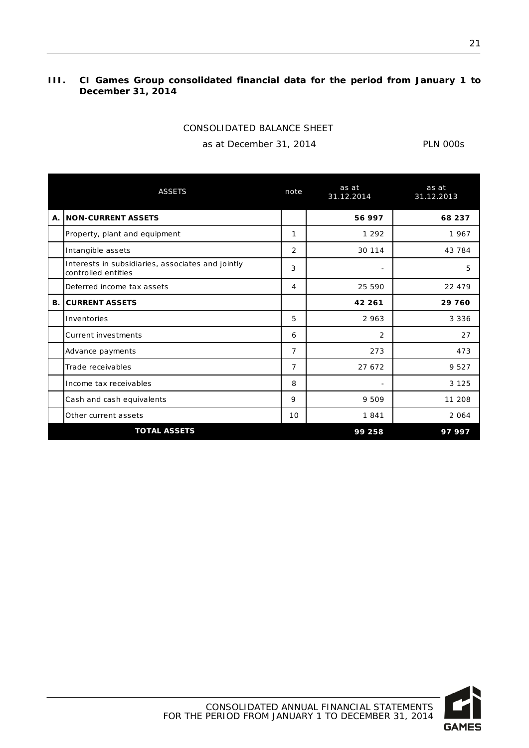## III. CI Games Group consolidated financial data for the period from January 1 to December 31, 2014

CONSOLIDATED BALANCE SHEET

as at December 31, 2014 PLN 000s

| | ASSETS | note | as at 31.12.2014 | as at 31.12.2013 |
|---|---|---|---|---|
| **A.** | **NON-CURRENT ASSETS** | | **56 997** | **68 237** |
| | Property, plant and equipment | 1 | 1 292 | 1 967 |
| | Intangible assets | 2 | 30 114 | 43 784 |
| | Interests in subsidiaries, associates and jointly controlled entities | 3 | - | 5 |
| | Deferred income tax assets | 4 | 25 590 | 22 479 |
| **B.** | **CURRENT ASSETS** | | **42 261** | **29 760** |
| | Inventories | 5 | 2 963 | 3 336 |
| | Current investments | 6 | 2 | 27 |
| | Advance payments | 7 | 273 | 473 |
| | Trade receivables | 7 | 27 672 | 9 527 |
| | Income tax receivables | 8 | - | 3 125 |
| | Cash and cash equivalents | 9 | 9 509 | 11 208 |
| | Other current assets | 10 | 1 841 | 2 064 |
| | **TOTAL ASSETS** | | **99 258** | **97 997** |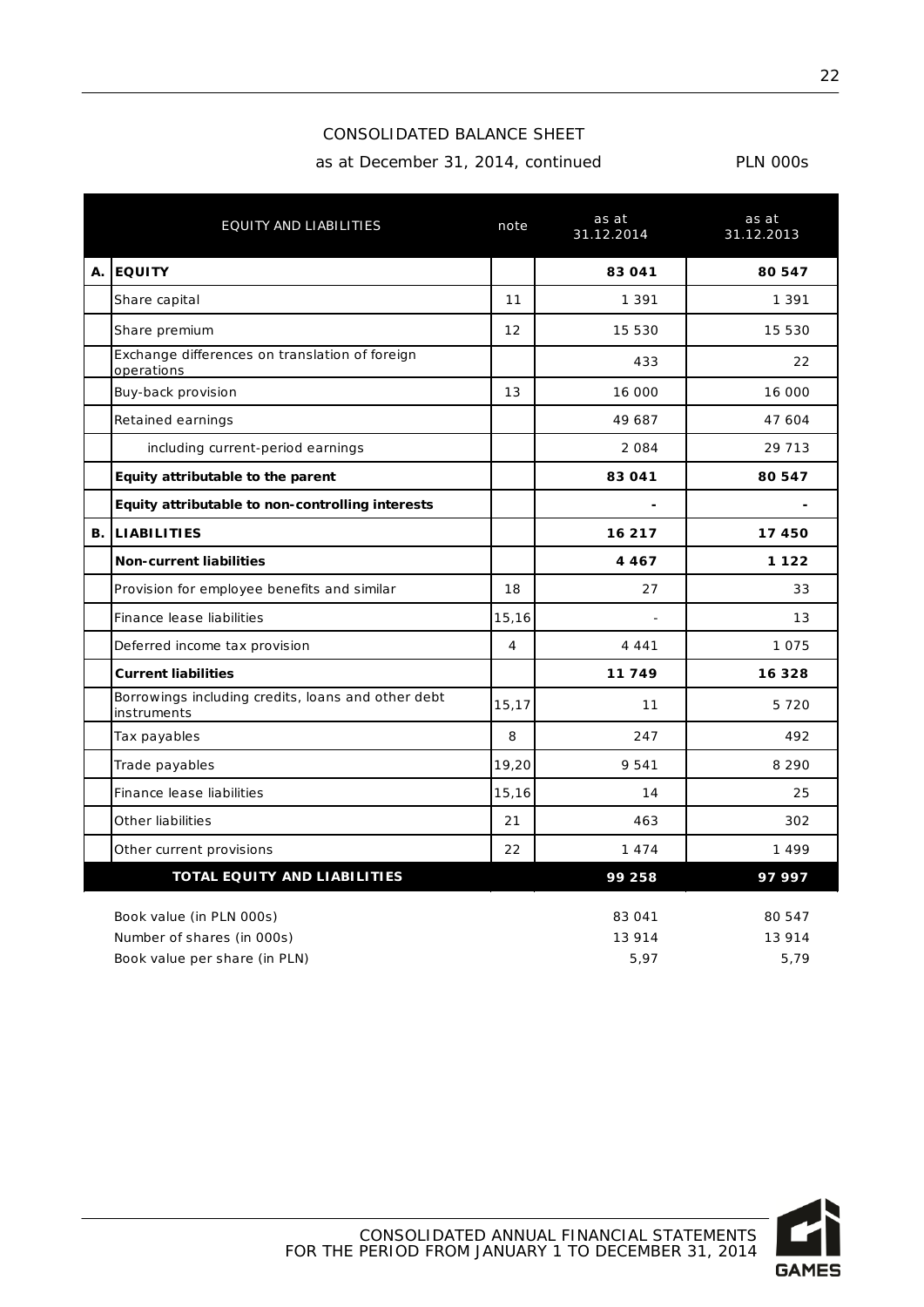CONSOLIDATED BALANCE SHEET

as at December 31, 2014, continued

PLN 000s

| | EQUITY AND LIABILITIES | note | as at 31.12.2014 | as at 31.12.2013 |
|---|---|---|---|---|
| **A.** | **EQUITY** | | **83 041** | **80 547** |
| | Share capital | 11 | 1 391 | 1 391 |
| | Share premium | 12 | 15 530 | 15 530 |
| | Exchange differences on translation of foreign operations | | 433 | 22 |
| | Buy-back provision | 13 | 16 000 | 16 000 |
| | Retained earnings | | 49 687 | 47 604 |
| | including current-period earnings | | 2 084 | 29 713 |
| | **Equity attributable to the parent** | | **83 041** | **80 547** |
| | **Equity attributable to non-controlling interests** | | **-** | **-** |
| **B.** | **LIABILITIES** | | **16 217** | **17 450** |
| | **Non-current liabilities** | | **4 467** | **1 122** |
| | Provision for employee benefits and similar | 18 | 27 | 33 |
| | Finance lease liabilities | 15,16 | - | 13 |
| | Deferred income tax provision | 4 | 4 441 | 1 075 |
| | **Current liabilities** | | **11 749** | **16 328** |
| | Borrowings including credits, loans and other debt instruments | 15,17 | 11 | 5 720 |
| | Tax payables | 8 | 247 | 492 |
| | Trade payables | 19,20 | 9 541 | 8 290 |
| | Finance lease liabilities | 15,16 | 14 | 25 |
| | Other liabilities | 21 | 463 | 302 |
| | Other current provisions | 22 | 1 474 | 1 499 |
| | **TOTAL EQUITY AND LIABILITIES** | | **99 258** | **97 997** |

| | 31.12.2014 | 31.12.2013 |
|---|---|---|
| Book value (in PLN 000s) | 83 041 | 80 547 |
| Number of shares (in 000s) | 13 914 | 13 914 |
| Book value per share (in PLN) | 5,97 | 5,79 |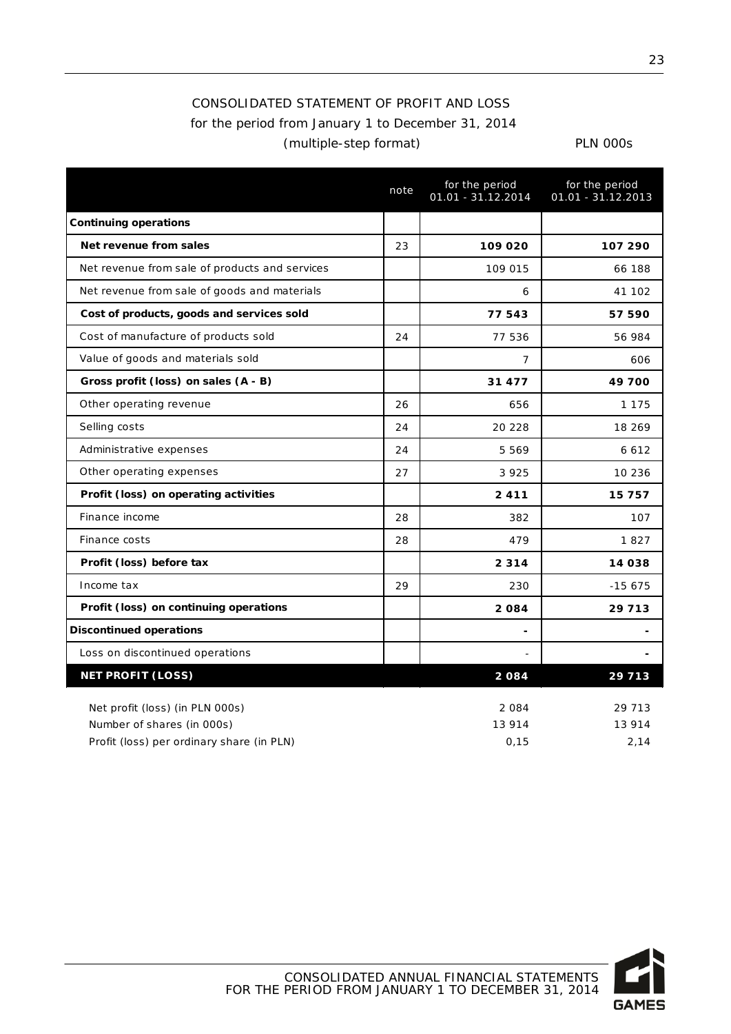# CONSOLIDATED STATEMENT OF PROFIT AND LOSS

for the period from January 1 to December 31, 2014

(multiple-step format)

PLN 000s

| | note | for the period 01.01 - 31.12.2014 | for the period 01.01 - 31.12.2013 |
|---|---|---|---|
| **Continuing operations** | | | |
| **Net revenue from sales** | 23 | **109 020** | **107 290** |
| Net revenue from sale of products and services | | 109 015 | 66 188 |
| Net revenue from sale of goods and materials | | 6 | 41 102 |
| **Cost of products, goods and services sold** | | **77 543** | **57 590** |
| Cost of manufacture of products sold | 24 | 77 536 | 56 984 |
| Value of goods and materials sold | | 7 | 606 |
| **Gross profit (loss) on sales (A - B)** | | **31 477** | **49 700** |
| Other operating revenue | 26 | 656 | 1 175 |
| Selling costs | 24 | 20 228 | 18 269 |
| Administrative expenses | 24 | 5 569 | 6 612 |
| Other operating expenses | 27 | 3 925 | 10 236 |
| **Profit (loss) on operating activities** | | **2 411** | **15 757** |
| Finance income | 28 | 382 | 107 |
| Finance costs | 28 | 479 | 1 827 |
| **Profit (loss) before tax** | | **2 314** | **14 038** |
| Income tax | 29 | 230 | -15 675 |
| **Profit (loss) on continuing operations** | | **2 084** | **29 713** |
| **Discontinued operations** | | **-** | **-** |
| Loss on discontinued operations | | - | **-** |
| **NET PROFIT (LOSS)** | | **2 084** | **29 713** |

| | | |
|---|---|---|
| Net profit (loss) (in PLN 000s) | 2 084 | 29 713 |
| Number of shares (in 000s) | 13 914 | 13 914 |
| Profit (loss) per ordinary share (in PLN) | 0,15 | 2,14 |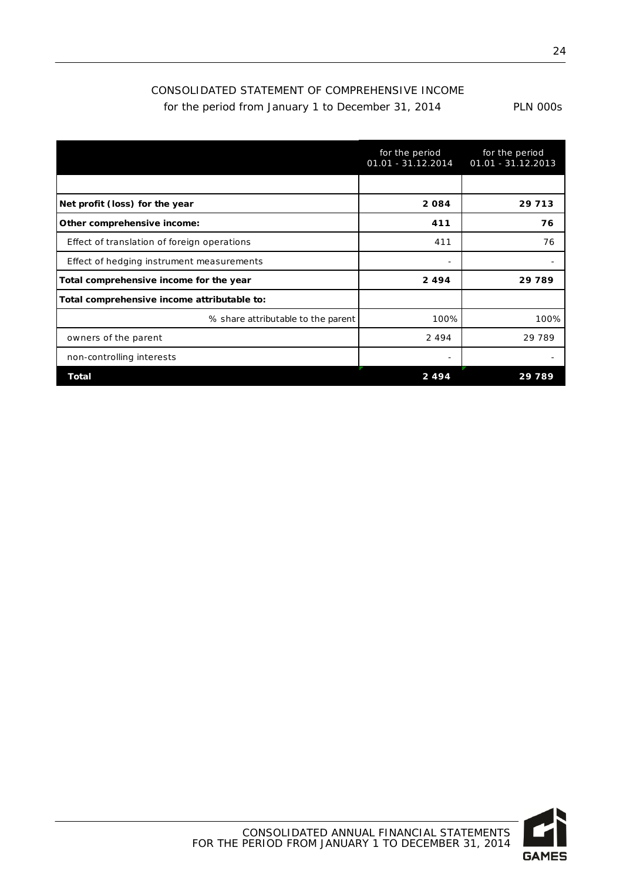# CONSOLIDATED STATEMENT OF COMPREHENSIVE INCOME

for the period from January 1 to December 31, 2014 PLN 000s

| | for the period 01.01 - 31.12.2014 | for the period 01.01 - 31.12.2013 |
|---|---|---|
| | | |
| **Net profit (loss) for the year** | **2 084** | **29 713** |
| **Other comprehensive income:** | **411** | **76** |
| Effect of translation of foreign operations | 411 | 76 |
| Effect of hedging instrument measurements | - | - |
| **Total comprehensive income for the year** | **2 494** | **29 789** |
| **Total comprehensive income attributable to:** | | |
| % share attributable to the parent | 100% | 100% |
| owners of the parent | 2 494 | 29 789 |
| non-controlling interests | - | - |
| **Total** | **2 494** | **29 789** |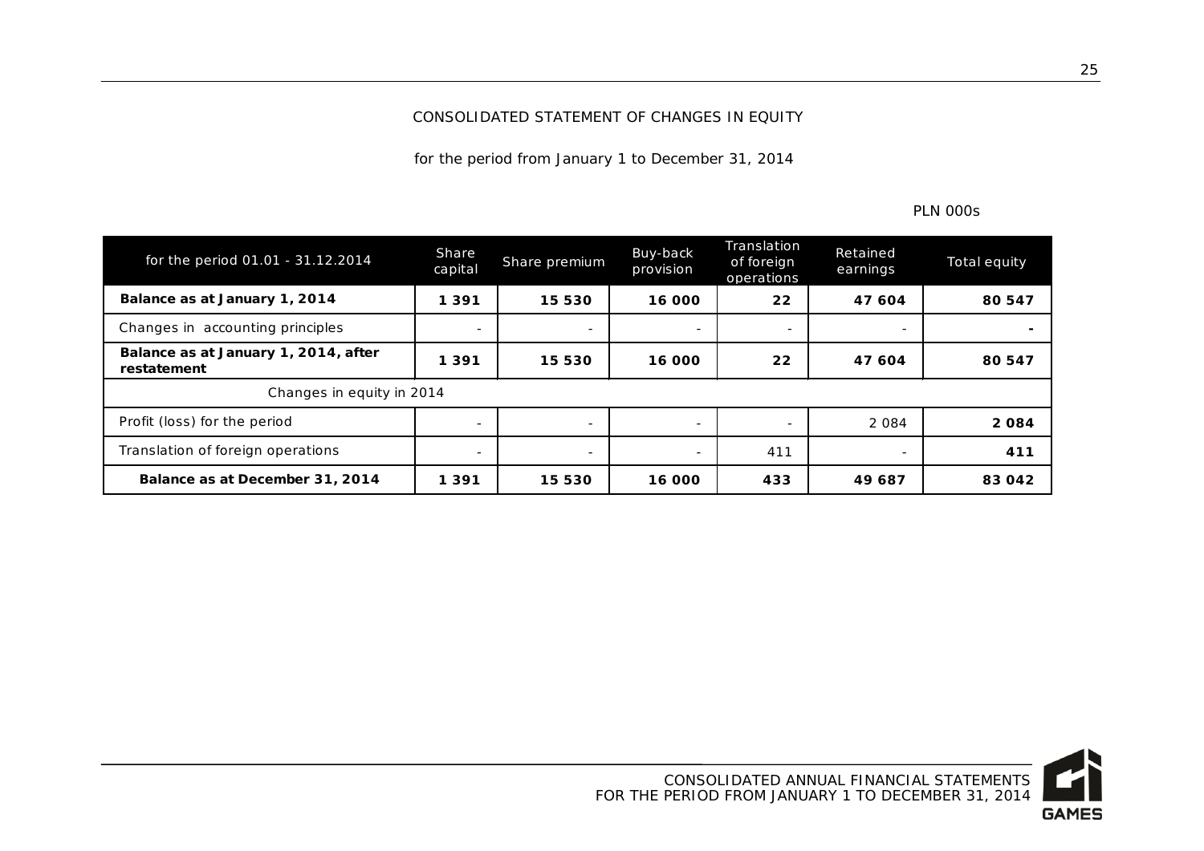# CONSOLIDATED STATEMENT OF CHANGES IN EQUITY

for the period from January 1 to December 31, 2014

PLN 000s

| for the period 01.01 - 31.12.2014 | Share capital | Share premium | Buy-back provision | Translation of foreign operations | Retained earnings | Total equity |
|---|---|---|---|---|---|---|
| **Balance as at January 1, 2014** | **1 391** | **15 530** | **16 000** | **22** | **47 604** | **80 547** |
| Changes in accounting principles | - | - | - | - | - | **-** |
| **Balance as at January 1, 2014, after restatement** | **1 391** | **15 530** | **16 000** | **22** | **47 604** | **80 547** |
| Changes in equity in 2014 | | | | | | |
| Profit (loss) for the period | - | - | - | - | 2 084 | **2 084** |
| Translation of foreign operations | - | - | - | 411 | - | **411** |
| **Balance as at December 31, 2014** | **1 391** | **15 530** | **16 000** | **433** | **49 687** | **83 042** |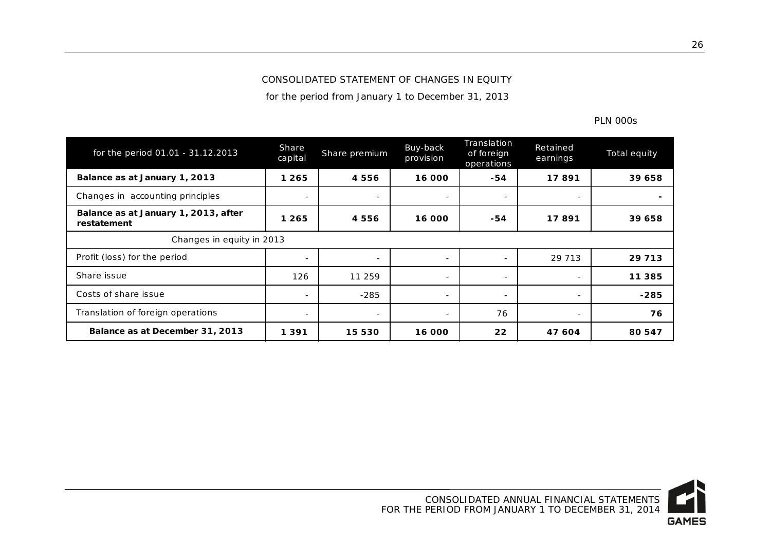CONSOLIDATED STATEMENT OF CHANGES IN EQUITY

for the period from January 1 to December 31, 2013

PLN 000s

| for the period 01.01 - 31.12.2013 | Share capital | Share premium | Buy-back provision | Translation of foreign operations | Retained earnings | Total equity |
|---|---|---|---|---|---|---|
| **Balance as at January 1, 2013** | **1 265** | **4 556** | **16 000** | **-54** | **17 891** | **39 658** |
| Changes in accounting principles | - | - | - | - | - | **-** |
| **Balance as at January 1, 2013, after restatement** | **1 265** | **4 556** | **16 000** | **-54** | **17 891** | **39 658** |
| Changes in equity in 2013 | | | | | | |
| Profit (loss) for the period | - | - | - | - | 29 713 | **29 713** |
| Share issue | 126 | 11 259 | - | - | - | **11 385** |
| Costs of share issue | - | -285 | - | - | - | **-285** |
| Translation of foreign operations | - | - | - | 76 | - | **76** |
| **Balance as at December 31, 2013** | **1 391** | **15 530** | **16 000** | **22** | **47 604** | **80 547** |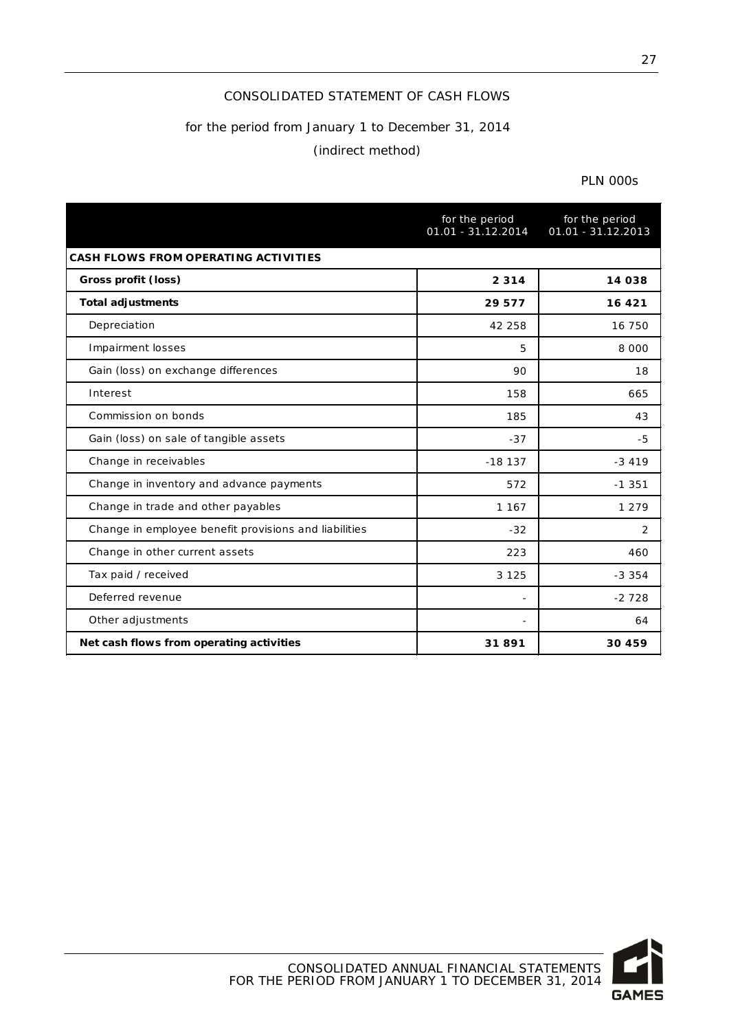# CONSOLIDATED STATEMENT OF CASH FLOWS

for the period from January 1 to December 31, 2014

(indirect method)

PLN 000s

| | for the period 01.01 - 31.12.2014 | for the period 01.01 - 31.12.2013 |
|---|---|---|
| **CASH FLOWS FROM OPERATING ACTIVITIES** | | |
| **Gross profit (loss)** | **2 314** | **14 038** |
| **Total adjustments** | **29 577** | **16 421** |
| Depreciation | 42 258 | 16 750 |
| Impairment losses | 5 | 8 000 |
| Gain (loss) on exchange differences | 90 | 18 |
| Interest | 158 | 665 |
| Commission on bonds | 185 | 43 |
| Gain (loss) on sale of tangible assets | -37 | -5 |
| Change in receivables | -18 137 | -3 419 |
| Change in inventory and advance payments | 572 | -1 351 |
| Change in trade and other payables | 1 167 | 1 279 |
| Change in employee benefit provisions and liabilities | -32 | 2 |
| Change in other current assets | 223 | 460 |
| Tax paid / received | 3 125 | -3 354 |
| Deferred revenue | - | -2 728 |
| Other adjustments | - | 64 |
| **Net cash flows from operating activities** | **31 891** | **30 459** |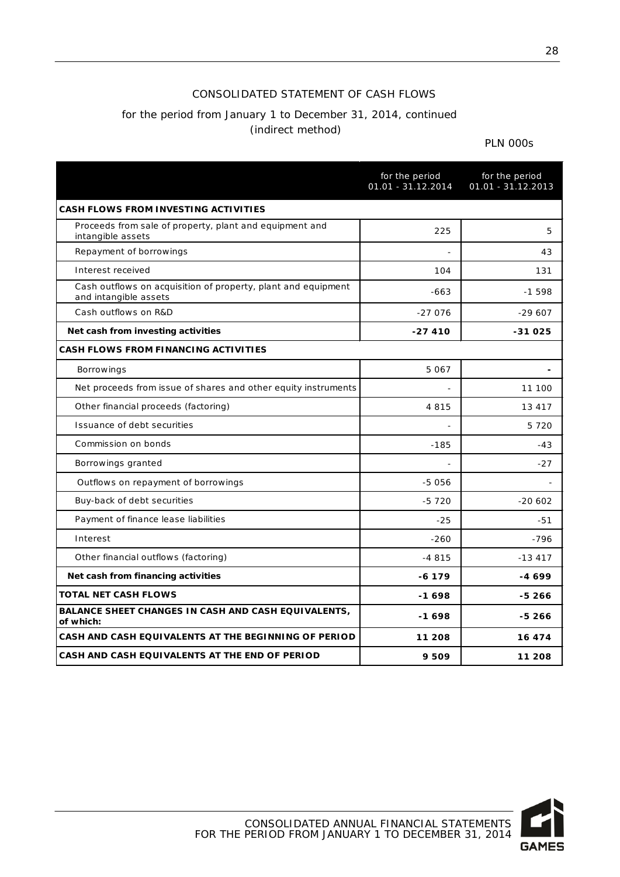CONSOLIDATED STATEMENT OF CASH FLOWS

for the period from January 1 to December 31, 2014, continued
(indirect method)

PLN 000s

| | for the period 01.01 - 31.12.2014 | for the period 01.01 - 31.12.2013 |
|---|---|---|
| **CASH FLOWS FROM INVESTING ACTIVITIES** | | |
| Proceeds from sale of property, plant and equipment and intangible assets | 225 | 5 |
| Repayment of borrowings | - | 43 |
| Interest received | 104 | 131 |
| Cash outflows on acquisition of property, plant and equipment and intangible assets | -663 | -1 598 |
| Cash outflows on R&D | -27 076 | -29 607 |
| **Net cash from investing activities** | **-27 410** | **-31 025** |
| **CASH FLOWS FROM FINANCING ACTIVITIES** | | |
| Borrowings | 5 067 | **-** |
| Net proceeds from issue of shares and other equity instruments | - | 11 100 |
| Other financial proceeds (factoring) | 4 815 | 13 417 |
| Issuance of debt securities | - | 5 720 |
| Commission on bonds | -185 | -43 |
| Borrowings granted | - | -27 |
| Outflows on repayment of borrowings | -5 056 | - |
| Buy-back of debt securities | -5 720 | -20 602 |
| Payment of finance lease liabilities | -25 | -51 |
| Interest | -260 | -796 |
| Other financial outflows (factoring) | -4 815 | -13 417 |
| **Net cash from financing activities** | **-6 179** | **-4 699** |
| **TOTAL NET CASH FLOWS** | **-1 698** | **-5 266** |
| **BALANCE SHEET CHANGES IN CASH AND CASH EQUIVALENTS, of which:** | **-1 698** | **-5 266** |
| **CASH AND CASH EQUIVALENTS AT THE BEGINNING OF PERIOD** | **11 208** | **16 474** |
| **CASH AND CASH EQUIVALENTS AT THE END OF PERIOD** | **9 509** | **11 208** |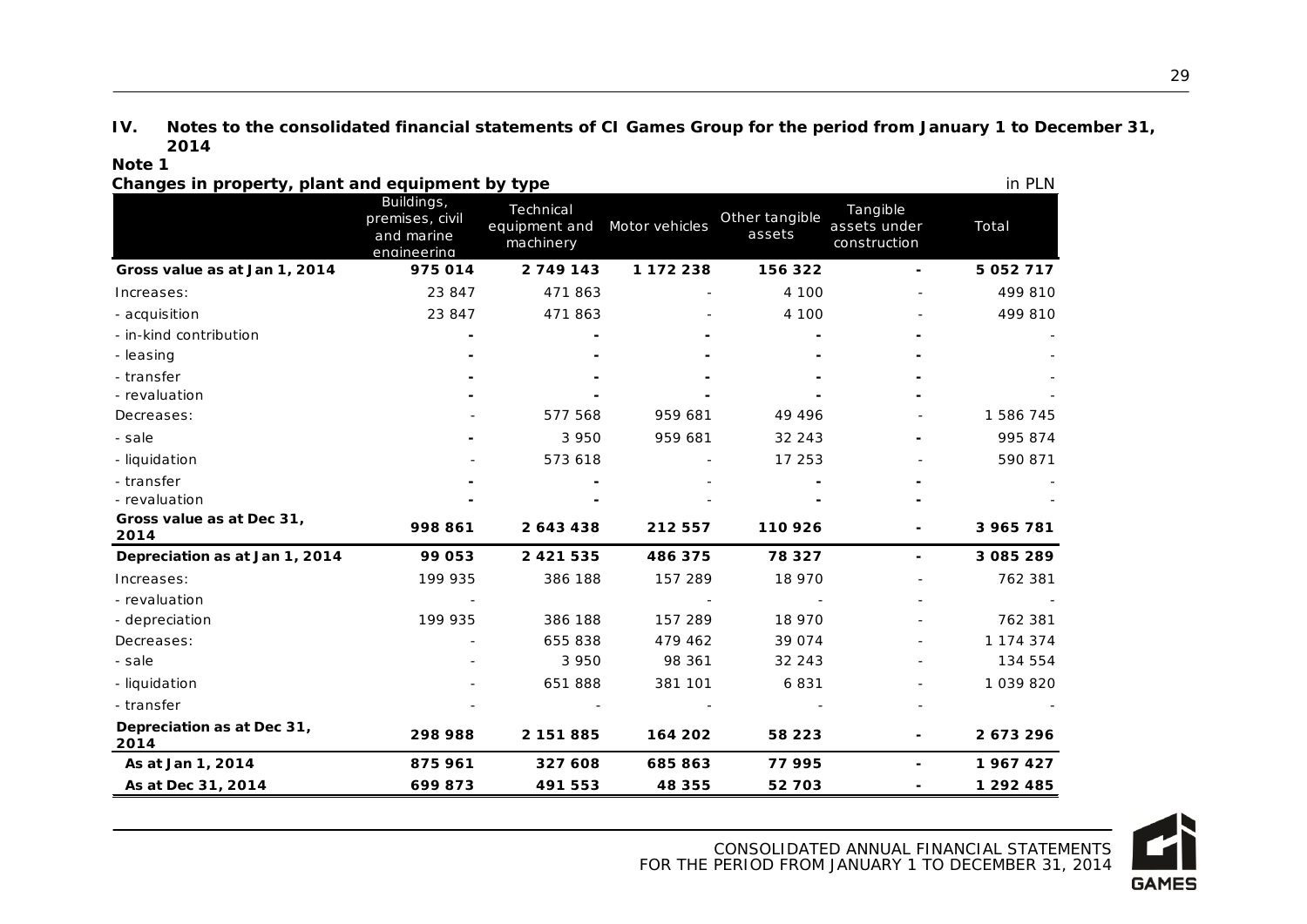## IV. Notes to the consolidated financial statements of CI Games Group for the period from January 1 to December 31, 2014

**Note 1**

**Changes in property, plant and equipment by type**

in PLN

| | Buildings, premises, civil and marine engineering | Technical equipment and machinery | Motor vehicles | Other tangible assets | Tangible assets under construction | Total |
|---|---|---|---|---|---|---|
| **Gross value as at Jan 1, 2014** | **975 014** | **2 749 143** | **1 172 238** | **156 322** | **-** | **5 052 717** |
| Increases: | 23 847 | 471 863 | - | 4 100 | - | 499 810 |
| - acquisition | 23 847 | 471 863 | - | 4 100 | - | 499 810 |
| - in-kind contribution | - | - | - | - | - | - |
| - leasing | - | - | - | - | - | - |
| - transfer | - | - | - | - | - | - |
| - revaluation | - | - | - | - | - | - |
| Decreases: | - | 577 568 | 959 681 | 49 496 | - | 1 586 745 |
| - sale | - | 3 950 | 959 681 | 32 243 | - | 995 874 |
| - liquidation | - | 573 618 | - | 17 253 | - | 590 871 |
| - transfer | - | - | - | - | - | - |
| - revaluation | - | - | - | - | - | - |
| **Gross value as at Dec 31, 2014** | **998 861** | **2 643 438** | **212 557** | **110 926** | **-** | **3 965 781** |
| **Depreciation as at Jan 1, 2014** | **99 053** | **2 421 535** | **486 375** | **78 327** | **-** | **3 085 289** |
| Increases: | 199 935 | 386 188 | 157 289 | 18 970 | - | 762 381 |
| - revaluation | - | | - | - | - | - |
| - depreciation | 199 935 | 386 188 | 157 289 | 18 970 | - | 762 381 |
| Decreases: | - | 655 838 | 479 462 | 39 074 | - | 1 174 374 |
| - sale | - | 3 950 | 98 361 | 32 243 | - | 134 554 |
| - liquidation | - | 651 888 | 381 101 | 6 831 | - | 1 039 820 |
| - transfer | - | - | - | - | - | - |
| **Depreciation as at Dec 31, 2014** | **298 988** | **2 151 885** | **164 202** | **58 223** | **-** | **2 673 296** |
| **As at Jan 1, 2014** | **875 961** | **327 608** | **685 863** | **77 995** | **-** | **1 967 427** |
| **As at Dec 31, 2014** | **699 873** | **491 553** | **48 355** | **52 703** | **-** | **1 292 485** |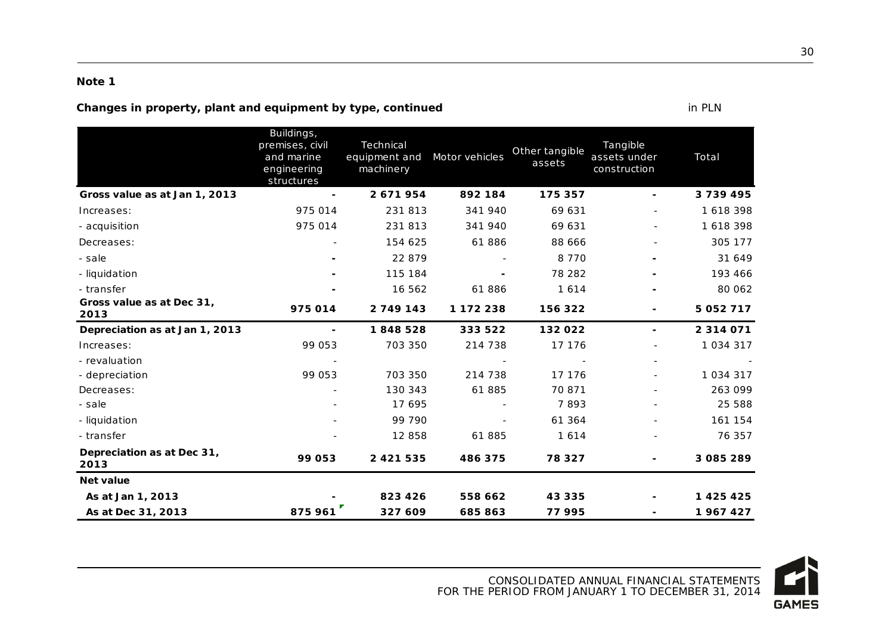**Note 1**

**Changes in property, plant and equipment by type, continued** in PLN

| | Buildings, premises, civil and marine engineering structures | Technical equipment and machinery | Motor vehicles | Other tangible assets | Tangible assets under construction | Total |
|---|---|---|---|---|---|---|
| **Gross value as at Jan 1, 2013** | **-** | **2 671 954** | **892 184** | **175 357** | **-** | **3 739 495** |
| Increases: | 975 014 | 231 813 | 341 940 | 69 631 | - | 1 618 398 |
| - acquisition | 975 014 | 231 813 | 341 940 | 69 631 | - | 1 618 398 |
| Decreases: | - | 154 625 | 61 886 | 88 666 | - | 305 177 |
| - sale | - | 22 879 | - | 8 770 | - | 31 649 |
| - liquidation | - | 115 184 | - | 78 282 | - | 193 466 |
| - transfer | - | 16 562 | 61 886 | 1 614 | - | 80 062 |
| **Gross value as at Dec 31, 2013** | **975 014** | **2 749 143** | **1 172 238** | **156 322** | **-** | **5 052 717** |
| **Depreciation as at Jan 1, 2013** | **-** | **1 848 528** | **333 522** | **132 022** | **-** | **2 314 071** |
| Increases: | 99 053 | 703 350 | 214 738 | 17 176 | - | 1 034 317 |
| - revaluation | - | | - | - | - | - |
| - depreciation | 99 053 | 703 350 | 214 738 | 17 176 | - | 1 034 317 |
| Decreases: | - | 130 343 | 61 885 | 70 871 | - | 263 099 |
| - sale | - | 17 695 | - | 7 893 | - | 25 588 |
| - liquidation | - | 99 790 | - | 61 364 | - | 161 154 |
| - transfer | - | 12 858 | 61 885 | 1 614 | - | 76 357 |
| **Depreciation as at Dec 31, 2013** | **99 053** | **2 421 535** | **486 375** | **78 327** | **-** | **3 085 289** |
| **Net value** | | | | | | |
| **As at Jan 1, 2013** | **-** | **823 426** | **558 662** | **43 335** | **-** | **1 425 425** |
| **As at Dec 31, 2013** | **875 961** | **327 609** | **685 863** | **77 995** | **-** | **1 967 427** |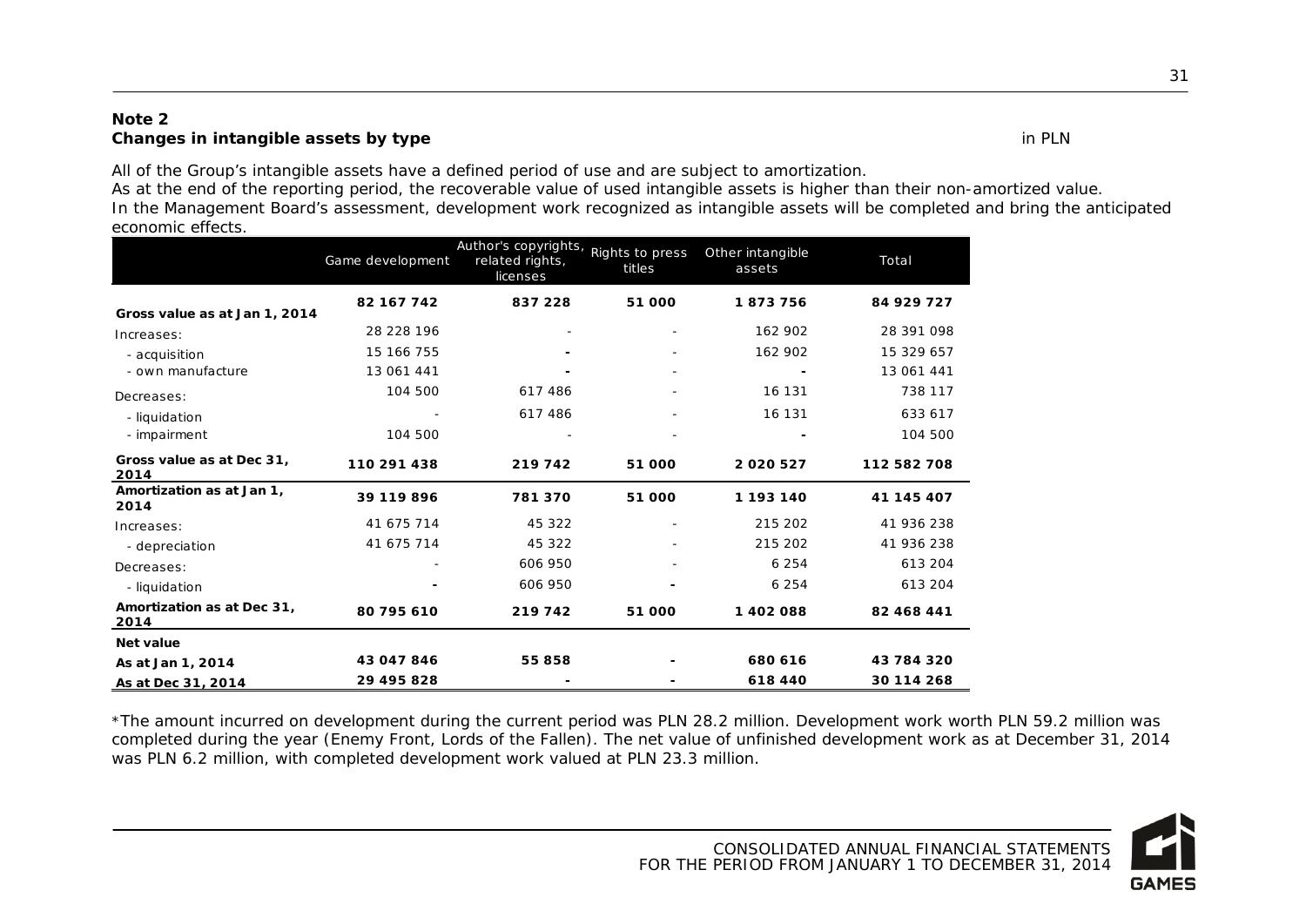**Note 2**
**Changes in intangible assets by type** in PLN

All of the Group's intangible assets have a defined period of use and are subject to amortization.
As at the end of the reporting period, the recoverable value of used intangible assets is higher than their non-amortized value.
In the Management Board's assessment, development work recognized as intangible assets will be completed and bring the anticipated economic effects.

| | Game development | Author's copyrights, related rights, licenses | Rights to press titles | Other intangible assets | Total |
|---|---|---|---|---|---|
| **Gross value as at Jan 1, 2014** | **82 167 742** | **837 228** | **51 000** | **1 873 756** | **84 929 727** |
| Increases: | 28 228 196 | - | - | 162 902 | 28 391 098 |
| - acquisition | 15 166 755 | - | - | 162 902 | 15 329 657 |
| - own manufacture | 13 061 441 | - | - | - | 13 061 441 |
| Decreases: | 104 500 | 617 486 | - | 16 131 | 738 117 |
| - liquidation | - | 617 486 | - | 16 131 | 633 617 |
| - impairment | 104 500 | - | - | - | 104 500 |
| **Gross value as at Dec 31, 2014** | **110 291 438** | **219 742** | **51 000** | **2 020 527** | **112 582 708** |
| **Amortization as at Jan 1, 2014** | **39 119 896** | **781 370** | **51 000** | **1 193 140** | **41 145 407** |
| Increases: | 41 675 714 | 45 322 | - | 215 202 | 41 936 238 |
| - depreciation | 41 675 714 | 45 322 | - | 215 202 | 41 936 238 |
| Decreases: | - | 606 950 | - | 6 254 | 613 204 |
| - liquidation | - | 606 950 | - | 6 254 | 613 204 |
| **Amortization as at Dec 31, 2014** | **80 795 610** | **219 742** | **51 000** | **1 402 088** | **82 468 441** |
| **Net value** | | | | | |
| **As at Jan 1, 2014** | **43 047 846** | **55 858** | **-** | **680 616** | **43 784 320** |
| **As at Dec 31, 2014** | **29 495 828** | **-** | **-** | **618 440** | **30 114 268** |

*The amount incurred on development during the current period was PLN 28.2 million. Development work worth PLN 59.2 million was completed during the year (Enemy Front, Lords of the Fallen). The net value of unfinished development work as at December 31, 2014 was PLN 6.2 million, with completed development work valued at PLN 23.3 million.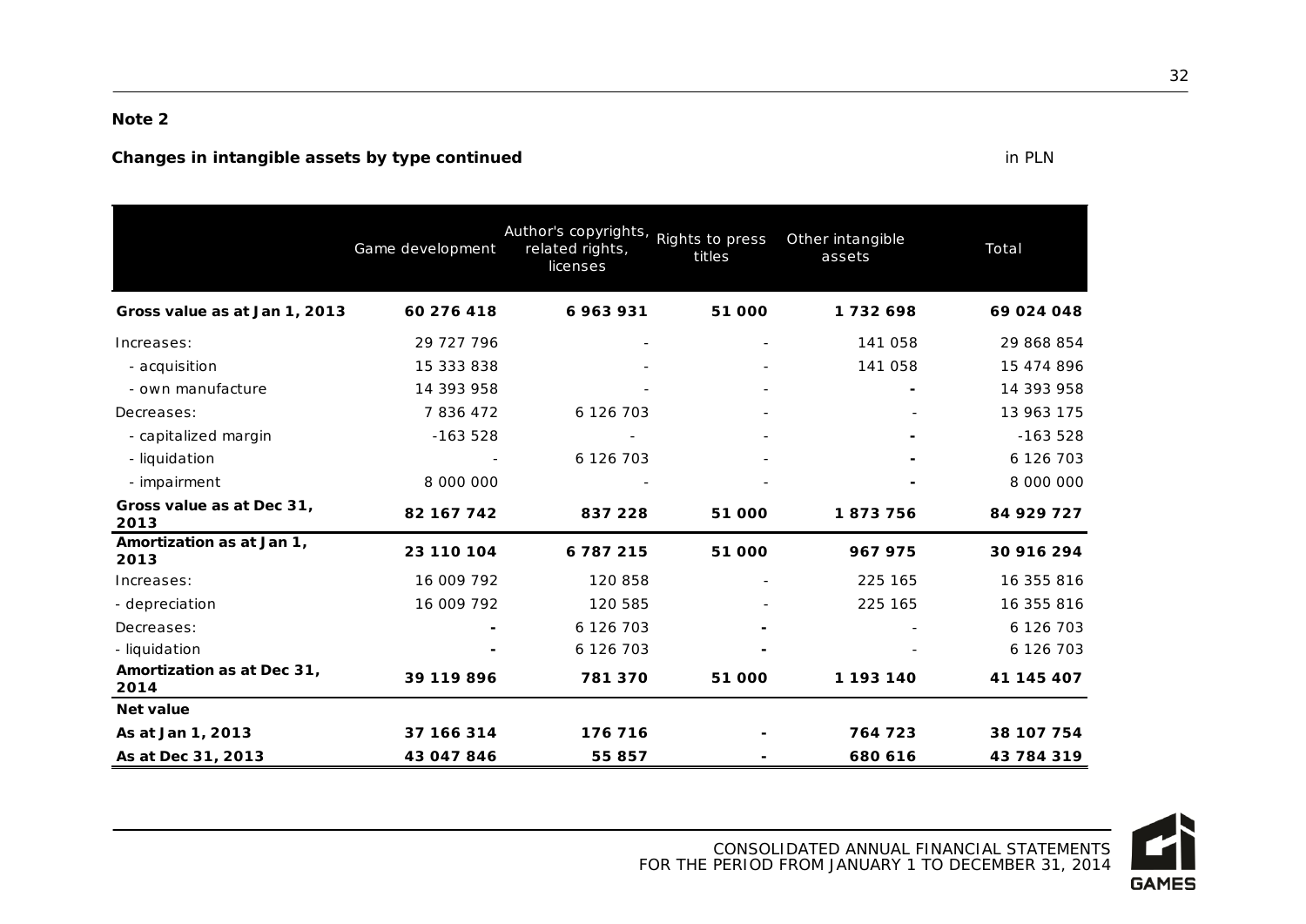**Note 2**

**Changes in intangible assets by type continued** in PLN

| | Game development | Author's copyrights, related rights, licenses | Rights to press titles | Other intangible assets | Total |
|---|---|---|---|---|---|
| **Gross value as at Jan 1, 2013** | **60 276 418** | **6 963 931** | **51 000** | **1 732 698** | **69 024 048** |
| Increases: | 29 727 796 | - | - | 141 058 | 29 868 854 |
| - acquisition | 15 333 838 | - | - | 141 058 | 15 474 896 |
| - own manufacture | 14 393 958 | - | - | - | 14 393 958 |
| Decreases: | 7 836 472 | 6 126 703 | - | - | 13 963 175 |
| - capitalized margin | -163 528 | - | - | - | -163 528 |
| - liquidation | - | 6 126 703 | - | - | 6 126 703 |
| - impairment | 8 000 000 | - | - | - | 8 000 000 |
| **Gross value as at Dec 31, 2013** | **82 167 742** | **837 228** | **51 000** | **1 873 756** | **84 929 727** |
| **Amortization as at Jan 1, 2013** | **23 110 104** | **6 787 215** | **51 000** | **967 975** | **30 916 294** |
| Increases: | 16 009 792 | 120 858 | - | 225 165 | 16 355 816 |
| - depreciation | 16 009 792 | 120 585 | - | 225 165 | 16 355 816 |
| Decreases: | - | 6 126 703 | - | - | 6 126 703 |
| - liquidation | - | 6 126 703 | - | - | 6 126 703 |
| **Amortization as at Dec 31, 2014** | **39 119 896** | **781 370** | **51 000** | **1 193 140** | **41 145 407** |
| **Net value** | | | | | |
| **As at Jan 1, 2013** | **37 166 314** | **176 716** | **-** | **764 723** | **38 107 754** |
| **As at Dec 31, 2013** | **43 047 846** | **55 857** | **-** | **680 616** | **43 784 319** |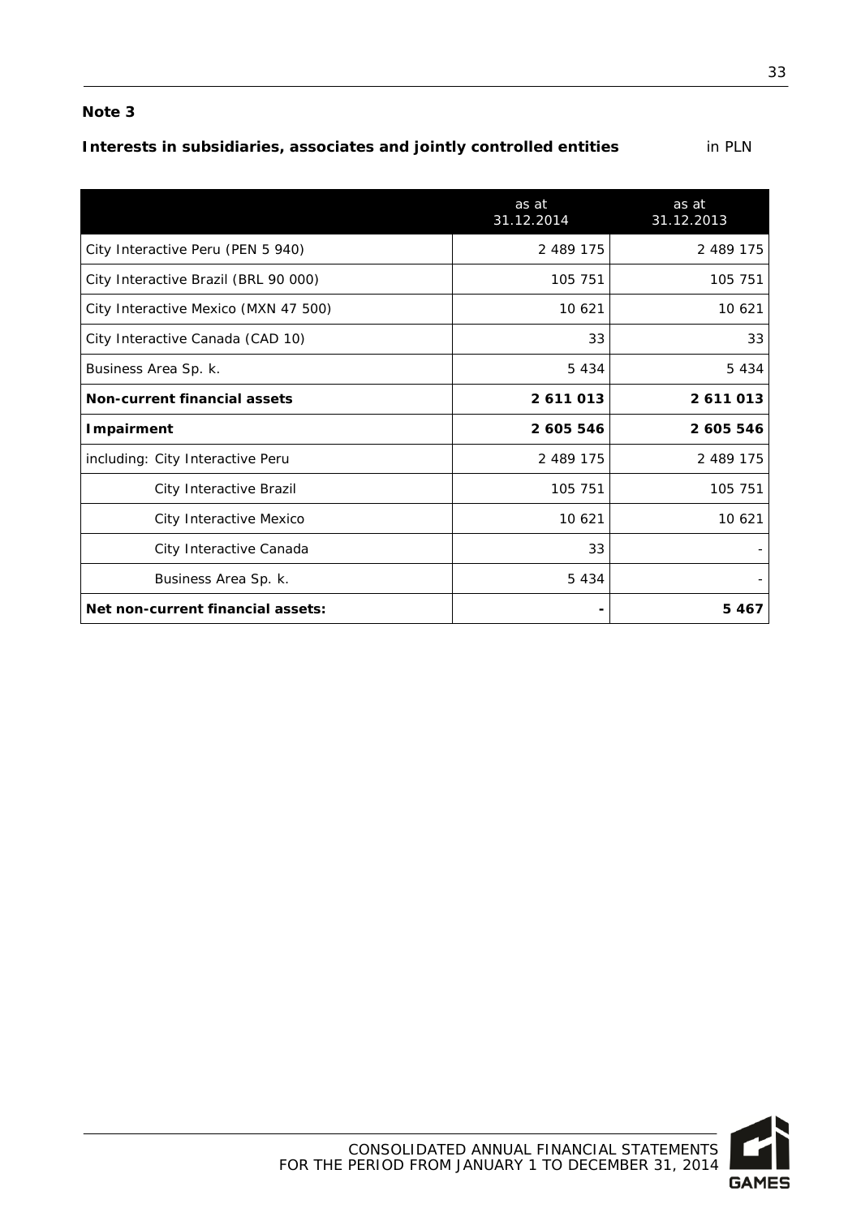**Note 3**

**Interests in subsidiaries, associates and jointly controlled entities** in PLN

| | as at 31.12.2014 | as at 31.12.2013 |
|---|---|---|
| City Interactive Peru (PEN 5 940) | 2 489 175 | 2 489 175 |
| City Interactive Brazil (BRL 90 000) | 105 751 | 105 751 |
| City Interactive Mexico (MXN 47 500) | 10 621 | 10 621 |
| City Interactive Canada (CAD 10) | 33 | 33 |
| Business Area Sp. k. | 5 434 | 5 434 |
| **Non-current financial assets** | **2 611 013** | **2 611 013** |
| **Impairment** | **2 605 546** | **2 605 546** |
| including: City Interactive Peru | 2 489 175 | 2 489 175 |
| City Interactive Brazil | 105 751 | 105 751 |
| City Interactive Mexico | 10 621 | 10 621 |
| City Interactive Canada | 33 | - |
| Business Area Sp. k. | 5 434 | - |
| **Net non-current financial assets:** | **-** | **5 467** |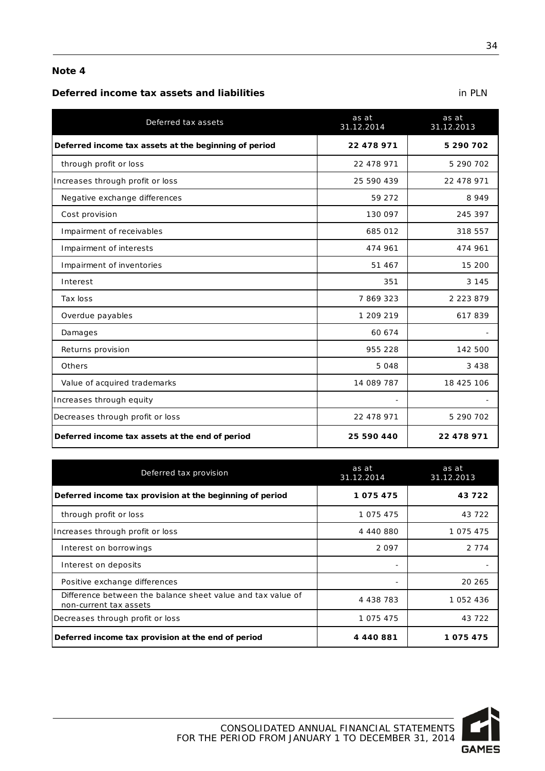## Note 4

### Deferred income tax assets and liabilities

in PLN

| Deferred tax assets | as at 31.12.2014 | as at 31.12.2013 |
|---|---|---|
| **Deferred income tax assets at the beginning of period** | **22 478 971** | **5 290 702** |
| through profit or loss | 22 478 971 | 5 290 702 |
| Increases through profit or loss | 25 590 439 | 22 478 971 |
| Negative exchange differences | 59 272 | 8 949 |
| Cost provision | 130 097 | 245 397 |
| Impairment of receivables | 685 012 | 318 557 |
| Impairment of interests | 474 961 | 474 961 |
| Impairment of inventories | 51 467 | 15 200 |
| Interest | 351 | 3 145 |
| Tax loss | 7 869 323 | 2 223 879 |
| Overdue payables | 1 209 219 | 617 839 |
| Damages | 60 674 | - |
| Returns provision | 955 228 | 142 500 |
| Others | 5 048 | 3 438 |
| Value of acquired trademarks | 14 089 787 | 18 425 106 |
| Increases through equity | - | - |
| Decreases through profit or loss | 22 478 971 | 5 290 702 |
| **Deferred income tax assets at the end of period** | **25 590 440** | **22 478 971** |

| Deferred tax provision | as at 31.12.2014 | as at 31.12.2013 |
|---|---|---|
| **Deferred income tax provision at the beginning of period** | **1 075 475** | **43 722** |
| through profit or loss | 1 075 475 | 43 722 |
| Increases through profit or loss | 4 440 880 | 1 075 475 |
| Interest on borrowings | 2 097 | 2 774 |
| Interest on deposits | - | - |
| Positive exchange differences | - | 20 265 |
| Difference between the balance sheet value and tax value of non-current tax assets | 4 438 783 | 1 052 436 |
| Decreases through profit or loss | 1 075 475 | 43 722 |
| **Deferred income tax provision at the end of period** | **4 440 881** | **1 075 475** |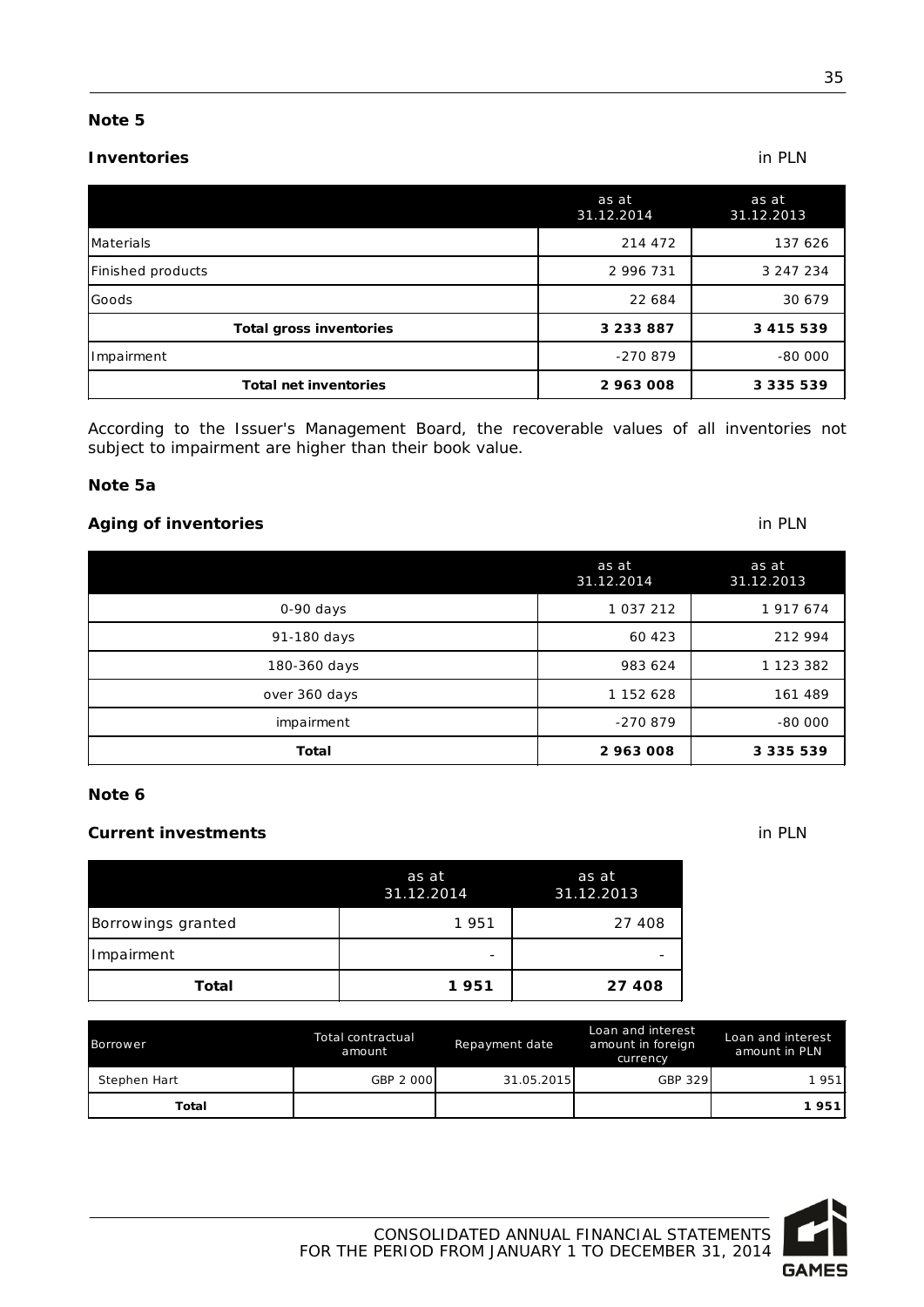## Note 5

**Inventories** in PLN

| | as at 31.12.2014 | as at 31.12.2013 |
|---|---|---|
| Materials | 214 472 | 137 626 |
| Finished products | 2 996 731 | 3 247 234 |
| Goods | 22 684 | 30 679 |
| **Total gross inventories** | **3 233 887** | **3 415 539** |
| Impairment | -270 879 | -80 000 |
| **Total net inventories** | **2 963 008** | **3 335 539** |

According to the Issuer's Management Board, the recoverable values of all inventories not subject to impairment are higher than their book value.

## Note 5a

**Aging of inventories** in PLN

| | as at 31.12.2014 | as at 31.12.2013 |
|---|---|---|
| 0-90 days | 1 037 212 | 1 917 674 |
| 91-180 days | 60 423 | 212 994 |
| 180-360 days | 983 624 | 1 123 382 |
| over 360 days | 1 152 628 | 161 489 |
| impairment | -270 879 | -80 000 |
| **Total** | **2 963 008** | **3 335 539** |

## Note 6

**Current investments** in PLN

| | as at 31.12.2014 | as at 31.12.2013 |
|---|---|---|
| Borrowings granted | 1 951 | 27 408 |
| Impairment | - | - |
| **Total** | **1 951** | **27 408** |

| Borrower | Total contractual amount | Repayment date | Loan and interest amount in foreign currency | Loan and interest amount in PLN |
|---|---|---|---|---|
| Stephen Hart | GBP 2 000 | 31.05.2015 | GBP 329 | 1 951 |
| **Total** | | | | **1 951** |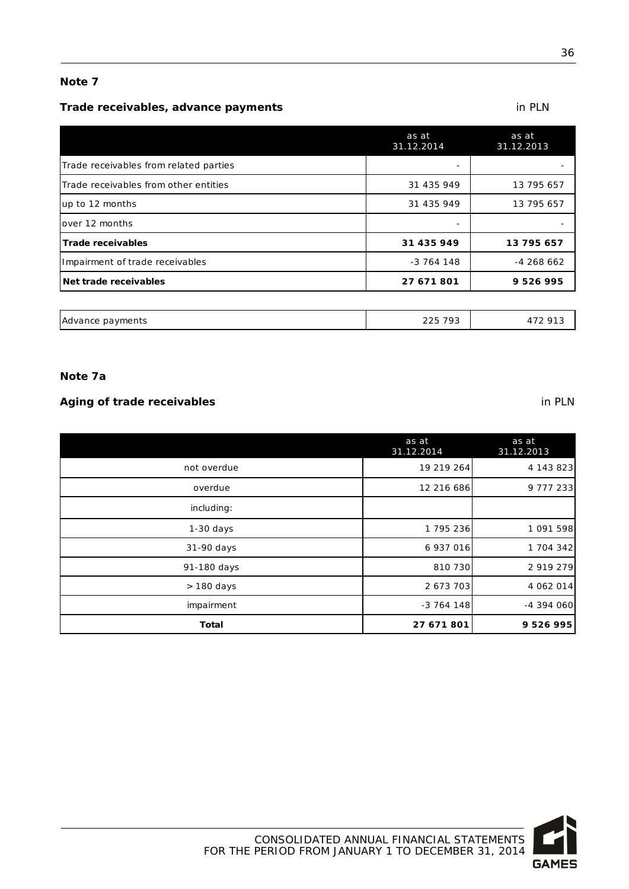**Note 7**

**Trade receivables, advance payments**

in PLN

| | as at 31.12.2014 | as at 31.12.2013 |
|---|---|---|
| Trade receivables from related parties | - | - |
| Trade receivables from other entities | 31 435 949 | 13 795 657 |
| up to 12 months | 31 435 949 | 13 795 657 |
| over 12 months | - | - |
| **Trade receivables** | **31 435 949** | **13 795 657** |
| Impairment of trade receivables | -3 764 148 | -4 268 662 |
| **Net trade receivables** | **27 671 801** | **9 526 995** |

| | | |
|---|---|---|
| Advance payments | 225 793 | 472 913 |

**Note 7a**

**Aging of trade receivables**

in PLN

| | as at 31.12.2014 | as at 31.12.2013 |
|---|---|---|
| not overdue | 19 219 264 | 4 143 823 |
| overdue | 12 216 686 | 9 777 233 |
| including: | | |
| 1-30 days | 1 795 236 | 1 091 598 |
| 31-90 days | 6 937 016 | 1 704 342 |
| 91-180 days | 810 730 | 2 919 279 |
| > 180 days | 2 673 703 | 4 062 014 |
| impairment | -3 764 148 | -4 394 060 |
| **Total** | **27 671 801** | **9 526 995** |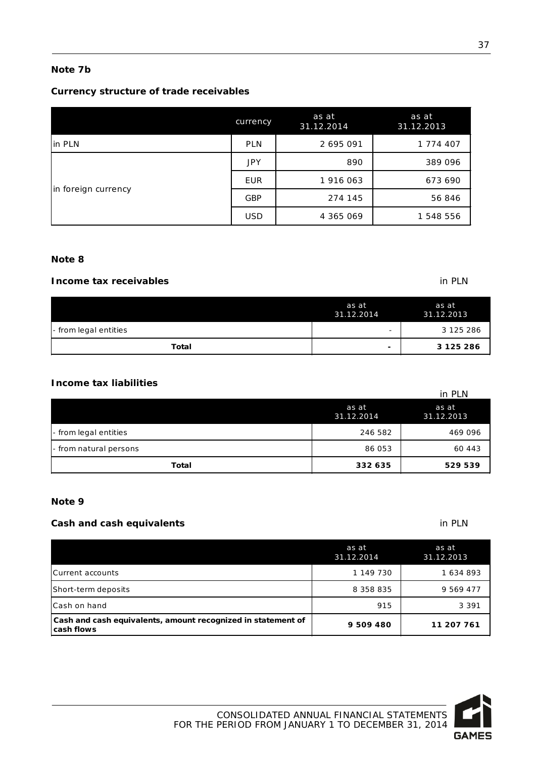**Note 7b**

**Currency structure of trade receivables**

| | currency | as at 31.12.2014 | as at 31.12.2013 |
|---|---|---|---|
| in PLN | PLN | 2 695 091 | 1 774 407 |
| in foreign currency | JPY | 890 | 389 096 |
| | EUR | 1 916 063 | 673 690 |
| | GBP | 274 145 | 56 846 |
| | USD | 4 365 069 | 1 548 556 |

**Note 8**

**Income tax receivables** in PLN

| | as at 31.12.2014 | as at 31.12.2013 |
|---|---|---|
| - from legal entities | - | 3 125 286 |
| **Total** | **-** | **3 125 286** |

**Income tax liabilities**

in PLN

| | as at 31.12.2014 | as at 31.12.2013 |
|---|---|---|
| - from legal entities | 246 582 | 469 096 |
| - from natural persons | 86 053 | 60 443 |
| **Total** | **332 635** | **529 539** |

**Note 9**

**Cash and cash equivalents** in PLN

| | as at 31.12.2014 | as at 31.12.2013 |
|---|---|---|
| Current accounts | 1 149 730 | 1 634 893 |
| Short-term deposits | 8 358 835 | 9 569 477 |
| Cash on hand | 915 | 3 391 |
| **Cash and cash equivalents, amount recognized in statement of cash flows** | **9 509 480** | **11 207 761** |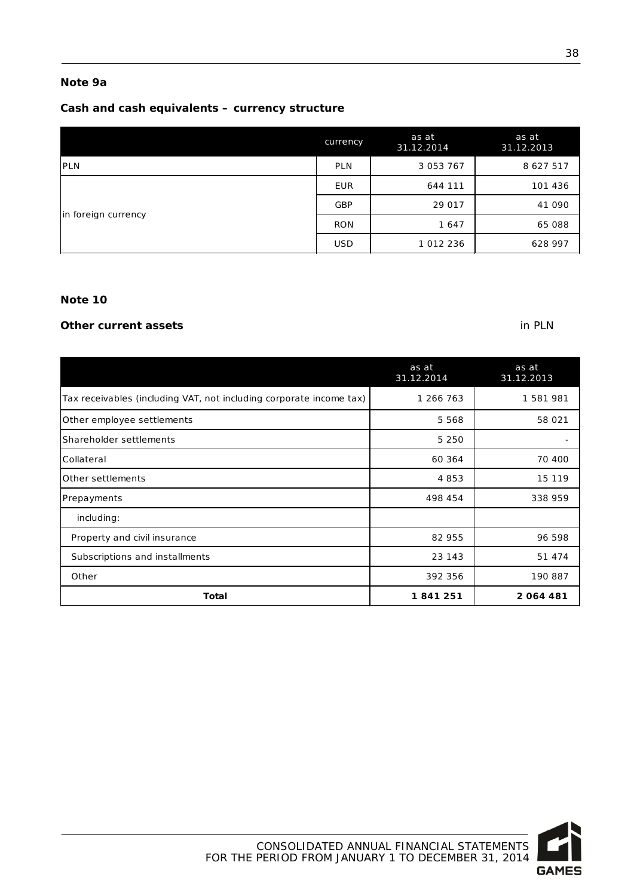## Note 9a

### Cash and cash equivalents – currency structure

| | currency | as at 31.12.2014 | as at 31.12.2013 |
|---|---|---|---|
| PLN | PLN | 3 053 767 | 8 627 517 |
| in foreign currency | EUR | 644 111 | 101 436 |
| | GBP | 29 017 | 41 090 |
| | RON | 1 647 | 65 088 |
| | USD | 1 012 236 | 628 997 |

## Note 10

### Other current assets

in PLN

| | as at 31.12.2014 | as at 31.12.2013 |
|---|---|---|
| Tax receivables (including VAT, not including corporate income tax) | 1 266 763 | 1 581 981 |
| Other employee settlements | 5 568 | 58 021 |
| Shareholder settlements | 5 250 | - |
| Collateral | 60 364 | 70 400 |
| Other settlements | 4 853 | 15 119 |
| Prepayments | 498 454 | 338 959 |
| including: | | |
| Property and civil insurance | 82 955 | 96 598 |
| Subscriptions and installments | 23 143 | 51 474 |
| Other | 392 356 | 190 887 |
| **Total** | **1 841 251** | **2 064 481** |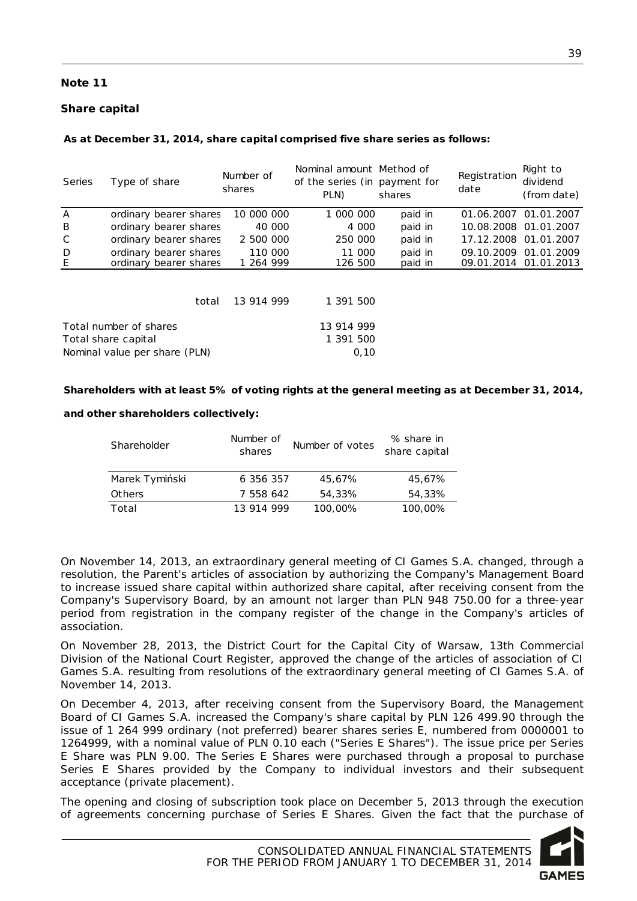## Note 11

### Share capital

**As at December 31, 2014, share capital comprised five share series as follows:**

| Series | Type of share | Number of shares | Nominal amount of the series (in PLN) | Method of payment for shares | Registration date | Right to dividend (from date) |
|---|---|---|---|---|---|---|
| A | ordinary bearer shares | 10 000 000 | 1 000 000 | paid in | 01.06.2007 | 01.01.2007 |
| B | ordinary bearer shares | 40 000 | 4 000 | paid in | 10.08.2008 | 01.01.2007 |
| C | ordinary bearer shares | 2 500 000 | 250 000 | paid in | 17.12.2008 | 01.01.2007 |
| D | ordinary bearer shares | 110 000 | 11 000 | paid in | 09.10.2009 | 01.01.2009 |
| E | ordinary bearer shares | 1 264 999 | 126 500 | paid in | 09.01.2014 | 01.01.2013 |
| | total | 13 914 999 | 1 391 500 | | | |

| | |
|---|---|
| Total number of shares | 13 914 999 |
| Total share capital | 1 391 500 |
| Nominal value per share (PLN) | 0,10 |

**Shareholders with at least 5% of voting rights at the general meeting as at December 31, 2014, and other shareholders collectively:**

| Shareholder | Number of shares | Number of votes | % share in share capital |
|---|---|---|---|
| Marek Tymiński | 6 356 357 | 45,67% | 45,67% |
| Others | 7 558 642 | 54,33% | 54,33% |
| Total | 13 914 999 | 100,00% | 100,00% |

On November 14, 2013, an extraordinary general meeting of CI Games S.A. changed, through a resolution, the Parent's articles of association by authorizing the Company's Management Board to increase issued share capital within authorized share capital, after receiving consent from the Company's Supervisory Board, by an amount not larger than PLN 948 750.00 for a three-year period from registration in the company register of the change in the Company's articles of association.

On November 28, 2013, the District Court for the Capital City of Warsaw, 13th Commercial Division of the National Court Register, approved the change of the articles of association of CI Games S.A. resulting from resolutions of the extraordinary general meeting of CI Games S.A. of November 14, 2013.

On December 4, 2013, after receiving consent from the Supervisory Board, the Management Board of CI Games S.A. increased the Company's share capital by PLN 126 499.90 through the issue of 1 264 999 ordinary (not preferred) bearer shares series E, numbered from 0000001 to 1264999, with a nominal value of PLN 0.10 each ("Series E Shares"). The issue price per Series E Share was PLN 9.00. The Series E Shares were purchased through a proposal to purchase Series E Shares provided by the Company to individual investors and their subsequent acceptance (private placement).

The opening and closing of subscription took place on December 5, 2013 through the execution of agreements concerning purchase of Series E Shares. Given the fact that the purchase of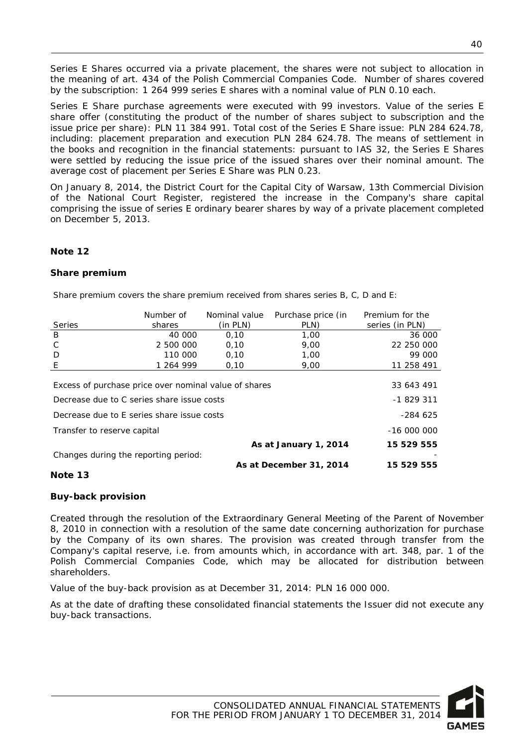Series E Shares occurred via a private placement, the shares were not subject to allocation in the meaning of art. 434 of the Polish Commercial Companies Code. Number of shares covered by the subscription: 1 264 999 series E shares with a nominal value of PLN 0.10 each.

Series E Share purchase agreements were executed with 99 investors. Value of the series E share offer (constituting the product of the number of shares subject to subscription and the issue price per share): PLN 11 384 991. Total cost of the Series E Share issue: PLN 284 624.78, including: placement preparation and execution PLN 284 624.78. The means of settlement in the books and recognition in the financial statements: pursuant to IAS 32, the Series E Shares were settled by reducing the issue price of the issued shares over their nominal amount. The average cost of placement per Series E Share was PLN 0.23.

On January 8, 2014, the District Court for the Capital City of Warsaw, 13th Commercial Division of the National Court Register, registered the increase in the Company's share capital comprising the issue of series E ordinary bearer shares by way of a private placement completed on December 5, 2013.

## Note 12

### Share premium

Share premium covers the share premium received from shares series B, C, D and E:

| Series | Number of shares | Nominal value (in PLN) | Purchase price (in PLN) | Premium for the series (in PLN) |
|---|---|---|---|---|
| B | 40 000 | 0,10 | 1,00 | 36 000 |
| C | 2 500 000 | 0,10 | 9,00 | 22 250 000 |
| D | 110 000 | 0,10 | 1,00 | 99 000 |
| E | 1 264 999 | 0,10 | 9,00 | 11 258 491 |
| Excess of purchase price over nominal value of shares | | | | 33 643 491 |
| Decrease due to C series share issue costs | | | | -1 829 311 |
| Decrease due to E series share issue costs | | | | -284 625 |
| Transfer to reserve capital | | | | -16 000 000 |
| | | | **As at January 1, 2014** | **15 529 555** |
| Changes during the reporting period: | | | | - |
| | | | **As at December 31, 2014** | **15 529 555** |

## Note 13

### Buy-back provision

Created through the resolution of the Extraordinary General Meeting of the Parent of November 8, 2010 in connection with a resolution of the same date concerning authorization for purchase by the Company of its own shares. The provision was created through transfer from the Company's capital reserve, i.e. from amounts which, in accordance with art. 348, par. 1 of the Polish Commercial Companies Code, which may be allocated for distribution between shareholders.

Value of the buy-back provision as at December 31, 2014: PLN 16 000 000.

As at the date of drafting these consolidated financial statements the Issuer did not execute any buy-back transactions.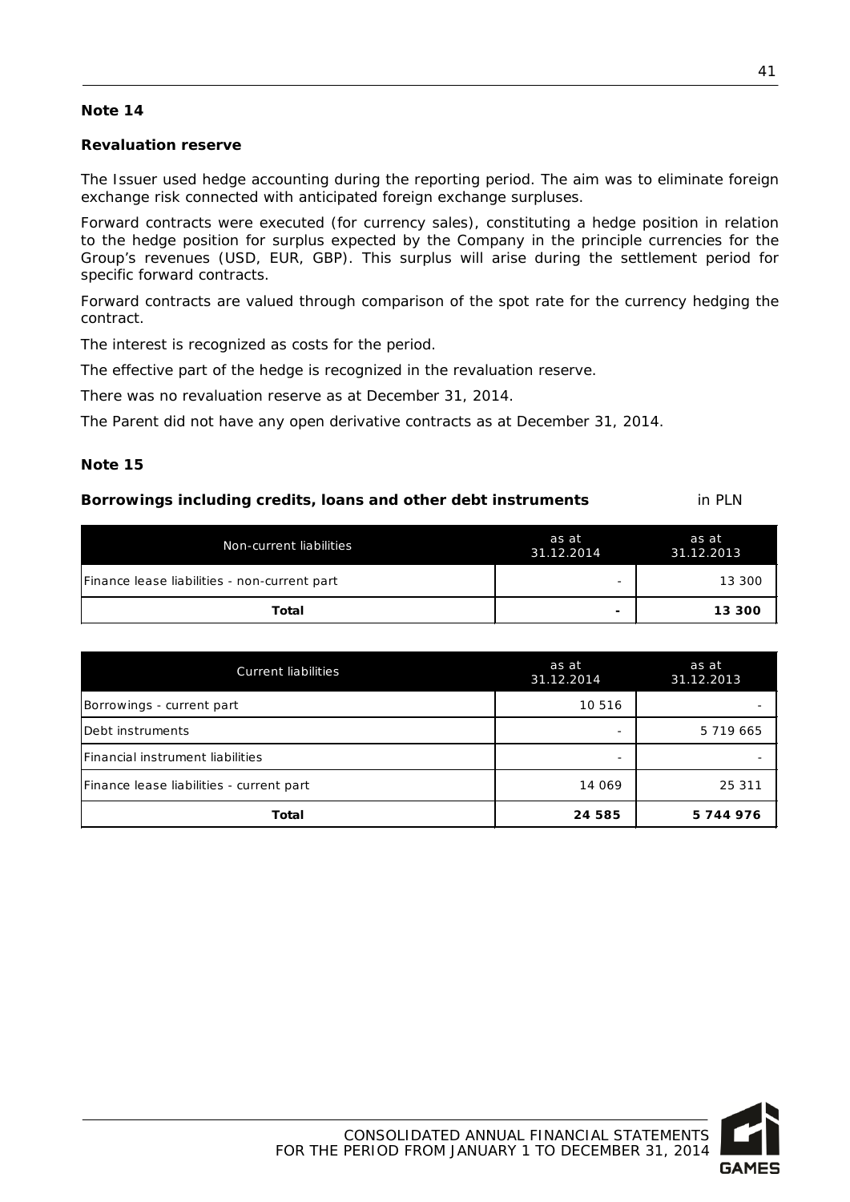## Note 14

**Revaluation reserve**

The Issuer used hedge accounting during the reporting period. The aim was to eliminate foreign exchange risk connected with anticipated foreign exchange surpluses.

Forward contracts were executed (for currency sales), constituting a hedge position in relation to the hedge position for surplus expected by the Company in the principle currencies for the Group's revenues (USD, EUR, GBP). This surplus will arise during the settlement period for specific forward contracts.

Forward contracts are valued through comparison of the spot rate for the currency hedging the contract.

The interest is recognized as costs for the period.

The effective part of the hedge is recognized in the revaluation reserve.

There was no revaluation reserve as at December 31, 2014.

The Parent did not have any open derivative contracts as at December 31, 2014.

## Note 15

**Borrowings including credits, loans and other debt instruments** in PLN

| Non-current liabilities | as at 31.12.2014 | as at 31.12.2013 |
|---|---|---|
| Finance lease liabilities - non-current part | - | 13 300 |
| **Total** | **-** | **13 300** |

| Current liabilities | as at 31.12.2014 | as at 31.12.2013 |
|---|---|---|
| Borrowings - current part | 10 516 | - |
| Debt instruments | - | 5 719 665 |
| Financial instrument liabilities | - | - |
| Finance lease liabilities - current part | 14 069 | 25 311 |
| **Total** | **24 585** | **5 744 976** |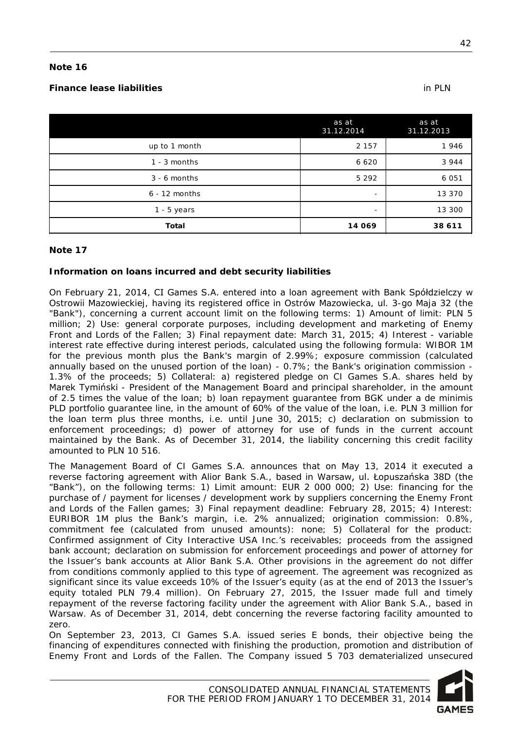**Note 16**

**Finance lease liabilities** in PLN

| | as at 31.12.2014 | as at 31.12.2013 |
|---|---|---|
| up to 1 month | 2 157 | 1 946 |
| 1 - 3 months | 6 620 | 3 944 |
| 3 - 6 months | 5 292 | 6 051 |
| 6 - 12 months | - | 13 370 |
| 1 - 5 years | - | 13 300 |
| **Total** | **14 069** | **38 611** |

**Note 17**

**Information on loans incurred and debt security liabilities**

On February 21, 2014, CI Games S.A. entered into a loan agreement with Bank Spółdzielczy w Ostrowii Mazowieckiej, having its registered office in Ostrów Mazowiecka, ul. 3-go Maja 32 (the "Bank"), concerning a current account limit on the following terms: 1) Amount of limit: PLN 5 million; 2) Use: general corporate purposes, including development and marketing of Enemy Front and Lords of the Fallen; 3) Final repayment date: March 31, 2015; 4) Interest - variable interest rate effective during interest periods, calculated using the following formula: WIBOR 1M for the previous month plus the Bank's margin of 2.99%; exposure commission (calculated annually based on the unused portion of the loan) - 0.7%; the Bank's origination commission - 1.3% of the proceeds; 5) Collateral: a) registered pledge on CI Games S.A. shares held by Marek Tymiński - President of the Management Board and principal shareholder, in the amount of 2.5 times the value of the loan; b) loan repayment guarantee from BGK under a de minimis PLD portfolio guarantee line, in the amount of 60% of the value of the loan, i.e. PLN 3 million for the loan term plus three months, i.e. until June 30, 2015; c) declaration on submission to enforcement proceedings; d) power of attorney for use of funds in the current account maintained by the Bank. As of December 31, 2014, the liability concerning this credit facility amounted to PLN 10 516.

The Management Board of CI Games S.A. announces that on May 13, 2014 it executed a reverse factoring agreement with Alior Bank S.A., based in Warsaw, ul. Łopuszańska 38D (the "Bank"), on the following terms: 1) Limit amount: EUR 2 000 000; 2) Use: financing for the purchase of / payment for licenses / development work by suppliers concerning the Enemy Front and Lords of the Fallen games; 3) Final repayment deadline: February 28, 2015; 4) Interest: EURIBOR 1M plus the Bank's margin, i.e. 2% annualized; origination commission: 0.8%, commitment fee (calculated from unused amounts): none; 5) Collateral for the product: Confirmed assignment of City Interactive USA Inc.'s receivables; proceeds from the assigned bank account; declaration on submission for enforcement proceedings and power of attorney for the Issuer's bank accounts at Alior Bank S.A. Other provisions in the agreement do not differ from conditions commonly applied to this type of agreement. The agreement was recognized as significant since its value exceeds 10% of the Issuer's equity (as at the end of 2013 the Issuer's equity totaled PLN 79.4 million). On February 27, 2015, the Issuer made full and timely repayment of the reverse factoring facility under the agreement with Alior Bank S.A., based in Warsaw. As of December 31, 2014, debt concerning the reverse factoring facility amounted to zero.

On September 23, 2013, CI Games S.A. issued series E bonds, their objective being the financing of expenditures connected with finishing the production, promotion and distribution of Enemy Front and Lords of the Fallen. The Company issued 5 703 dematerialized unsecured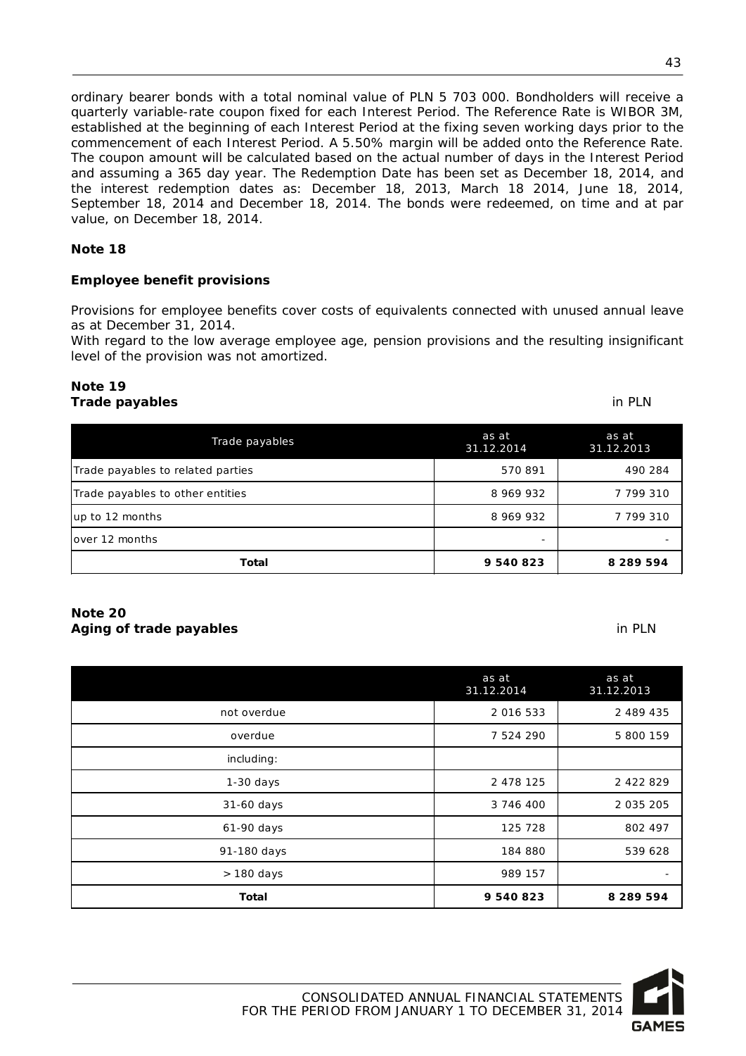ordinary bearer bonds with a total nominal value of PLN 5 703 000. Bondholders will receive a quarterly variable-rate coupon fixed for each Interest Period. The Reference Rate is WIBOR 3M, established at the beginning of each Interest Period at the fixing seven working days prior to the commencement of each Interest Period. A 5.50% margin will be added onto the Reference Rate. The coupon amount will be calculated based on the actual number of days in the Interest Period and assuming a 365 day year. The Redemption Date has been set as December 18, 2014, and the interest redemption dates as: December 18, 2013, March 18 2014, June 18, 2014, September 18, 2014 and December 18, 2014. The bonds were redeemed, on time and at par value, on December 18, 2014.

**Note 18**

**Employee benefit provisions**

Provisions for employee benefits cover costs of equivalents connected with unused annual leave as at December 31, 2014.
With regard to the low average employee age, pension provisions and the resulting insignificant level of the provision was not amortized.

**Note 19**
**Trade payables** in PLN

| Trade payables | as at 31.12.2014 | as at 31.12.2013 |
|---|---|---|
| Trade payables to related parties | 570 891 | 490 284 |
| Trade payables to other entities | 8 969 932 | 7 799 310 |
| up to 12 months | 8 969 932 | 7 799 310 |
| over 12 months | - | - |
| **Total** | **9 540 823** | **8 289 594** |

**Note 20**
**Aging of trade payables** in PLN

| | as at 31.12.2014 | as at 31.12.2013 |
|---|---|---|
| not overdue | 2 016 533 | 2 489 435 |
| overdue | 7 524 290 | 5 800 159 |
| including: | | |
| 1-30 days | 2 478 125 | 2 422 829 |
| 31-60 days | 3 746 400 | 2 035 205 |
| 61-90 days | 125 728 | 802 497 |
| 91-180 days | 184 880 | 539 628 |
| > 180 days | 989 157 | - |
| **Total** | **9 540 823** | **8 289 594** |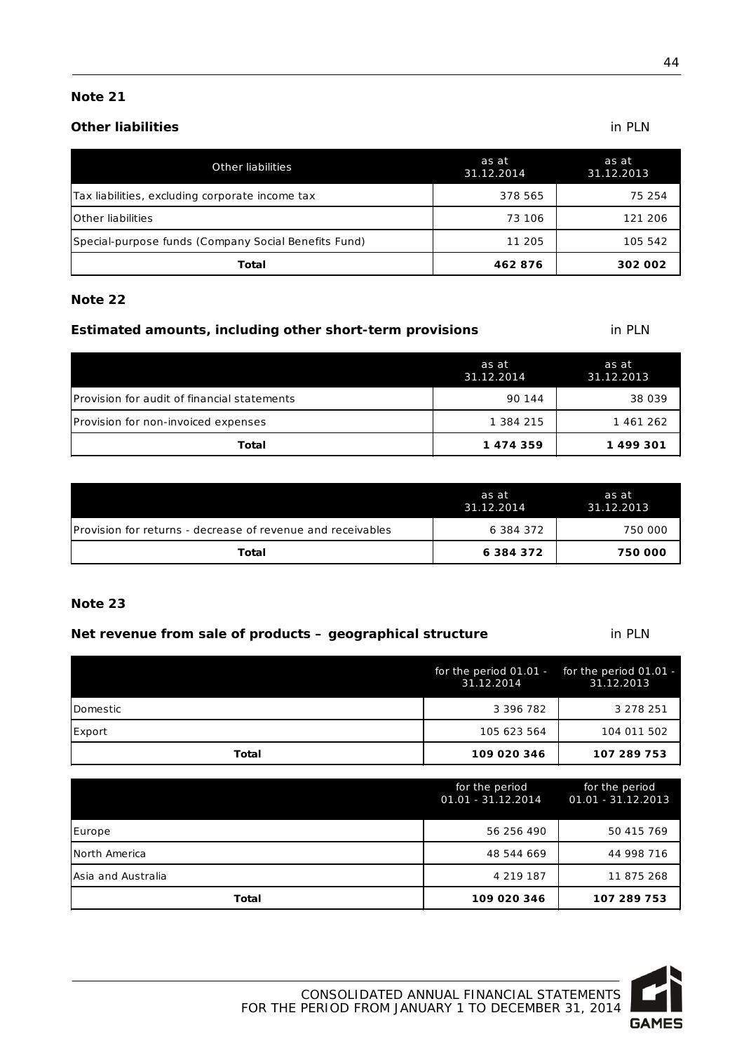## Note 21

**Other liabilities** in PLN

| Other liabilities | as at 31.12.2014 | as at 31.12.2013 |
|---|---|---|
| Tax liabilities, excluding corporate income tax | 378 565 | 75 254 |
| Other liabilities | 73 106 | 121 206 |
| Special-purpose funds (Company Social Benefits Fund) | 11 205 | 105 542 |
| **Total** | **462 876** | **302 002** |

## Note 22

**Estimated amounts, including other short-term provisions** in PLN

| | as at 31.12.2014 | as at 31.12.2013 |
|---|---|---|
| Provision for audit of financial statements | 90 144 | 38 039 |
| Provision for non-invoiced expenses | 1 384 215 | 1 461 262 |
| **Total** | **1 474 359** | **1 499 301** |

| | as at 31.12.2014 | as at 31.12.2013 |
|---|---|---|
| Provision for returns - decrease of revenue and receivables | 6 384 372 | 750 000 |
| **Total** | **6 384 372** | **750 000** |

## Note 23

**Net revenue from sale of products – geographical structure** in PLN

| | for the period 01.01 - 31.12.2014 | for the period 01.01 - 31.12.2013 |
|---|---|---|
| Domestic | 3 396 782 | 3 278 251 |
| Export | 105 623 564 | 104 011 502 |
| **Total** | **109 020 346** | **107 289 753** |

| | for the period 01.01 - 31.12.2014 | for the period 01.01 - 31.12.2013 |
|---|---|---|
| Europe | 56 256 490 | 50 415 769 |
| North America | 48 544 669 | 44 998 716 |
| Asia and Australia | 4 219 187 | 11 875 268 |
| **Total** | **109 020 346** | **107 289 753** |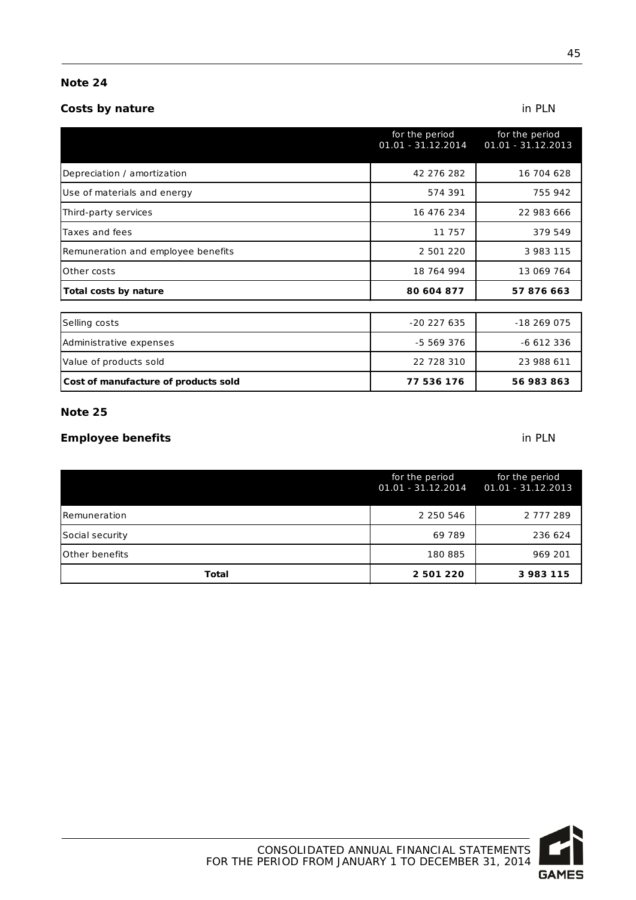## Note 24

### Costs by nature

in PLN

| | for the period 01.01 - 31.12.2014 | for the period 01.01 - 31.12.2013 |
|---|---|---|
| Depreciation / amortization | 42 276 282 | 16 704 628 |
| Use of materials and energy | 574 391 | 755 942 |
| Third-party services | 16 476 234 | 22 983 666 |
| Taxes and fees | 11 757 | 379 549 |
| Remuneration and employee benefits | 2 501 220 | 3 983 115 |
| Other costs | 18 764 994 | 13 069 764 |
| **Total costs by nature** | **80 604 877** | **57 876 663** |
| Selling costs | -20 227 635 | -18 269 075 |
| Administrative expenses | -5 569 376 | -6 612 336 |
| Value of products sold | 22 728 310 | 23 988 611 |
| **Cost of manufacture of products sold** | **77 536 176** | **56 983 863** |

## Note 25

### Employee benefits

in PLN

| | for the period 01.01 - 31.12.2014 | for the period 01.01 - 31.12.2013 |
|---|---|---|
| Remuneration | 2 250 546 | 2 777 289 |
| Social security | 69 789 | 236 624 |
| Other benefits | 180 885 | 969 201 |
| **Total** | **2 501 220** | **3 983 115** |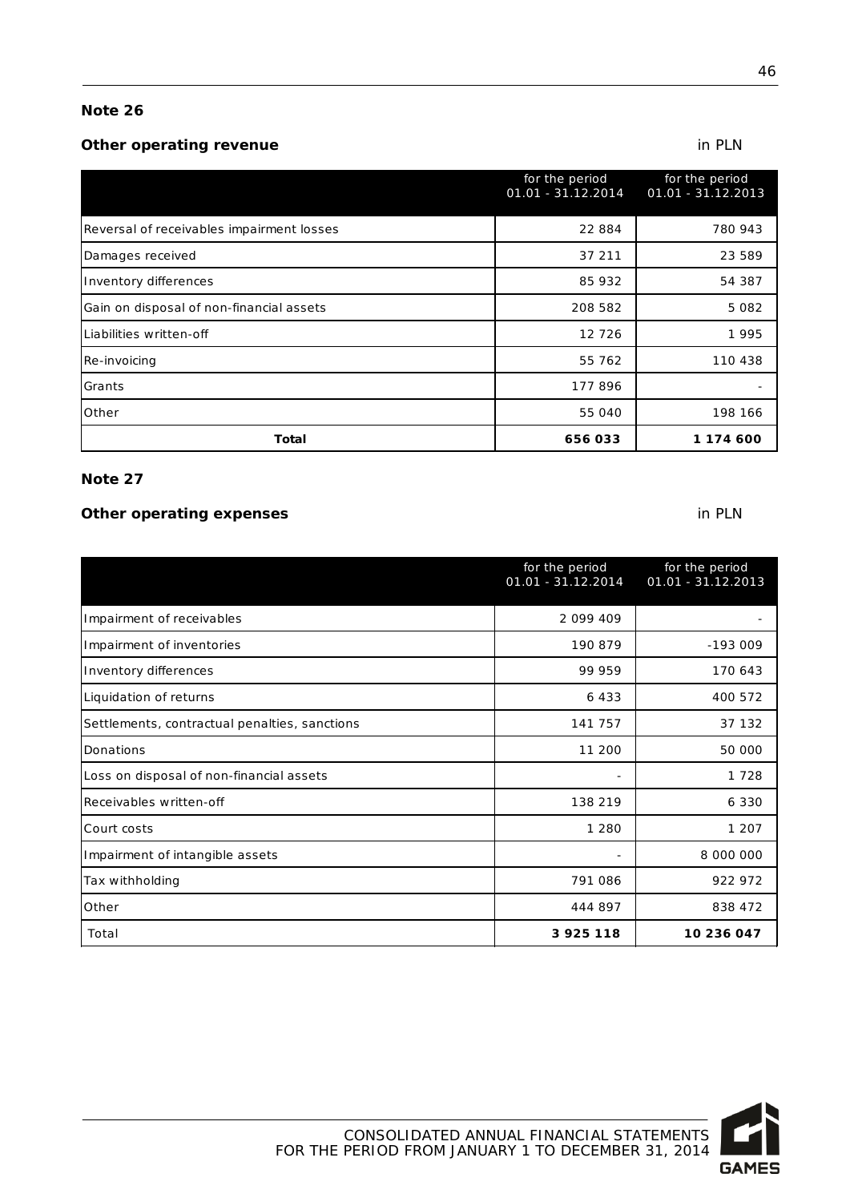## Note 26

### Other operating revenue

in PLN

| | for the period 01.01 - 31.12.2014 | for the period 01.01 - 31.12.2013 |
|---|---|---|
| Reversal of receivables impairment losses | 22 884 | 780 943 |
| Damages received | 37 211 | 23 589 |
| Inventory differences | 85 932 | 54 387 |
| Gain on disposal of non-financial assets | 208 582 | 5 082 |
| Liabilities written-off | 12 726 | 1 995 |
| Re-invoicing | 55 762 | 110 438 |
| Grants | 177 896 | - |
| Other | 55 040 | 198 166 |
| **Total** | **656 033** | **1 174 600** |

## Note 27

### Other operating expenses

in PLN

| | for the period 01.01 - 31.12.2014 | for the period 01.01 - 31.12.2013 |
|---|---|---|
| Impairment of receivables | 2 099 409 | - |
| Impairment of inventories | 190 879 | -193 009 |
| Inventory differences | 99 959 | 170 643 |
| Liquidation of returns | 6 433 | 400 572 |
| Settlements, contractual penalties, sanctions | 141 757 | 37 132 |
| Donations | 11 200 | 50 000 |
| Loss on disposal of non-financial assets | - | 1 728 |
| Receivables written-off | 138 219 | 6 330 |
| Court costs | 1 280 | 1 207 |
| Impairment of intangible assets | - | 8 000 000 |
| Tax withholding | 791 086 | 922 972 |
| Other | 444 897 | 838 472 |
| Total | **3 925 118** | **10 236 047** |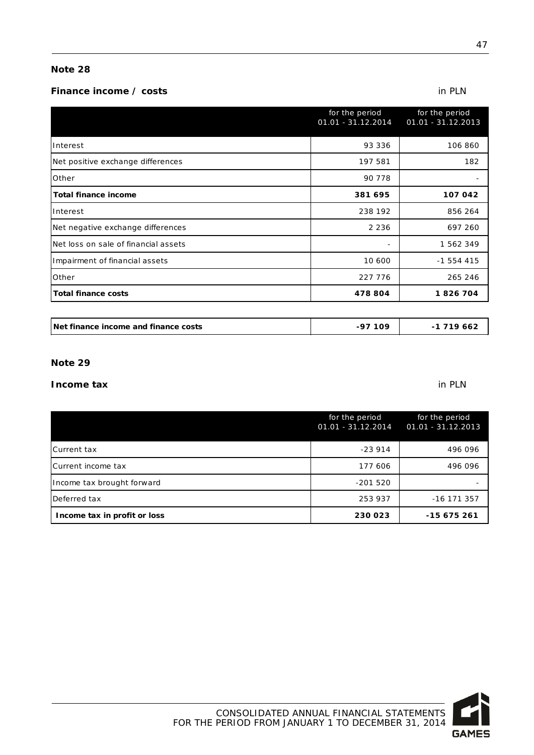## Note 28

### Finance income / costs

in PLN

| | for the period 01.01 - 31.12.2014 | for the period 01.01 - 31.12.2013 |
|---|---|---|
| Interest | 93 336 | 106 860 |
| Net positive exchange differences | 197 581 | 182 |
| Other | 90 778 | - |
| **Total finance income** | **381 695** | **107 042** |
| Interest | 238 192 | 856 264 |
| Net negative exchange differences | 2 236 | 697 260 |
| Net loss on sale of financial assets | - | 1 562 349 |
| Impairment of financial assets | 10 600 | -1 554 415 |
| Other | 227 776 | 265 246 |
| **Total finance costs** | **478 804** | **1 826 704** |
| | | |
| **Net finance income and finance costs** | **-97 109** | **-1 719 662** |

## Note 29

### Income tax

in PLN

| | for the period 01.01 - 31.12.2014 | for the period 01.01 - 31.12.2013 |
|---|---|---|
| Current tax | -23 914 | 496 096 |
| Current income tax | 177 606 | 496 096 |
| Income tax brought forward | -201 520 | - |
| Deferred tax | 253 937 | -16 171 357 |
| **Income tax in profit or loss** | **230 023** | **-15 675 261** |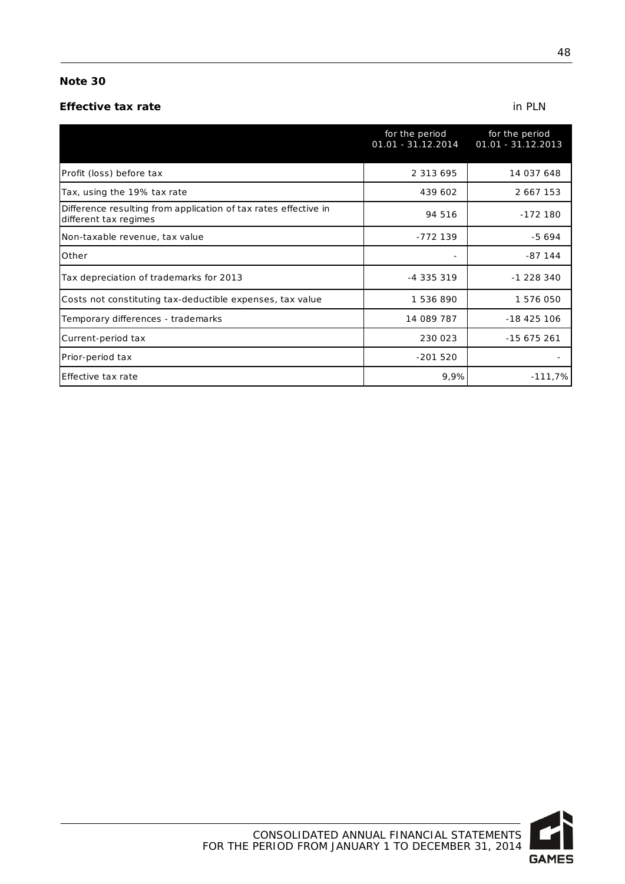## Note 30

### Effective tax rate

in PLN

| | for the period 01.01 - 31.12.2014 | for the period 01.01 - 31.12.2013 |
|---|---|---|
| Profit (loss) before tax | 2 313 695 | 14 037 648 |
| Tax, using the 19% tax rate | 439 602 | 2 667 153 |
| Difference resulting from application of tax rates effective in different tax regimes | 94 516 | -172 180 |
| Non-taxable revenue, tax value | -772 139 | -5 694 |
| Other | - | -87 144 |
| Tax depreciation of trademarks for 2013 | -4 335 319 | -1 228 340 |
| Costs not constituting tax-deductible expenses, tax value | 1 536 890 | 1 576 050 |
| Temporary differences - trademarks | 14 089 787 | -18 425 106 |
| Current-period tax | 230 023 | -15 675 261 |
| Prior-period tax | -201 520 | - |
| Effective tax rate | 9,9% | -111,7% |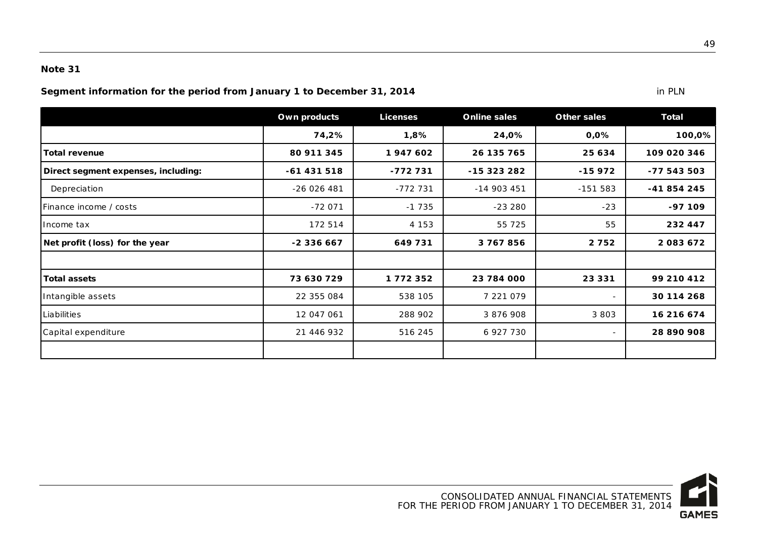**Note 31**

**Segment information for the period from January 1 to December 31, 2014** in PLN

| | Own products | Licenses | Online sales | Other sales | Total |
|---|---|---|---|---|---|
| | **74,2%** | **1,8%** | **24,0%** | **0,0%** | **100,0%** |
| **Total revenue** | **80 911 345** | **1 947 602** | **26 135 765** | **25 634** | **109 020 346** |
| **Direct segment expenses, including:** | **-61 431 518** | **-772 731** | **-15 323 282** | **-15 972** | **-77 543 503** |
| Depreciation | -26 026 481 | -772 731 | -14 903 451 | -151 583 | **-41 854 245** |
| Finance income / costs | -72 071 | -1 735 | -23 280 | -23 | **-97 109** |
| Income tax | 172 514 | 4 153 | 55 725 | 55 | **232 447** |
| **Net profit (loss) for the year** | **-2 336 667** | **649 731** | **3 767 856** | **2 752** | **2 083 672** |
| | | | | | |
| **Total assets** | **73 630 729** | **1 772 352** | **23 784 000** | **23 331** | **99 210 412** |
| Intangible assets | 22 355 084 | 538 105 | 7 221 079 | - | **30 114 268** |
| Liabilities | 12 047 061 | 288 902 | 3 876 908 | 3 803 | **16 216 674** |
| Capital expenditure | 21 446 932 | 516 245 | 6 927 730 | - | **28 890 908** |
| | | | | | |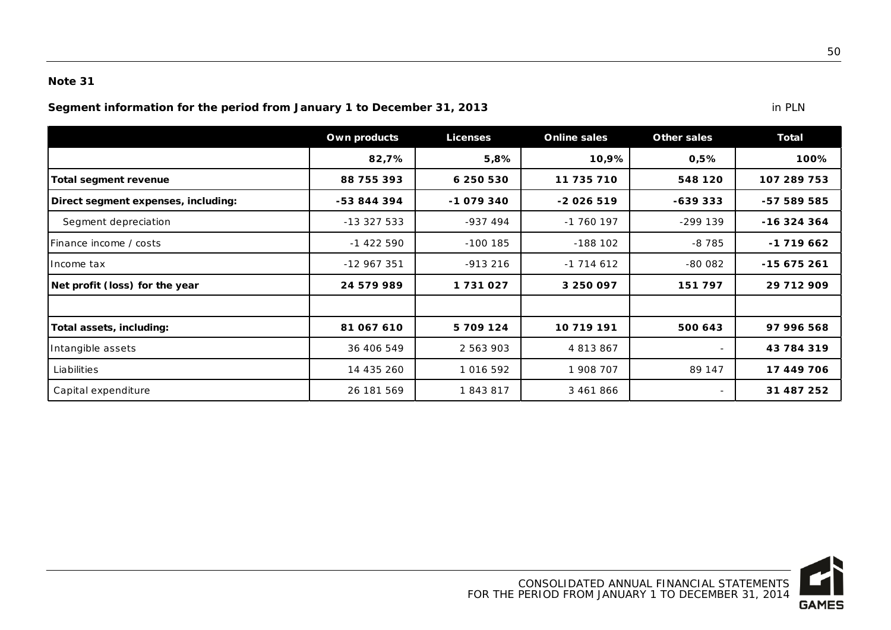**Note 31**

**Segment information for the period from January 1 to December 31, 2013** in PLN

| | Own products | Licenses | Online sales | Other sales | Total |
|---|---|---|---|---|---|
| | **82,7%** | **5,8%** | **10,9%** | **0,5%** | **100%** |
| **Total segment revenue** | **88 755 393** | **6 250 530** | **11 735 710** | **548 120** | **107 289 753** |
| **Direct segment expenses, including:** | **-53 844 394** | **-1 079 340** | **-2 026 519** | **-639 333** | **-57 589 585** |
| Segment depreciation | -13 327 533 | -937 494 | -1 760 197 | -299 139 | **-16 324 364** |
| Finance income / costs | -1 422 590 | -100 185 | -188 102 | -8 785 | **-1 719 662** |
| Income tax | -12 967 351 | -913 216 | -1 714 612 | -80 082 | **-15 675 261** |
| **Net profit (loss) for the year** | **24 579 989** | **1 731 027** | **3 250 097** | **151 797** | **29 712 909** |
| | | | | | |
| **Total assets, including:** | **81 067 610** | **5 709 124** | **10 719 191** | **500 643** | **97 996 568** |
| Intangible assets | 36 406 549 | 2 563 903 | 4 813 867 | - | **43 784 319** |
| Liabilities | 14 435 260 | 1 016 592 | 1 908 707 | 89 147 | **17 449 706** |
| Capital expenditure | 26 181 569 | 1 843 817 | 3 461 866 | - | **31 487 252** |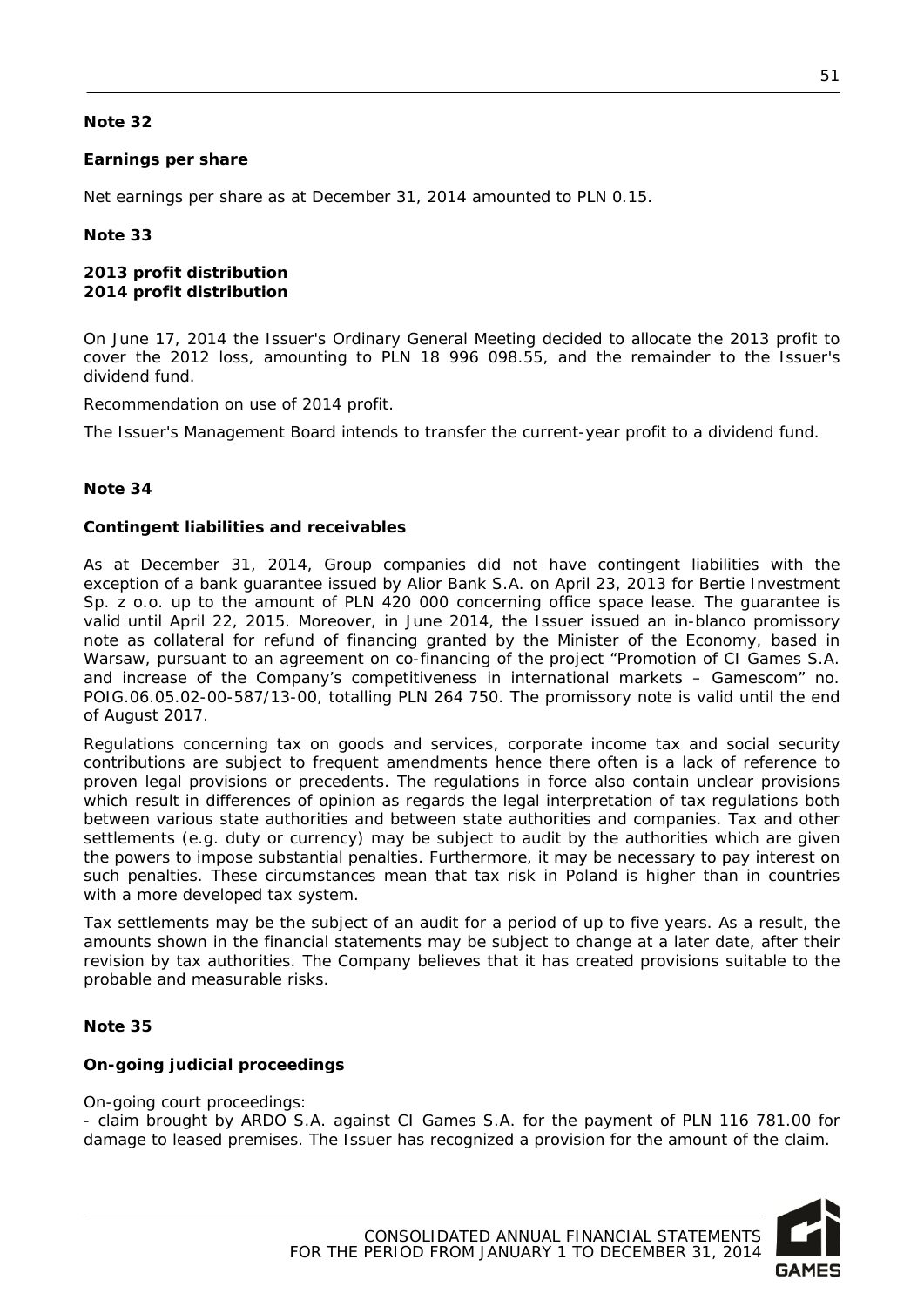**Note 32**

**Earnings per share**

Net earnings per share as at December 31, 2014 amounted to PLN 0.15.

**Note 33**

**2013 profit distribution**
**2014 profit distribution**

On June 17, 2014 the Issuer's Ordinary General Meeting decided to allocate the 2013 profit to cover the 2012 loss, amounting to PLN 18 996 098.55, and the remainder to the Issuer's dividend fund.

Recommendation on use of 2014 profit.

The Issuer's Management Board intends to transfer the current-year profit to a dividend fund.

**Note 34**

**Contingent liabilities and receivables**

As at December 31, 2014, Group companies did not have contingent liabilities with the exception of a bank guarantee issued by Alior Bank S.A. on April 23, 2013 for Bertie Investment Sp. z o.o. up to the amount of PLN 420 000 concerning office space lease. The guarantee is valid until April 22, 2015. Moreover, in June 2014, the Issuer issued an in-blanco promissory note as collateral for refund of financing granted by the Minister of the Economy, based in Warsaw, pursuant to an agreement on co-financing of the project "Promotion of CI Games S.A. and increase of the Company's competitiveness in international markets – Gamescom" no. POIG.06.05.02-00-587/13-00, totalling PLN 264 750. The promissory note is valid until the end of August 2017.

Regulations concerning tax on goods and services, corporate income tax and social security contributions are subject to frequent amendments hence there often is a lack of reference to proven legal provisions or precedents. The regulations in force also contain unclear provisions which result in differences of opinion as regards the legal interpretation of tax regulations both between various state authorities and between state authorities and companies. Tax and other settlements (e.g. duty or currency) may be subject to audit by the authorities which are given the powers to impose substantial penalties. Furthermore, it may be necessary to pay interest on such penalties. These circumstances mean that tax risk in Poland is higher than in countries with a more developed tax system.

Tax settlements may be the subject of an audit for a period of up to five years. As a result, the amounts shown in the financial statements may be subject to change at a later date, after their revision by tax authorities. The Company believes that it has created provisions suitable to the probable and measurable risks.

**Note 35**

**On-going judicial proceedings**

On-going court proceedings:
- claim brought by ARDO S.A. against CI Games S.A. for the payment of PLN 116 781.00 for damage to leased premises. The Issuer has recognized a provision for the amount of the claim.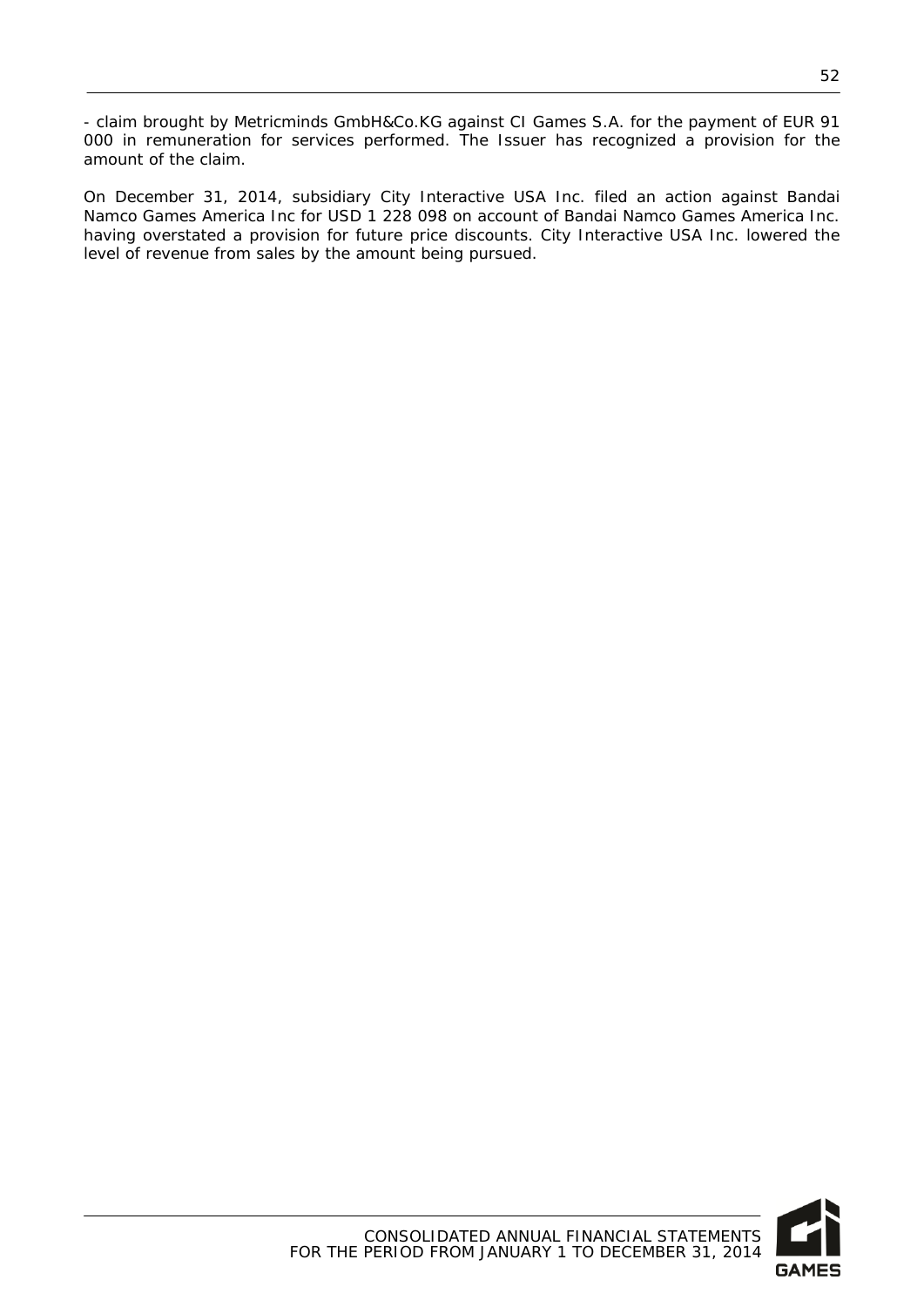- claim brought by Metricminds GmbH&Co.KG against CI Games S.A. for the payment of EUR 91 000 in remuneration for services performed. The Issuer has recognized a provision for the amount of the claim.

On December 31, 2014, subsidiary City Interactive USA Inc. filed an action against Bandai Namco Games America Inc for USD 1 228 098 on account of Bandai Namco Games America Inc. having overstated a provision for future price discounts. City Interactive USA Inc. lowered the level of revenue from sales by the amount being pursued.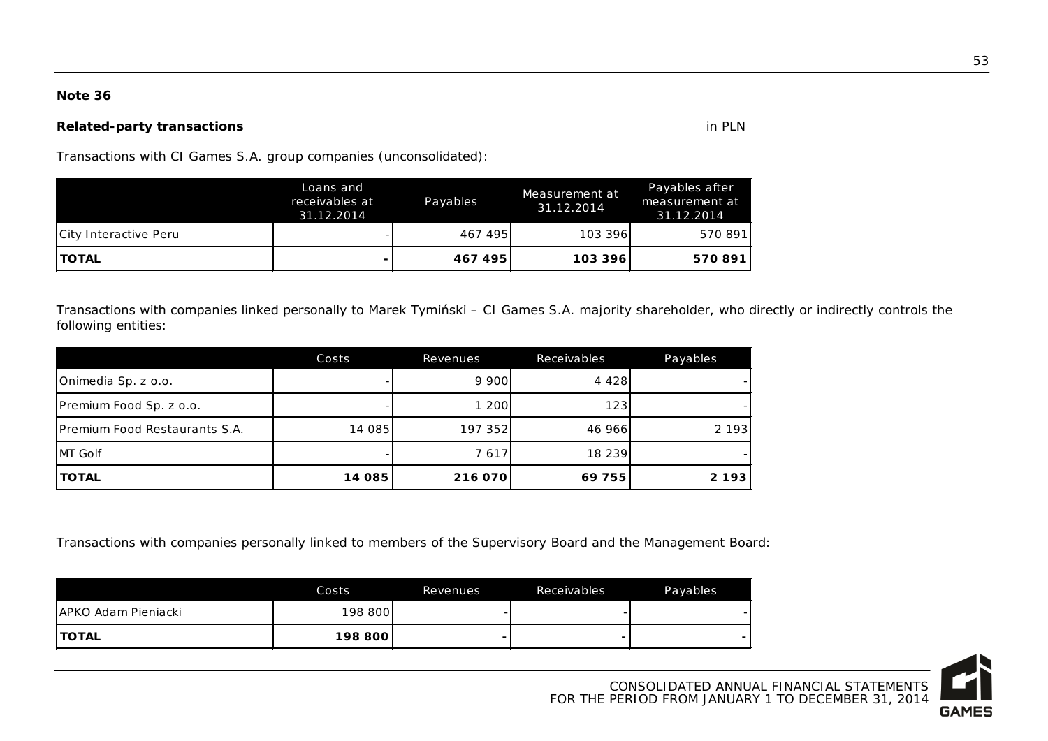**Note 36**

**Related-party transactions** in PLN

Transactions with CI Games S.A. group companies (unconsolidated):

| | Loans and receivables at 31.12.2014 | Payables | Measurement at 31.12.2014 | Payables after measurement at 31.12.2014 |
|---|---|---|---|---|
| City Interactive Peru | - | 467 495 | 103 396 | 570 891 |
| **TOTAL** | **-** | **467 495** | **103 396** | **570 891** |

Transactions with companies linked personally to Marek Tymiński – CI Games S.A. majority shareholder, who directly or indirectly controls the following entities:

| | Costs | Revenues | Receivables | Payables |
|---|---|---|---|---|
| Onimedia Sp. z o.o. | - | 9 900 | 4 428 | - |
| Premium Food Sp. z o.o. | - | 1 200 | 123 | - |
| Premium Food Restaurants S.A. | 14 085 | 197 352 | 46 966 | 2 193 |
| MT Golf | - | 7 617 | 18 239 | - |
| **TOTAL** | **14 085** | **216 070** | **69 755** | **2 193** |

Transactions with companies personally linked to members of the Supervisory Board and the Management Board:

| | Costs | Revenues | Receivables | Payables |
|---|---|---|---|---|
| APKO Adam Pieniacki | 198 800 | - | - | - |
| **TOTAL** | **198 800** | **-** | **-** | **-** |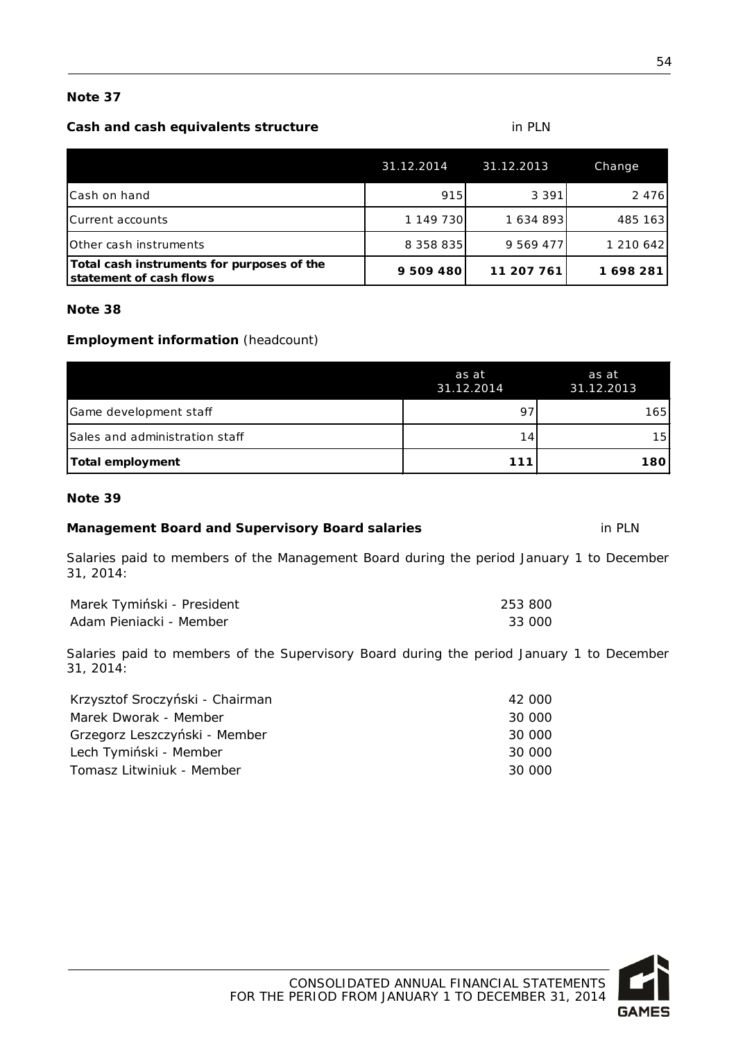**Note 37**

**Cash and cash equivalents structure** in PLN

| | 31.12.2014 | 31.12.2013 | Change |
|---|---|---|---|
| Cash on hand | 915 | 3 391 | 2 476 |
| Current accounts | 1 149 730 | 1 634 893 | 485 163 |
| Other cash instruments | 8 358 835 | 9 569 477 | 1 210 642 |
| **Total cash instruments for purposes of the statement of cash flows** | **9 509 480** | **11 207 761** | **1 698 281** |

**Note 38**

**Employment information** (headcount)

| | as at 31.12.2014 | as at 31.12.2013 |
|---|---|---|
| Game development staff | 97 | 165 |
| Sales and administration staff | 14 | 15 |
| **Total employment** | **111** | **180** |

**Note 39**

**Management Board and Supervisory Board salaries** in PLN

Salaries paid to members of the Management Board during the period January 1 to December 31, 2014:

| | |
|---|---|
| Marek Tymiński - President | 253 800 |
| Adam Pieniacki - Member | 33 000 |

Salaries paid to members of the Supervisory Board during the period January 1 to December 31, 2014:

| | |
|---|---|
| Krzysztof Sroczyński - Chairman | 42 000 |
| Marek Dworak - Member | 30 000 |
| Grzegorz Leszczyński - Member | 30 000 |
| Lech Tymiński - Member | 30 000 |
| Tomasz Litwiniuk - Member | 30 000 |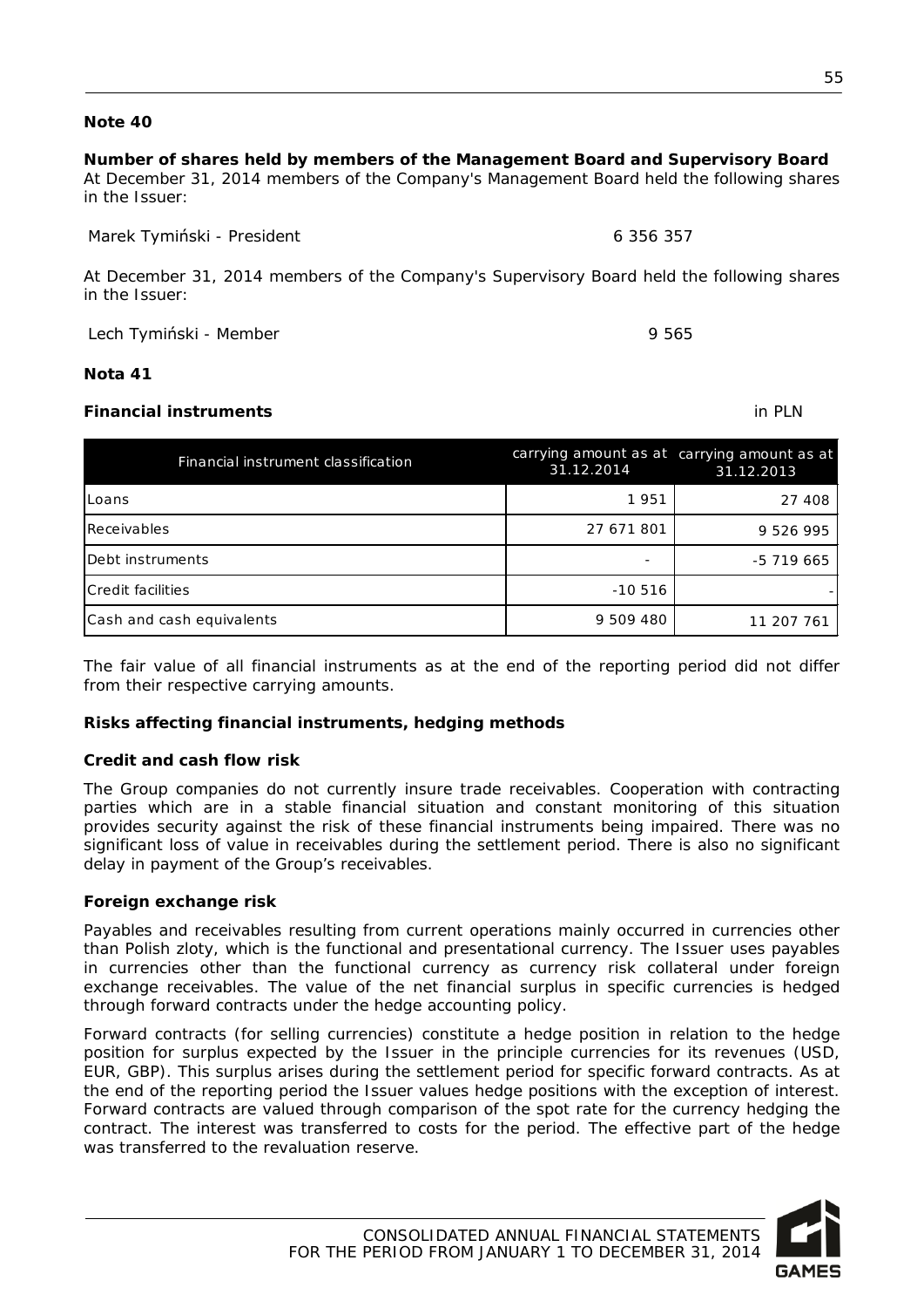**Note 40**

**Number of shares held by members of the Management Board and Supervisory Board**
At December 31, 2014 members of the Company's Management Board held the following shares in the Issuer:

| | |
|---|---|
| Marek Tymiński - President | 6 356 357 |

At December 31, 2014 members of the Company's Supervisory Board held the following shares in the Issuer:

| | |
|---|---|
| Lech Tymiński - Member | 9 565 |

**Nota 41**

**Financial instruments** in PLN

| Financial instrument classification | carrying amount as at 31.12.2014 | carrying amount as at 31.12.2013 |
|---|---|---|
| Loans | 1 951 | 27 408 |
| Receivables | 27 671 801 | 9 526 995 |
| Debt instruments | - | -5 719 665 |
| Credit facilities | -10 516 | - |
| Cash and cash equivalents | 9 509 480 | 11 207 761 |

The fair value of all financial instruments as at the end of the reporting period did not differ from their respective carrying amounts.

**Risks affecting financial instruments, hedging methods**

**Credit and cash flow risk**

The Group companies do not currently insure trade receivables. Cooperation with contracting parties which are in a stable financial situation and constant monitoring of this situation provides security against the risk of these financial instruments being impaired. There was no significant loss of value in receivables during the settlement period. There is also no significant delay in payment of the Group's receivables.

**Foreign exchange risk**

Payables and receivables resulting from current operations mainly occurred in currencies other than Polish zloty, which is the functional and presentational currency. The Issuer uses payables in currencies other than the functional currency as currency risk collateral under foreign exchange receivables. The value of the net financial surplus in specific currencies is hedged through forward contracts under the hedge accounting policy.

Forward contracts (for selling currencies) constitute a hedge position in relation to the hedge position for surplus expected by the Issuer in the principle currencies for its revenues (USD, EUR, GBP). This surplus arises during the settlement period for specific forward contracts. As at the end of the reporting period the Issuer values hedge positions with the exception of interest. Forward contracts are valued through comparison of the spot rate for the currency hedging the contract. The interest was transferred to costs for the period. The effective part of the hedge was transferred to the revaluation reserve.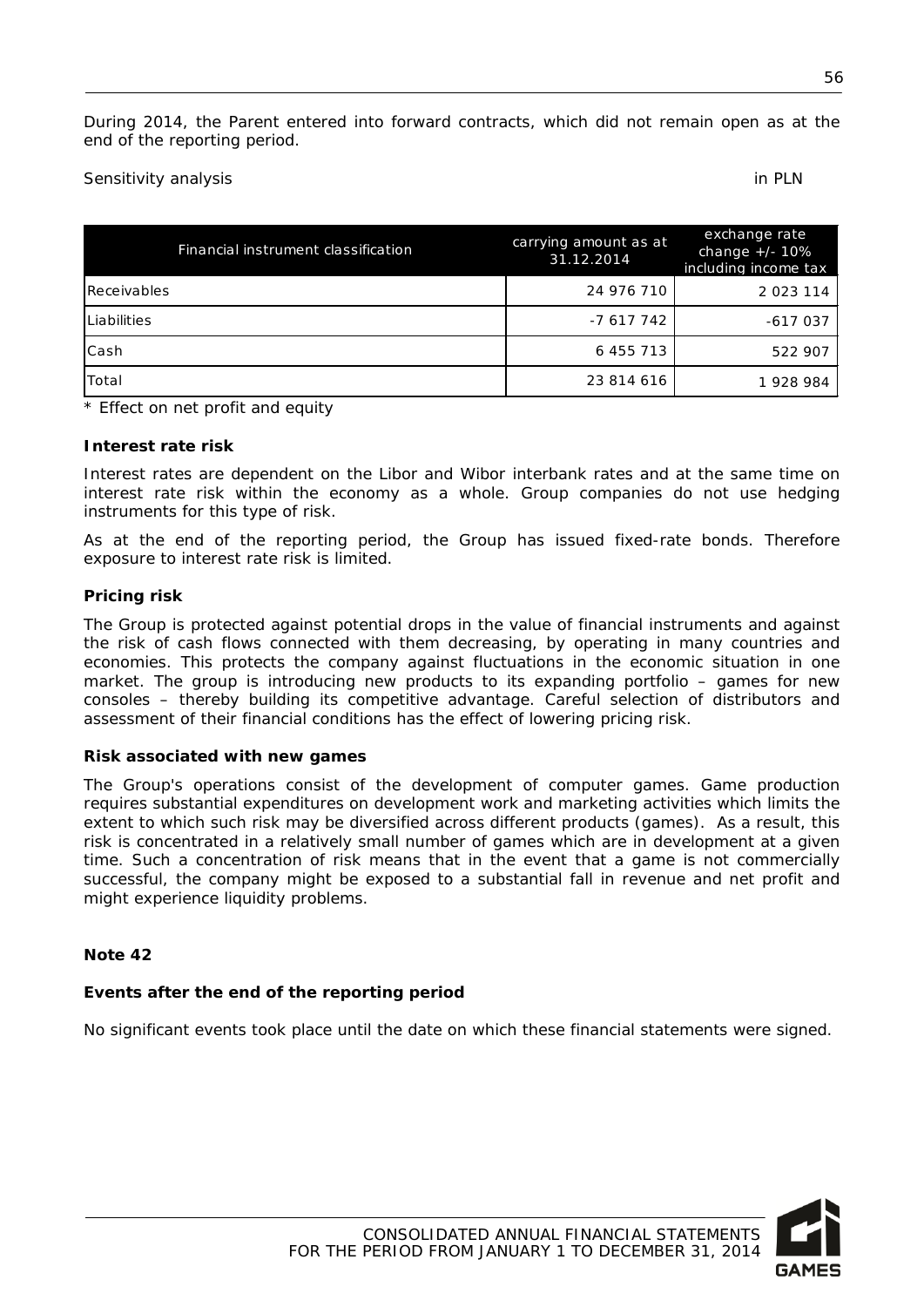During 2014, the Parent entered into forward contracts, which did not remain open as at the end of the reporting period.

Sensitivity analysis in PLN

| Financial instrument classification | carrying amount as at 31.12.2014 | exchange rate change +/- 10% including income tax |
|---|---|---|
| Receivables | 24 976 710 | 2 023 114 |
| Liabilities | -7 617 742 | -617 037 |
| Cash | 6 455 713 | 522 907 |
| Total | 23 814 616 | 1 928 984 |

\* Effect on net profit and equity

**Interest rate risk**

Interest rates are dependent on the Libor and Wibor interbank rates and at the same time on interest rate risk within the economy as a whole. Group companies do not use hedging instruments for this type of risk.

As at the end of the reporting period, the Group has issued fixed-rate bonds. Therefore exposure to interest rate risk is limited.

**Pricing risk**

The Group is protected against potential drops in the value of financial instruments and against the risk of cash flows connected with them decreasing, by operating in many countries and economies. This protects the company against fluctuations in the economic situation in one market. The group is introducing new products to its expanding portfolio – games for new consoles – thereby building its competitive advantage. Careful selection of distributors and assessment of their financial conditions has the effect of lowering pricing risk.

**Risk associated with new games**

The Group's operations consist of the development of computer games. Game production requires substantial expenditures on development work and marketing activities which limits the extent to which such risk may be diversified across different products (games). As a result, this risk is concentrated in a relatively small number of games which are in development at a given time. Such a concentration of risk means that in the event that a game is not commercially successful, the company might be exposed to a substantial fall in revenue and net profit and might experience liquidity problems.

**Note 42**

**Events after the end of the reporting period**

No significant events took place until the date on which these financial statements were signed.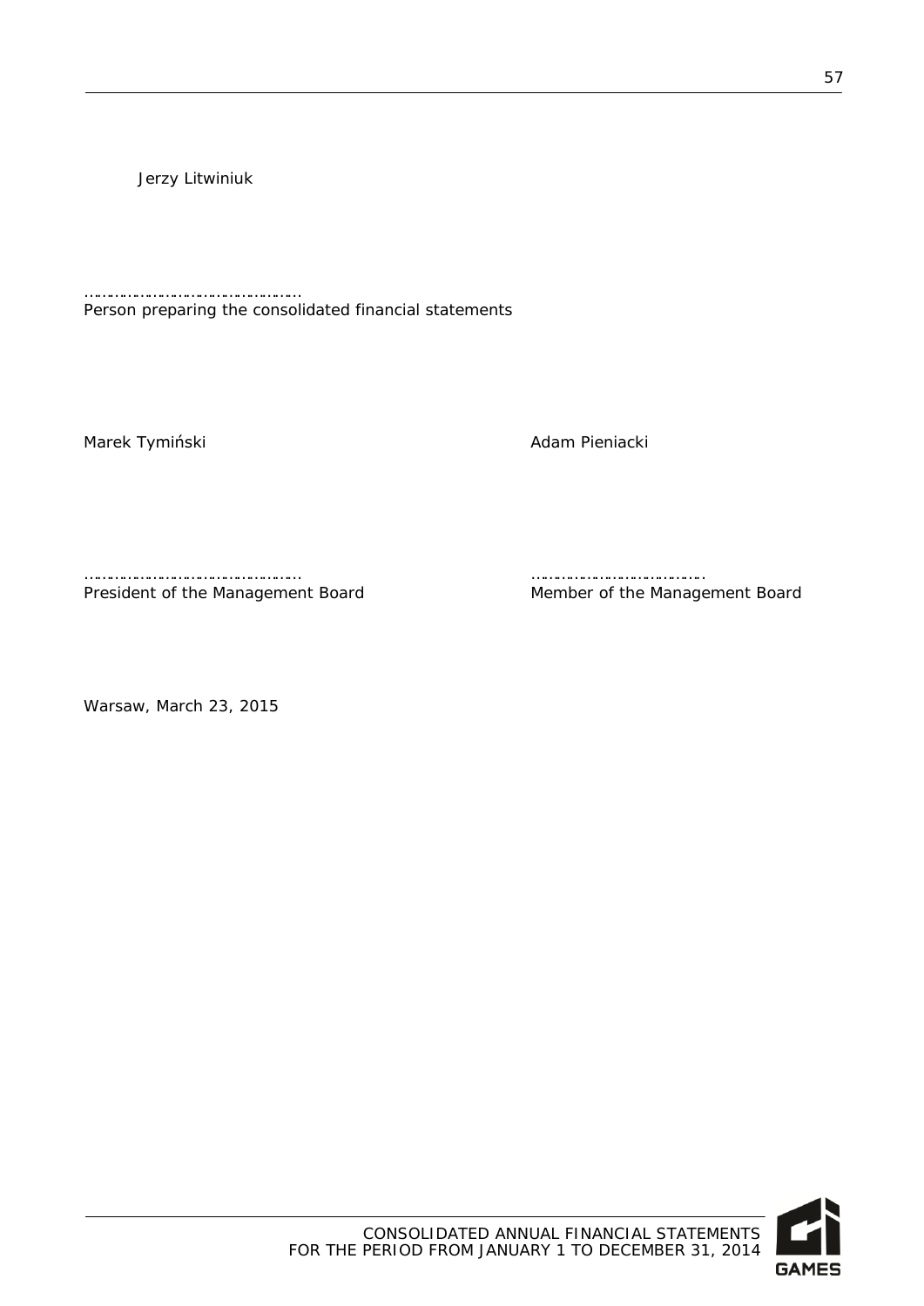Jerzy Litwiniuk

………………………………………
Person preparing the consolidated financial statements

| | |
|---|---|
| Marek Tymiński | Adam Pieniacki |
| ……………………………………… | ……………………………… |
| President of the Management Board | Member of the Management Board |

Warsaw, March 23, 2015